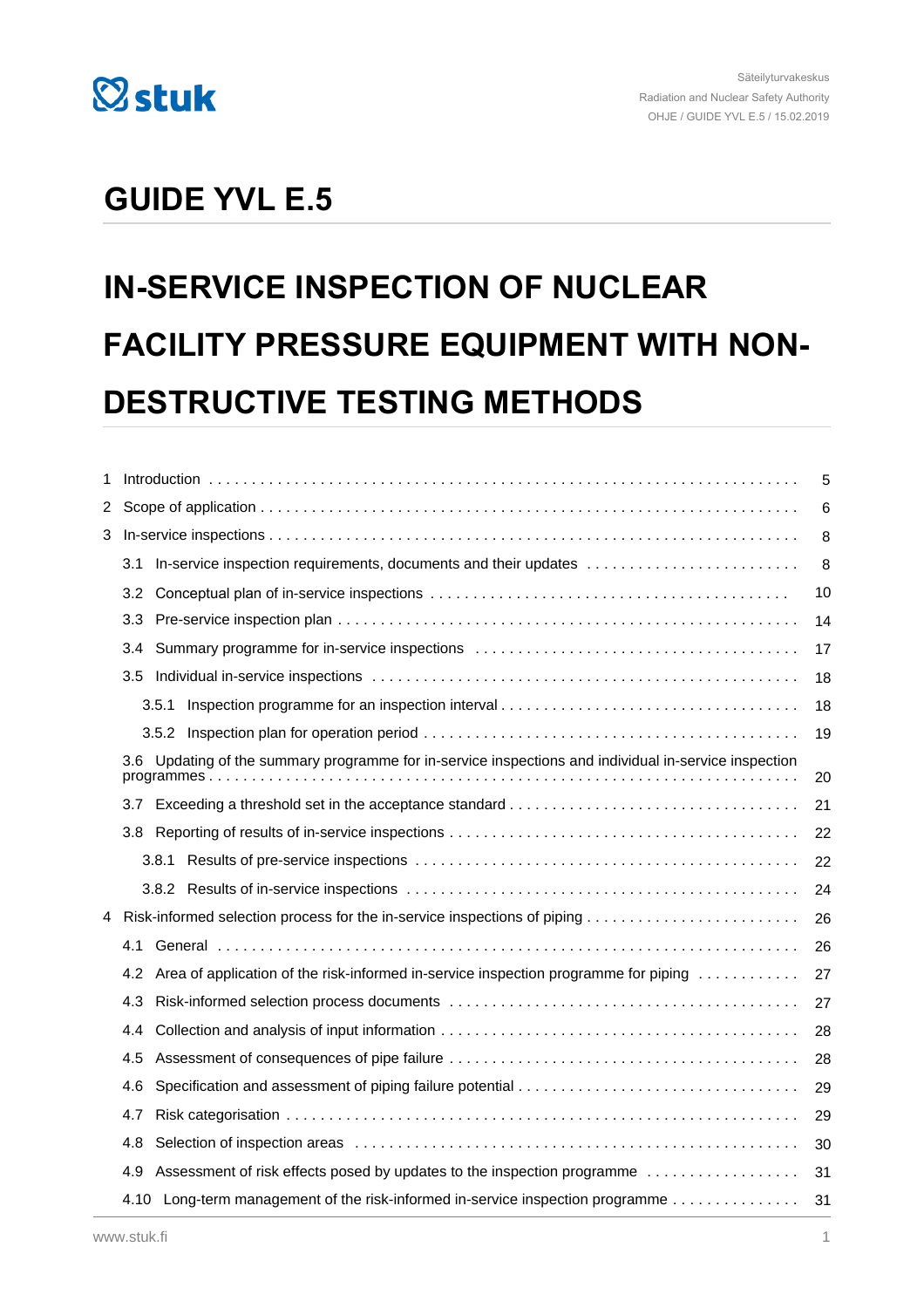Säteilyturvakeskus
Radiation and Nuclear Safety Authority
OHJE / GUIDE YVL E.5 / 15.02.2019

# GUIDE YVL E.5

# IN-SERVICE INSPECTION OF NUCLEAR FACILITY PRESSURE EQUIPMENT WITH NON-DESTRUCTIVE TESTING METHODS

| | |
|---|---|
| 1 Introduction | 5 |
| 2 Scope of application | 6 |
| 3 In-service inspections | 8 |
| 3.1 In-service inspection requirements, documents and their updates | 8 |
| 3.2 Conceptual plan of in-service inspections | 10 |
| 3.3 Pre-service inspection plan | 14 |
| 3.4 Summary programme for in-service inspections | 17 |
| 3.5 Individual in-service inspections | 18 |
| 3.5.1 Inspection programme for an inspection interval | 18 |
| 3.5.2 Inspection plan for operation period | 19 |
| 3.6 Updating of the summary programme for in-service inspections and individual in-service inspection programmes | 20 |
| 3.7 Exceeding a threshold set in the acceptance standard | 21 |
| 3.8 Reporting of results of in-service inspections | 22 |
| 3.8.1 Results of pre-service inspections | 22 |
| 3.8.2 Results of in-service inspections | 24 |
| 4 Risk-informed selection process for the in-service inspections of piping | 26 |
| 4.1 General | 26 |
| 4.2 Area of application of the risk-informed in-service inspection programme for piping | 27 |
| 4.3 Risk-informed selection process documents | 27 |
| 4.4 Collection and analysis of input information | 28 |
| 4.5 Assessment of consequences of pipe failure | 28 |
| 4.6 Specification and assessment of piping failure potential | 29 |
| 4.7 Risk categorisation | 29 |
| 4.8 Selection of inspection areas | 30 |
| 4.9 Assessment of risk effects posed by updates to the inspection programme | 31 |
| 4.10 Long-term management of the risk-informed in-service inspection programme | 31 |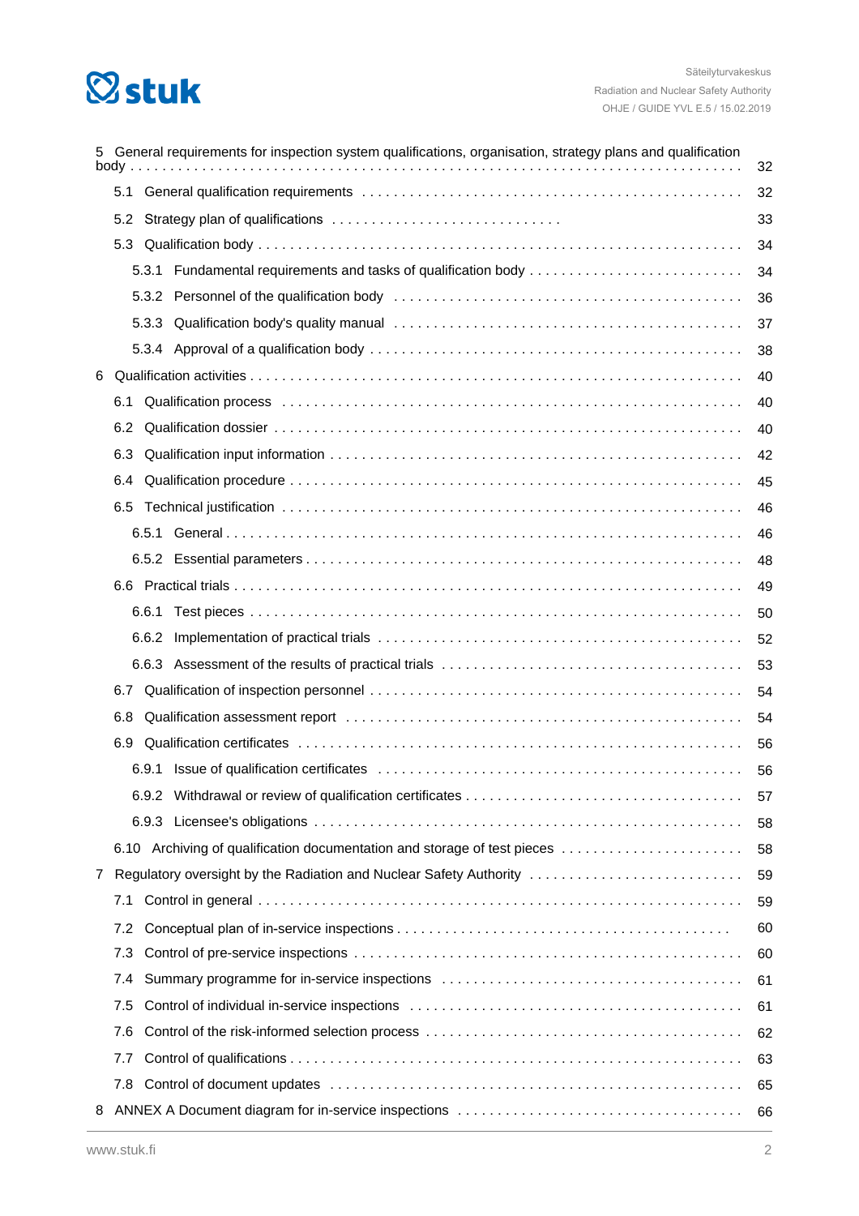5 General requirements for inspection system qualifications, organisation, strategy plans and qualification body . . . . . . . . . . 32

- 5.1 General qualification requirements . . . . . . . . . . 32
- 5.2 Strategy plan of qualifications . . . . . . . . . . 33
- 5.3 Qualification body . . . . . . . . . . 34
  - 5.3.1 Fundamental requirements and tasks of qualification body . . . . . . . . . . 34
  - 5.3.2 Personnel of the qualification body . . . . . . . . . . 36
  - 5.3.3 Qualification body's quality manual . . . . . . . . . . 37
  - 5.3.4 Approval of a qualification body . . . . . . . . . . 38

6 Qualification activities . . . . . . . . . . 40

- 6.1 Qualification process . . . . . . . . . . 40
- 6.2 Qualification dossier . . . . . . . . . . 40
- 6.3 Qualification input information . . . . . . . . . . 42
- 6.4 Qualification procedure . . . . . . . . . . 45
- 6.5 Technical justification . . . . . . . . . . 46
  - 6.5.1 General . . . . . . . . . . 46
  - 6.5.2 Essential parameters . . . . . . . . . . 48
- 6.6 Practical trials . . . . . . . . . . 49
  - 6.6.1 Test pieces . . . . . . . . . . 50
  - 6.6.2 Implementation of practical trials . . . . . . . . . . 52
  - 6.6.3 Assessment of the results of practical trials . . . . . . . . . . 53
- 6.7 Qualification of inspection personnel . . . . . . . . . . 54
- 6.8 Qualification assessment report . . . . . . . . . . 54
- 6.9 Qualification certificates . . . . . . . . . . 56
  - 6.9.1 Issue of qualification certificates . . . . . . . . . . 56
  - 6.9.2 Withdrawal or review of qualification certificates . . . . . . . . . . 57
  - 6.9.3 Licensee's obligations . . . . . . . . . . 58
- 6.10 Archiving of qualification documentation and storage of test pieces . . . . . . . . . . 58

7 Regulatory oversight by the Radiation and Nuclear Safety Authority . . . . . . . . . . 59

- 7.1 Control in general . . . . . . . . . . 59
- 7.2 Conceptual plan of in-service inspections . . . . . . . . . . 60
- 7.3 Control of pre-service inspections . . . . . . . . . . 60
- 7.4 Summary programme for in-service inspections . . . . . . . . . . 61
- 7.5 Control of individual in-service inspections . . . . . . . . . . 61
- 7.6 Control of the risk-informed selection process . . . . . . . . . . 62
- 7.7 Control of qualifications . . . . . . . . . . 63
- 7.8 Control of document updates . . . . . . . . . . 65

8 ANNEX A Document diagram for in-service inspections . . . . . . . . . . 66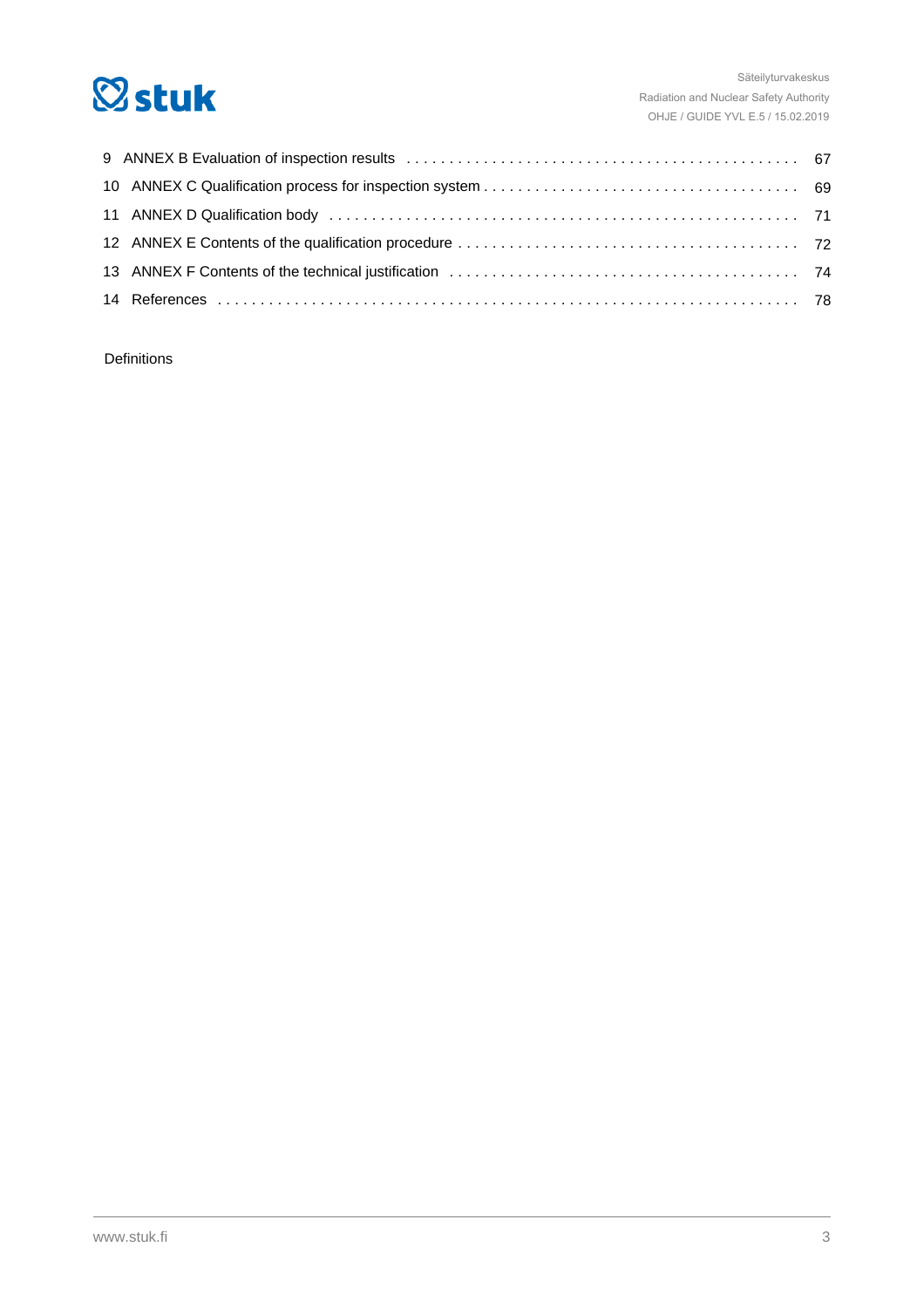9 ANNEX B Evaluation of inspection results . . . . . . . . . . . . . . . . . . . . . . . . . . . . . . . . . . . . . . . . . . . . . 67
10 ANNEX C Qualification process for inspection system . . . . . . . . . . . . . . . . . . . . . . . . . . . . . . . . . . . . 69
11 ANNEX D Qualification body . . . . . . . . . . . . . . . . . . . . . . . . . . . . . . . . . . . . . . . . . . . . . . . . . . . . . . 71
12 ANNEX E Contents of the qualification procedure . . . . . . . . . . . . . . . . . . . . . . . . . . . . . . . . . . . . . . . 72
13 ANNEX F Contents of the technical justification . . . . . . . . . . . . . . . . . . . . . . . . . . . . . . . . . . . . . . . 74
14 References . . . . . . . . . . . . . . . . . . . . . . . . . . . . . . . . . . . . . . . . . . . . . . . . . . . . . . . . . . . . . . . . . . 78

Definitions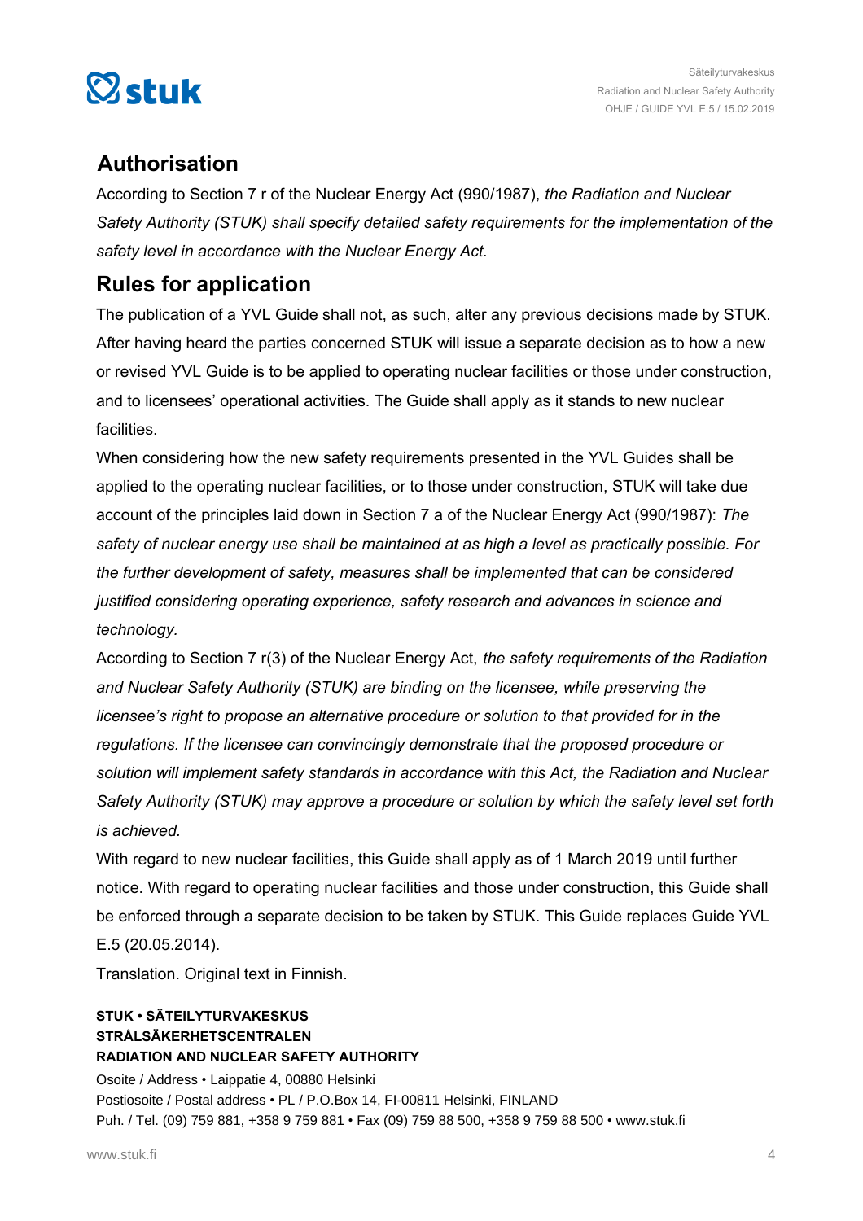## Authorisation

According to Section 7 r of the Nuclear Energy Act (990/1987), *the Radiation and Nuclear Safety Authority (STUK) shall specify detailed safety requirements for the implementation of the safety level in accordance with the Nuclear Energy Act.*

## Rules for application

The publication of a YVL Guide shall not, as such, alter any previous decisions made by STUK. After having heard the parties concerned STUK will issue a separate decision as to how a new or revised YVL Guide is to be applied to operating nuclear facilities or those under construction, and to licensees' operational activities. The Guide shall apply as it stands to new nuclear facilities.

When considering how the new safety requirements presented in the YVL Guides shall be applied to the operating nuclear facilities, or to those under construction, STUK will take due account of the principles laid down in Section 7 a of the Nuclear Energy Act (990/1987): *The safety of nuclear energy use shall be maintained at as high a level as practically possible. For the further development of safety, measures shall be implemented that can be considered justified considering operating experience, safety research and advances in science and technology.*

According to Section 7 r(3) of the Nuclear Energy Act, *the safety requirements of the Radiation and Nuclear Safety Authority (STUK) are binding on the licensee, while preserving the licensee's right to propose an alternative procedure or solution to that provided for in the regulations. If the licensee can convincingly demonstrate that the proposed procedure or solution will implement safety standards in accordance with this Act, the Radiation and Nuclear Safety Authority (STUK) may approve a procedure or solution by which the safety level set forth is achieved.*

With regard to new nuclear facilities, this Guide shall apply as of 1 March 2019 until further notice. With regard to operating nuclear facilities and those under construction, this Guide shall be enforced through a separate decision to be taken by STUK. This Guide replaces Guide YVL E.5 (20.05.2014).

Translation. Original text in Finnish.

**STUK • SÄTEILYTURVAKESKUS**
**STRÅLSÄKERHETSCENTRALEN**
**RADIATION AND NUCLEAR SAFETY AUTHORITY**

Osoite / Address • Laippatie 4, 00880 Helsinki
Postiosoite / Postal address • PL / P.O.Box 14, FI-00811 Helsinki, FINLAND
Puh. / Tel. (09) 759 881, +358 9 759 881 • Fax (09) 759 88 500, +358 9 759 88 500 • www.stuk.fi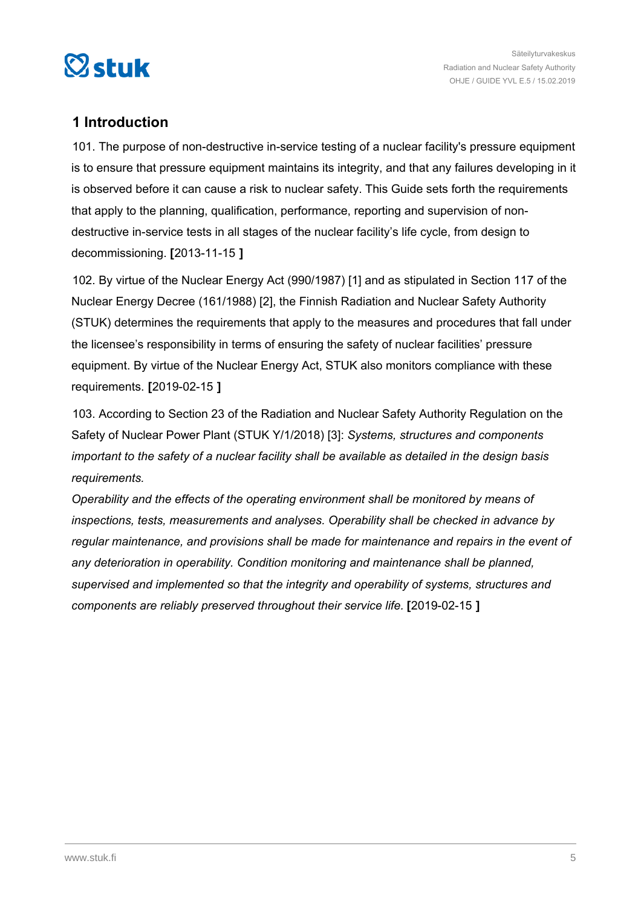## 1 Introduction

101. The purpose of non-destructive in-service testing of a nuclear facility's pressure equipment is to ensure that pressure equipment maintains its integrity, and that any failures developing in it is observed before it can cause a risk to nuclear safety. This Guide sets forth the requirements that apply to the planning, qualification, performance, reporting and supervision of non-destructive in-service tests in all stages of the nuclear facility's life cycle, from design to decommissioning. **[**2013-11-15 **]**

102. By virtue of the Nuclear Energy Act (990/1987) [1] and as stipulated in Section 117 of the Nuclear Energy Decree (161/1988) [2], the Finnish Radiation and Nuclear Safety Authority (STUK) determines the requirements that apply to the measures and procedures that fall under the licensee's responsibility in terms of ensuring the safety of nuclear facilities' pressure equipment. By virtue of the Nuclear Energy Act, STUK also monitors compliance with these requirements. **[**2019-02-15 **]**

103. According to Section 23 of the Radiation and Nuclear Safety Authority Regulation on the Safety of Nuclear Power Plant (STUK Y/1/2018) [3]: *Systems, structures and components important to the safety of a nuclear facility shall be available as detailed in the design basis requirements.*

*Operability and the effects of the operating environment shall be monitored by means of inspections, tests, measurements and analyses. Operability shall be checked in advance by regular maintenance, and provisions shall be made for maintenance and repairs in the event of any deterioration in operability. Condition monitoring and maintenance shall be planned, supervised and implemented so that the integrity and operability of systems, structures and components are reliably preserved throughout their service life.* **[**2019-02-15 **]**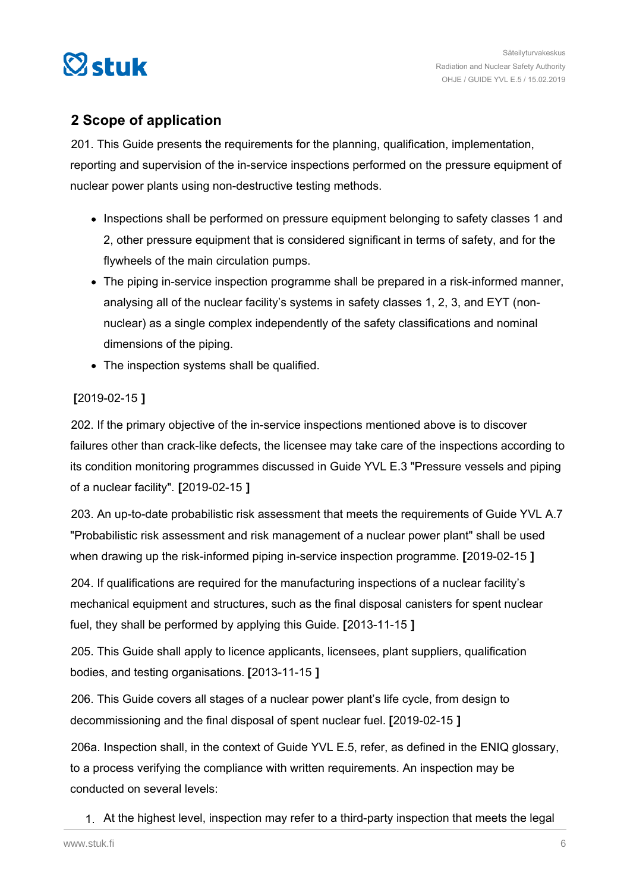## 2 Scope of application

201. This Guide presents the requirements for the planning, qualification, implementation, reporting and supervision of the in-service inspections performed on the pressure equipment of nuclear power plants using non-destructive testing methods.

- Inspections shall be performed on pressure equipment belonging to safety classes 1 and 2, other pressure equipment that is considered significant in terms of safety, and for the flywheels of the main circulation pumps.
- The piping in-service inspection programme shall be prepared in a risk-informed manner, analysing all of the nuclear facility's systems in safety classes 1, 2, 3, and EYT (non-nuclear) as a single complex independently of the safety classifications and nominal dimensions of the piping.
- The inspection systems shall be qualified.

**[**2019-02-15 **]**

202. If the primary objective of the in-service inspections mentioned above is to discover failures other than crack-like defects, the licensee may take care of the inspections according to its condition monitoring programmes discussed in Guide YVL E.3 "Pressure vessels and piping of a nuclear facility". **[**2019-02-15 **]**

203. An up-to-date probabilistic risk assessment that meets the requirements of Guide YVL A.7 "Probabilistic risk assessment and risk management of a nuclear power plant" shall be used when drawing up the risk-informed piping in-service inspection programme. **[**2019-02-15 **]**

204. If qualifications are required for the manufacturing inspections of a nuclear facility's mechanical equipment and structures, such as the final disposal canisters for spent nuclear fuel, they shall be performed by applying this Guide. **[**2013-11-15 **]**

205. This Guide shall apply to licence applicants, licensees, plant suppliers, qualification bodies, and testing organisations. **[**2013-11-15 **]**

206. This Guide covers all stages of a nuclear power plant's life cycle, from design to decommissioning and the final disposal of spent nuclear fuel. **[**2019-02-15 **]**

206a. Inspection shall, in the context of Guide YVL E.5, refer, as defined in the ENIQ glossary, to a process verifying the compliance with written requirements. An inspection may be conducted on several levels:

1. At the highest level, inspection may refer to a third-party inspection that meets the legal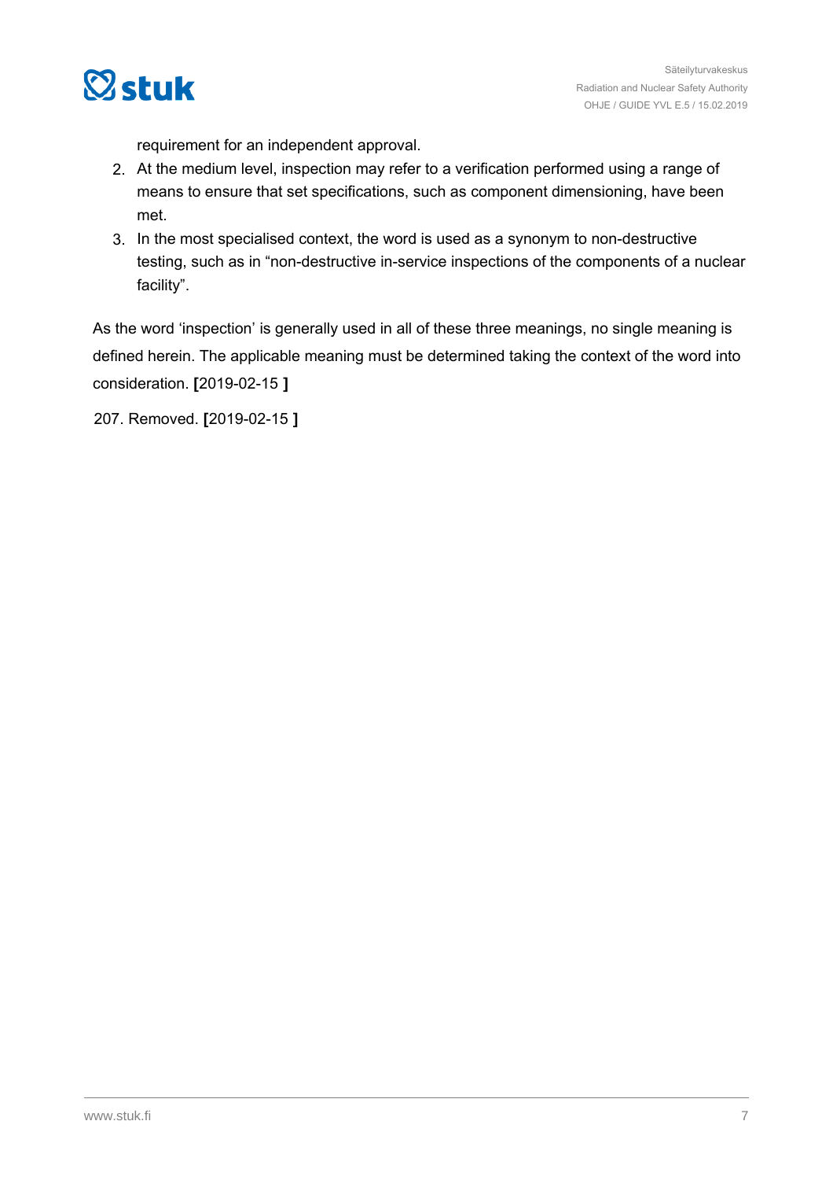requirement for an independent approval.

2. At the medium level, inspection may refer to a verification performed using a range of means to ensure that set specifications, such as component dimensioning, have been met.
3. In the most specialised context, the word is used as a synonym to non-destructive testing, such as in "non-destructive in-service inspections of the components of a nuclear facility".

As the word 'inspection' is generally used in all of these three meanings, no single meaning is defined herein. The applicable meaning must be determined taking the context of the word into consideration. **[**2019-02-15 **]**

207. Removed. **[**2019-02-15 **]**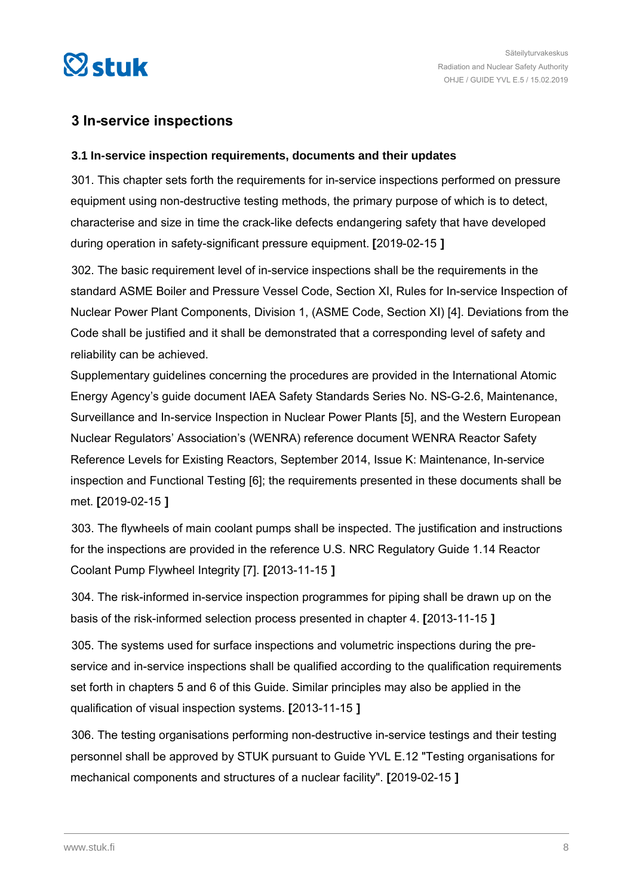## 3 In-service inspections

### 3.1 In-service inspection requirements, documents and their updates

301. This chapter sets forth the requirements for in-service inspections performed on pressure equipment using non-destructive testing methods, the primary purpose of which is to detect, characterise and size in time the crack-like defects endangering safety that have developed during operation in safety-significant pressure equipment. **[**2019-02-15 **]**

302. The basic requirement level of in-service inspections shall be the requirements in the standard ASME Boiler and Pressure Vessel Code, Section XI, Rules for In-service Inspection of Nuclear Power Plant Components, Division 1, (ASME Code, Section XI) [4]. Deviations from the Code shall be justified and it shall be demonstrated that a corresponding level of safety and reliability can be achieved.
Supplementary guidelines concerning the procedures are provided in the International Atomic Energy Agency's guide document IAEA Safety Standards Series No. NS-G-2.6, Maintenance, Surveillance and In-service Inspection in Nuclear Power Plants [5], and the Western European Nuclear Regulators' Association's (WENRA) reference document WENRA Reactor Safety Reference Levels for Existing Reactors, September 2014, Issue K: Maintenance, In-service inspection and Functional Testing [6]; the requirements presented in these documents shall be met. **[**2019-02-15 **]**

303. The flywheels of main coolant pumps shall be inspected. The justification and instructions for the inspections are provided in the reference U.S. NRC Regulatory Guide 1.14 Reactor Coolant Pump Flywheel Integrity [7]. **[**2013-11-15 **]**

304. The risk-informed in-service inspection programmes for piping shall be drawn up on the basis of the risk-informed selection process presented in chapter 4. **[**2013-11-15 **]**

305. The systems used for surface inspections and volumetric inspections during the pre-service and in-service inspections shall be qualified according to the qualification requirements set forth in chapters 5 and 6 of this Guide. Similar principles may also be applied in the qualification of visual inspection systems. **[**2013-11-15 **]**

306. The testing organisations performing non-destructive in-service testings and their testing personnel shall be approved by STUK pursuant to Guide YVL E.12 "Testing organisations for mechanical components and structures of a nuclear facility". **[**2019-02-15 **]**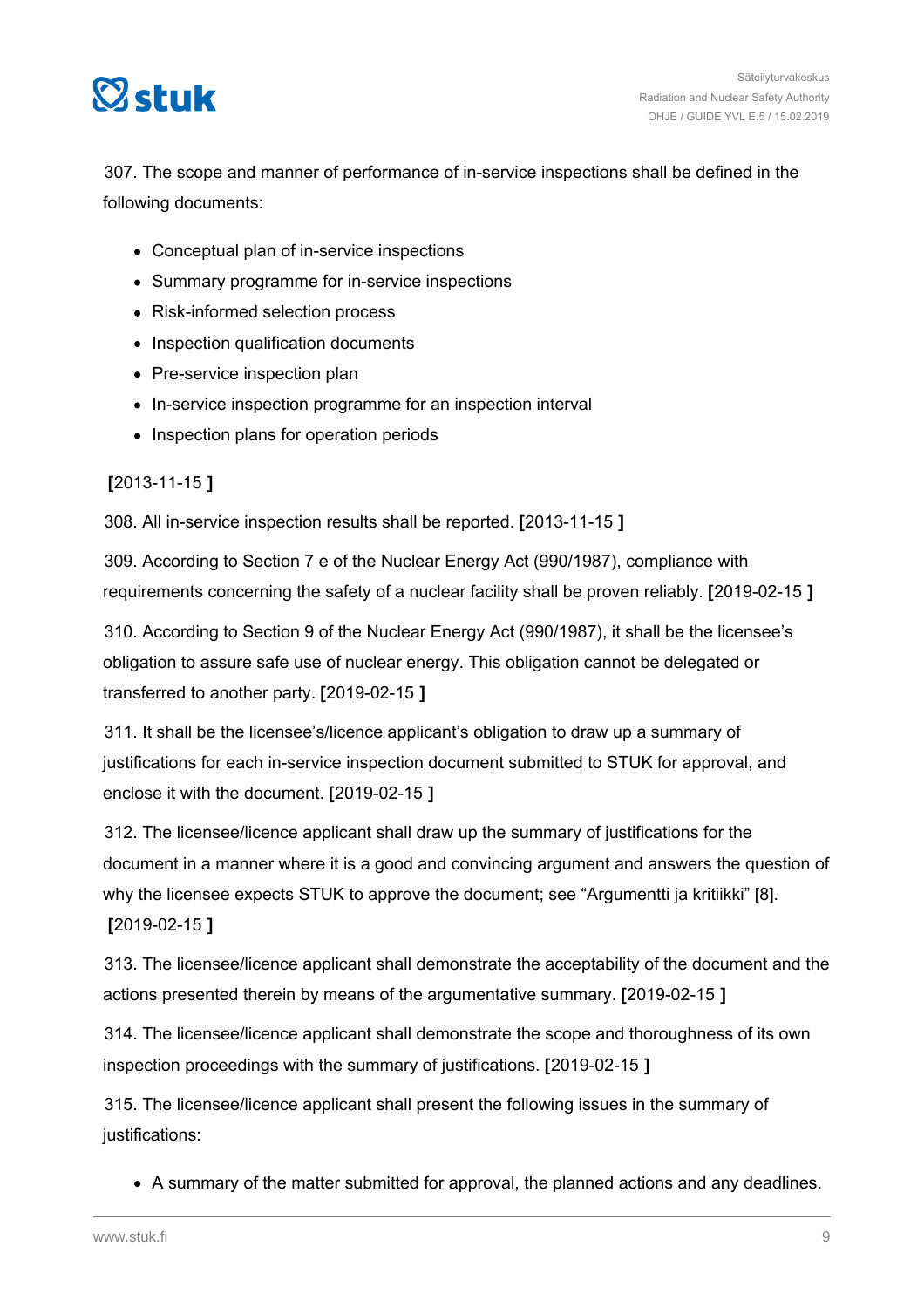307. The scope and manner of performance of in-service inspections shall be defined in the following documents:

- Conceptual plan of in-service inspections
- Summary programme for in-service inspections
- Risk-informed selection process
- Inspection qualification documents
- Pre-service inspection plan
- In-service inspection programme for an inspection interval
- Inspection plans for operation periods

**[**2013-11-15 **]**

308. All in-service inspection results shall be reported. **[**2013-11-15 **]**

309. According to Section 7 e of the Nuclear Energy Act (990/1987), compliance with requirements concerning the safety of a nuclear facility shall be proven reliably. **[**2019-02-15 **]**

310. According to Section 9 of the Nuclear Energy Act (990/1987), it shall be the licensee's obligation to assure safe use of nuclear energy. This obligation cannot be delegated or transferred to another party. **[**2019-02-15 **]**

311. It shall be the licensee's/licence applicant's obligation to draw up a summary of justifications for each in-service inspection document submitted to STUK for approval, and enclose it with the document. **[**2019-02-15 **]**

312. The licensee/licence applicant shall draw up the summary of justifications for the document in a manner where it is a good and convincing argument and answers the question of why the licensee expects STUK to approve the document; see "Argumentti ja kritiikki" [8]. **[**2019-02-15 **]**

313. The licensee/licence applicant shall demonstrate the acceptability of the document and the actions presented therein by means of the argumentative summary. **[**2019-02-15 **]**

314. The licensee/licence applicant shall demonstrate the scope and thoroughness of its own inspection proceedings with the summary of justifications. **[**2019-02-15 **]**

315. The licensee/licence applicant shall present the following issues in the summary of justifications:

- A summary of the matter submitted for approval, the planned actions and any deadlines.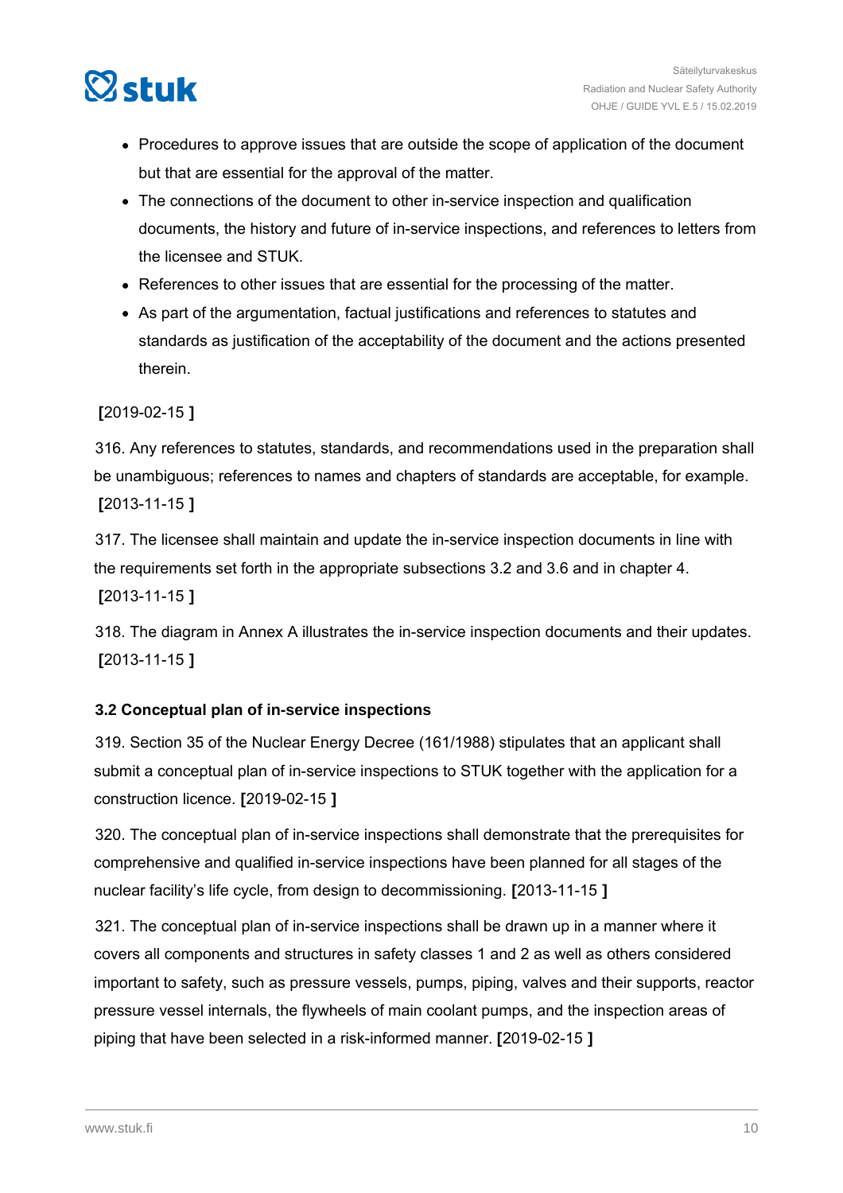- Procedures to approve issues that are outside the scope of application of the document but that are essential for the approval of the matter.
- The connections of the document to other in-service inspection and qualification documents, the history and future of in-service inspections, and references to letters from the licensee and STUK.
- References to other issues that are essential for the processing of the matter.
- As part of the argumentation, factual justifications and references to statutes and standards as justification of the acceptability of the document and the actions presented therein.

**[**2019-02-15 **]**

316. Any references to statutes, standards, and recommendations used in the preparation shall be unambiguous; references to names and chapters of standards are acceptable, for example. **[**2013-11-15 **]**

317. The licensee shall maintain and update the in-service inspection documents in line with the requirements set forth in the appropriate subsections 3.2 and 3.6 and in chapter 4. **[**2013-11-15 **]**

318. The diagram in Annex A illustrates the in-service inspection documents and their updates. **[**2013-11-15 **]**

### 3.2 Conceptual plan of in-service inspections

319. Section 35 of the Nuclear Energy Decree (161/1988) stipulates that an applicant shall submit a conceptual plan of in-service inspections to STUK together with the application for a construction licence. **[**2019-02-15 **]**

320. The conceptual plan of in-service inspections shall demonstrate that the prerequisites for comprehensive and qualified in-service inspections have been planned for all stages of the nuclear facility's life cycle, from design to decommissioning. **[**2013-11-15 **]**

321. The conceptual plan of in-service inspections shall be drawn up in a manner where it covers all components and structures in safety classes 1 and 2 as well as others considered important to safety, such as pressure vessels, pumps, piping, valves and their supports, reactor pressure vessel internals, the flywheels of main coolant pumps, and the inspection areas of piping that have been selected in a risk-informed manner. **[**2019-02-15 **]**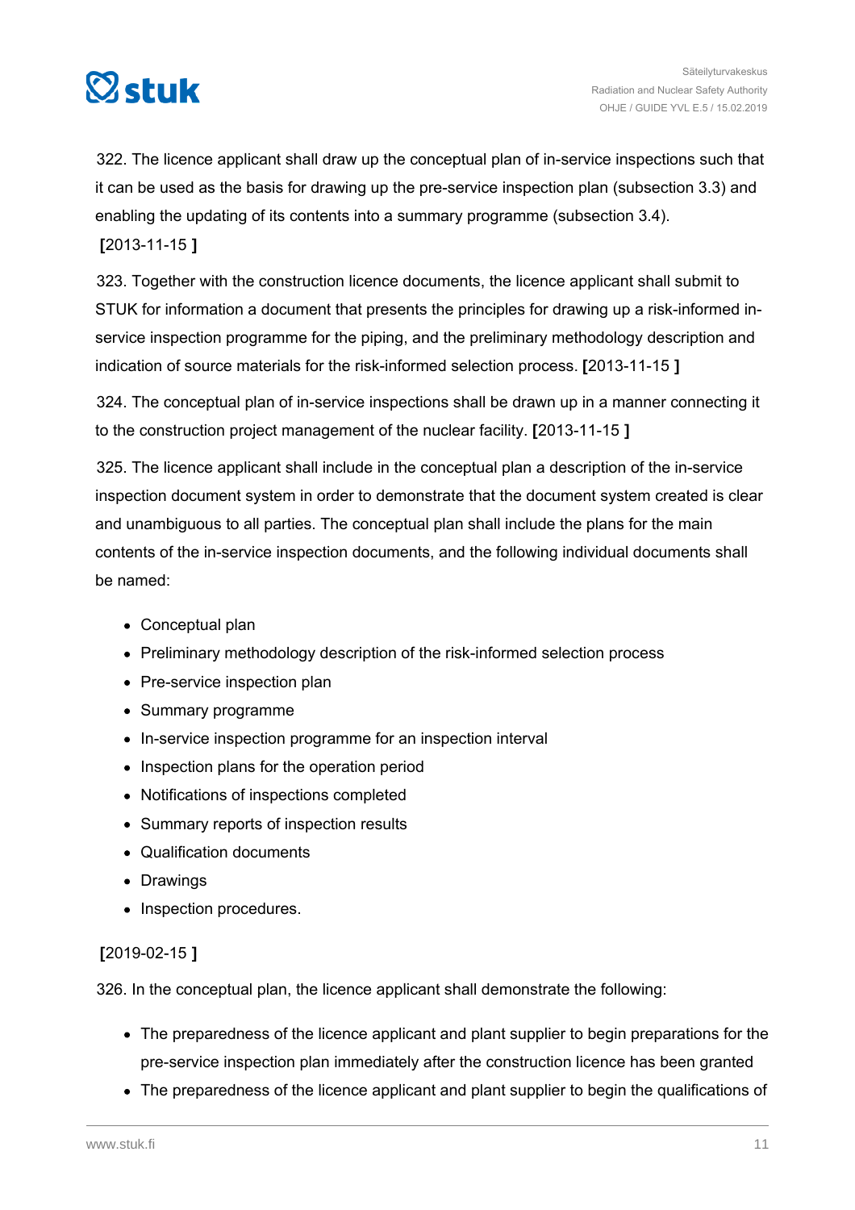322. The licence applicant shall draw up the conceptual plan of in-service inspections such that it can be used as the basis for drawing up the pre-service inspection plan (subsection 3.3) and enabling the updating of its contents into a summary programme (subsection 3.4). **[**2013-11-15 **]**

323. Together with the construction licence documents, the licence applicant shall submit to STUK for information a document that presents the principles for drawing up a risk-informed in-service inspection programme for the piping, and the preliminary methodology description and indication of source materials for the risk-informed selection process. **[**2013-11-15 **]**

324. The conceptual plan of in-service inspections shall be drawn up in a manner connecting it to the construction project management of the nuclear facility. **[**2013-11-15 **]**

325. The licence applicant shall include in the conceptual plan a description of the in-service inspection document system in order to demonstrate that the document system created is clear and unambiguous to all parties. The conceptual plan shall include the plans for the main contents of the in-service inspection documents, and the following individual documents shall be named:

- Conceptual plan
- Preliminary methodology description of the risk-informed selection process
- Pre-service inspection plan
- Summary programme
- In-service inspection programme for an inspection interval
- Inspection plans for the operation period
- Notifications of inspections completed
- Summary reports of inspection results
- Qualification documents
- Drawings
- Inspection procedures.

**[**2019-02-15 **]**

326. In the conceptual plan, the licence applicant shall demonstrate the following:

- The preparedness of the licence applicant and plant supplier to begin preparations for the pre-service inspection plan immediately after the construction licence has been granted
- The preparedness of the licence applicant and plant supplier to begin the qualifications of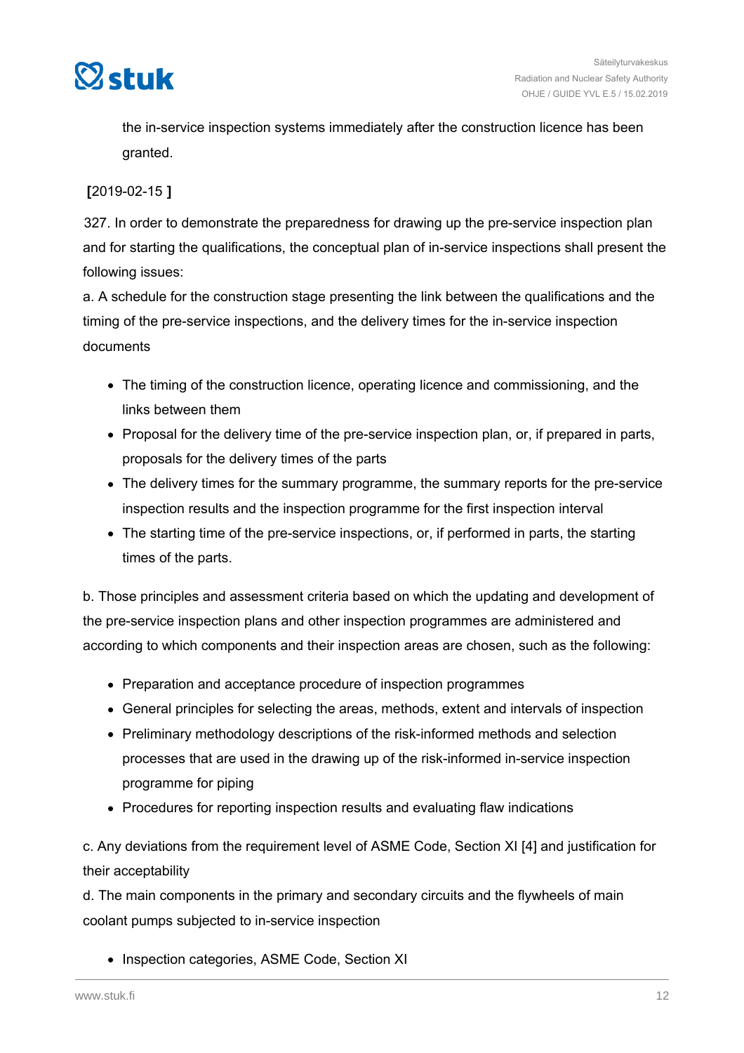the in-service inspection systems immediately after the construction licence has been granted.

**[**2019-02-15 **]**

327. In order to demonstrate the preparedness for drawing up the pre-service inspection plan and for starting the qualifications, the conceptual plan of in-service inspections shall present the following issues:

a. A schedule for the construction stage presenting the link between the qualifications and the timing of the pre-service inspections, and the delivery times for the in-service inspection documents

- The timing of the construction licence, operating licence and commissioning, and the links between them
- Proposal for the delivery time of the pre-service inspection plan, or, if prepared in parts, proposals for the delivery times of the parts
- The delivery times for the summary programme, the summary reports for the pre-service inspection results and the inspection programme for the first inspection interval
- The starting time of the pre-service inspections, or, if performed in parts, the starting times of the parts.

b. Those principles and assessment criteria based on which the updating and development of the pre-service inspection plans and other inspection programmes are administered and according to which components and their inspection areas are chosen, such as the following:

- Preparation and acceptance procedure of inspection programmes
- General principles for selecting the areas, methods, extent and intervals of inspection
- Preliminary methodology descriptions of the risk-informed methods and selection processes that are used in the drawing up of the risk-informed in-service inspection programme for piping
- Procedures for reporting inspection results and evaluating flaw indications

c. Any deviations from the requirement level of ASME Code, Section XI [4] and justification for their acceptability

d. The main components in the primary and secondary circuits and the flywheels of main coolant pumps subjected to in-service inspection

- Inspection categories, ASME Code, Section XI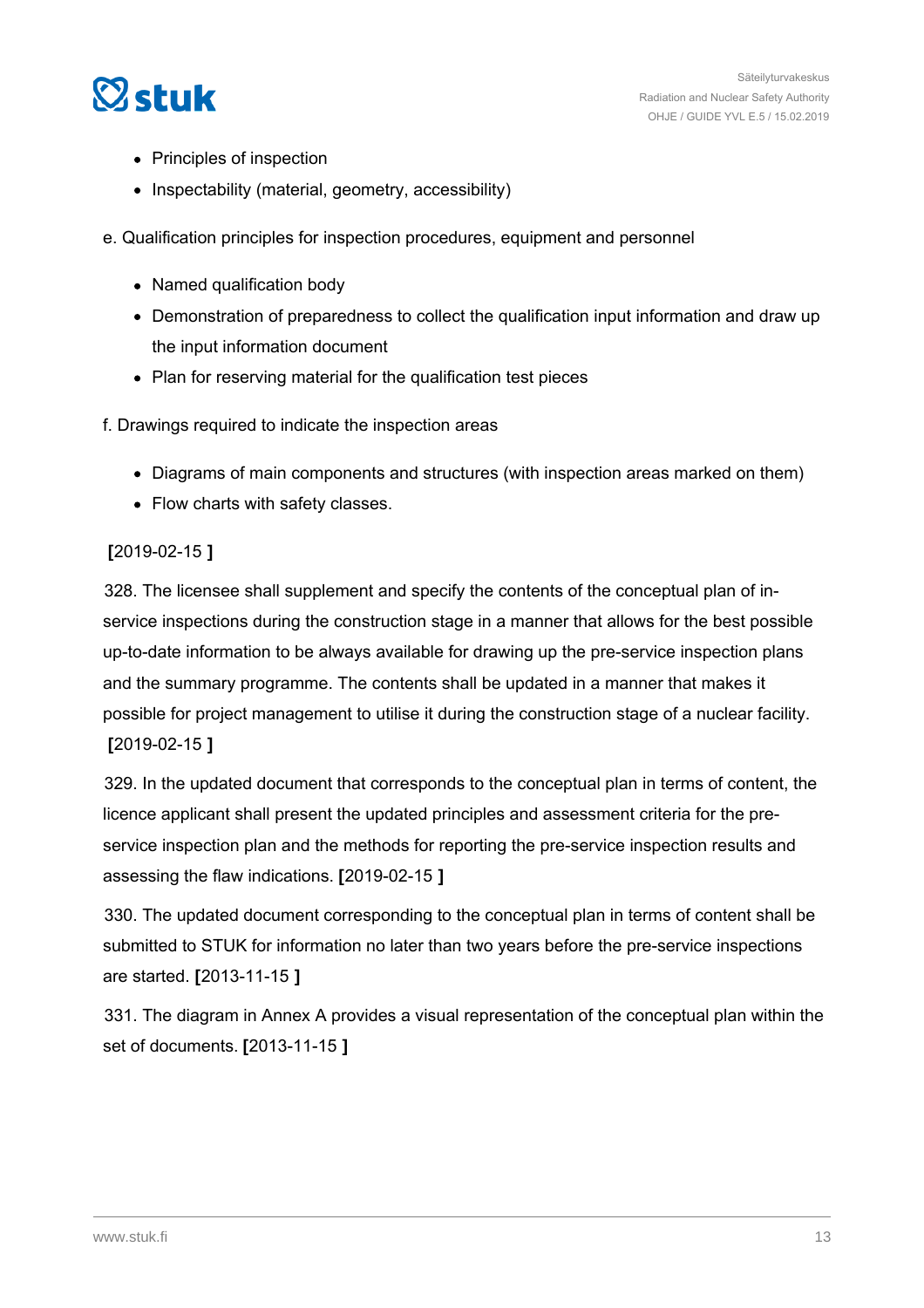- Principles of inspection
- Inspectability (material, geometry, accessibility)

e. Qualification principles for inspection procedures, equipment and personnel

- Named qualification body
- Demonstration of preparedness to collect the qualification input information and draw up the input information document
- Plan for reserving material for the qualification test pieces

f. Drawings required to indicate the inspection areas

- Diagrams of main components and structures (with inspection areas marked on them)
- Flow charts with safety classes.

**[**2019-02-15 **]**

328. The licensee shall supplement and specify the contents of the conceptual plan of in-service inspections during the construction stage in a manner that allows for the best possible up-to-date information to be always available for drawing up the pre-service inspection plans and the summary programme. The contents shall be updated in a manner that makes it possible for project management to utilise it during the construction stage of a nuclear facility. **[**2019-02-15 **]**

329. In the updated document that corresponds to the conceptual plan in terms of content, the licence applicant shall present the updated principles and assessment criteria for the pre-service inspection plan and the methods for reporting the pre-service inspection results and assessing the flaw indications. **[**2019-02-15 **]**

330. The updated document corresponding to the conceptual plan in terms of content shall be submitted to STUK for information no later than two years before the pre-service inspections are started. **[**2013-11-15 **]**

331. The diagram in Annex A provides a visual representation of the conceptual plan within the set of documents. **[**2013-11-15 **]**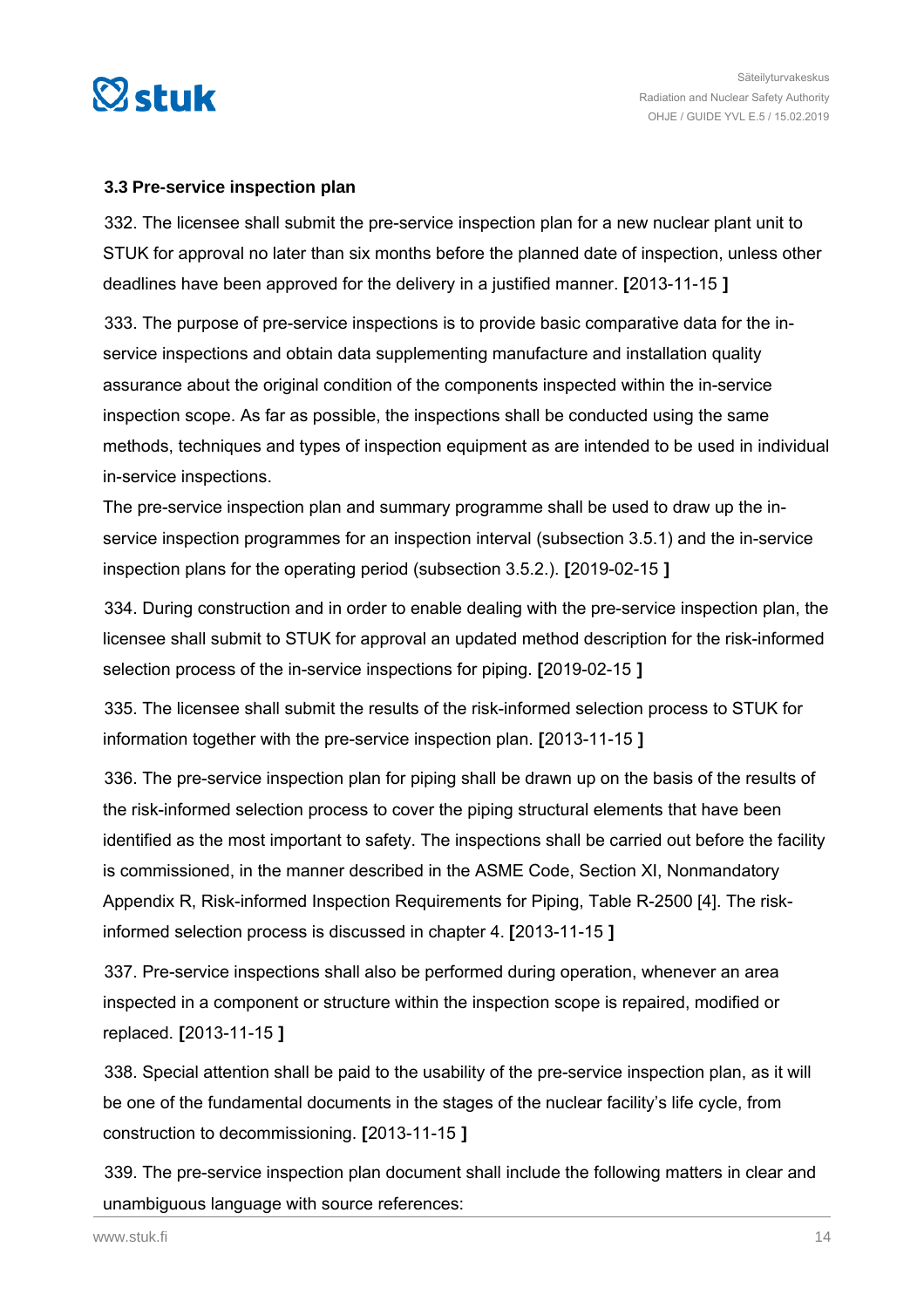### 3.3 Pre-service inspection plan

332. The licensee shall submit the pre-service inspection plan for a new nuclear plant unit to STUK for approval no later than six months before the planned date of inspection, unless other deadlines have been approved for the delivery in a justified manner. **[**2013-11-15 **]**

333. The purpose of pre-service inspections is to provide basic comparative data for the in-service inspections and obtain data supplementing manufacture and installation quality assurance about the original condition of the components inspected within the in-service inspection scope. As far as possible, the inspections shall be conducted using the same methods, techniques and types of inspection equipment as are intended to be used in individual in-service inspections.
The pre-service inspection plan and summary programme shall be used to draw up the in-service inspection programmes for an inspection interval (subsection 3.5.1) and the in-service inspection plans for the operating period (subsection 3.5.2.). **[**2019-02-15 **]**

334. During construction and in order to enable dealing with the pre-service inspection plan, the licensee shall submit to STUK for approval an updated method description for the risk-informed selection process of the in-service inspections for piping. **[**2019-02-15 **]**

335. The licensee shall submit the results of the risk-informed selection process to STUK for information together with the pre-service inspection plan. **[**2013-11-15 **]**

336. The pre-service inspection plan for piping shall be drawn up on the basis of the results of the risk-informed selection process to cover the piping structural elements that have been identified as the most important to safety. The inspections shall be carried out before the facility is commissioned, in the manner described in the ASME Code, Section XI, Nonmandatory Appendix R, Risk-informed Inspection Requirements for Piping, Table R-2500 [4]. The risk-informed selection process is discussed in chapter 4. **[**2013-11-15 **]**

337. Pre-service inspections shall also be performed during operation, whenever an area inspected in a component or structure within the inspection scope is repaired, modified or replaced. **[**2013-11-15 **]**

338. Special attention shall be paid to the usability of the pre-service inspection plan, as it will be one of the fundamental documents in the stages of the nuclear facility's life cycle, from construction to decommissioning. **[**2013-11-15 **]**

339. The pre-service inspection plan document shall include the following matters in clear and unambiguous language with source references: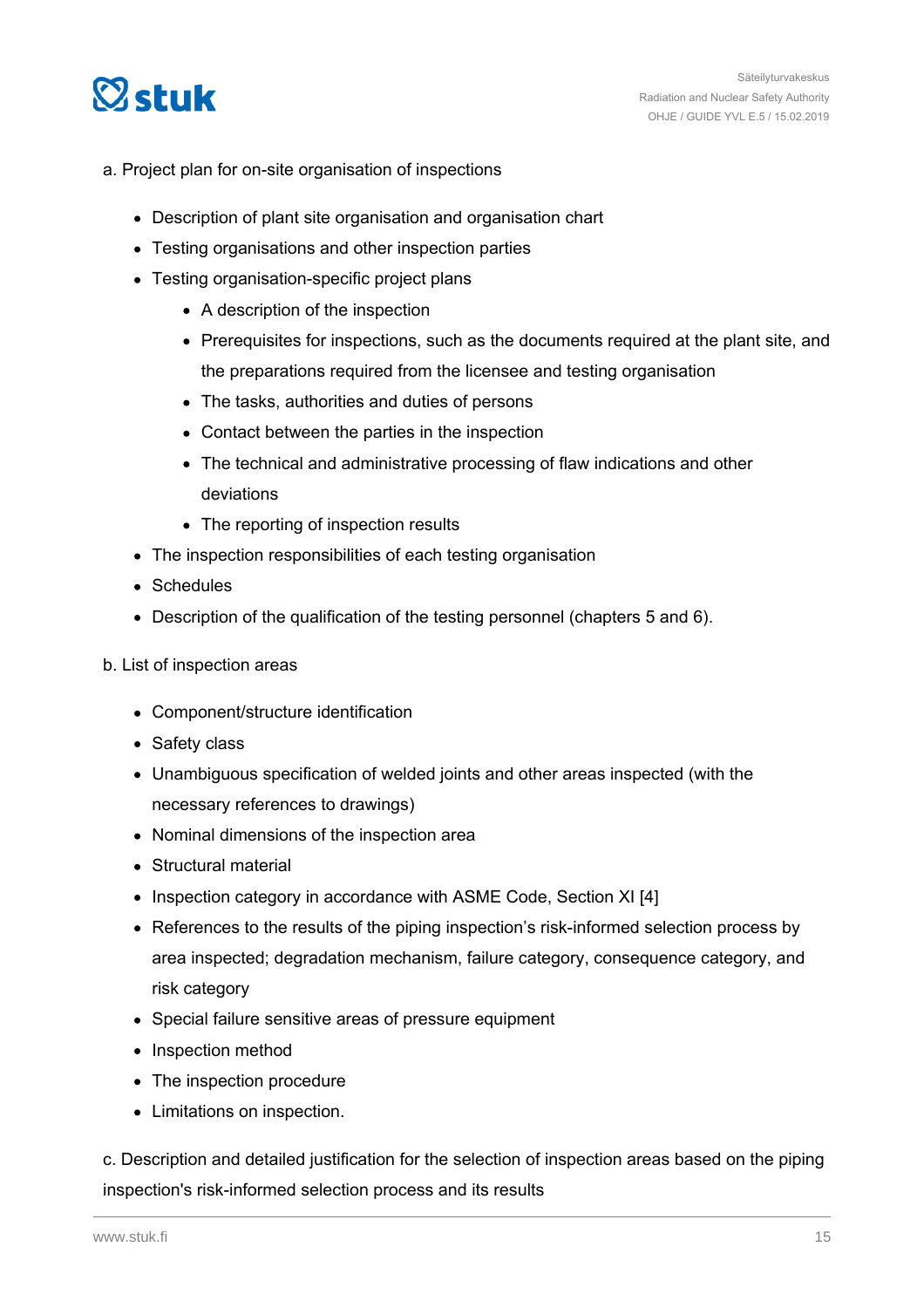a. Project plan for on-site organisation of inspections

- Description of plant site organisation and organisation chart
- Testing organisations and other inspection parties
- Testing organisation-specific project plans
    - A description of the inspection
    - Prerequisites for inspections, such as the documents required at the plant site, and the preparations required from the licensee and testing organisation
    - The tasks, authorities and duties of persons
    - Contact between the parties in the inspection
    - The technical and administrative processing of flaw indications and other deviations
    - The reporting of inspection results
- The inspection responsibilities of each testing organisation
- Schedules
- Description of the qualification of the testing personnel (chapters 5 and 6).

b. List of inspection areas

- Component/structure identification
- Safety class
- Unambiguous specification of welded joints and other areas inspected (with the necessary references to drawings)
- Nominal dimensions of the inspection area
- Structural material
- Inspection category in accordance with ASME Code, Section XI [4]
- References to the results of the piping inspection's risk-informed selection process by area inspected; degradation mechanism, failure category, consequence category, and risk category
- Special failure sensitive areas of pressure equipment
- Inspection method
- The inspection procedure
- Limitations on inspection.

c. Description and detailed justification for the selection of inspection areas based on the piping inspection's risk-informed selection process and its results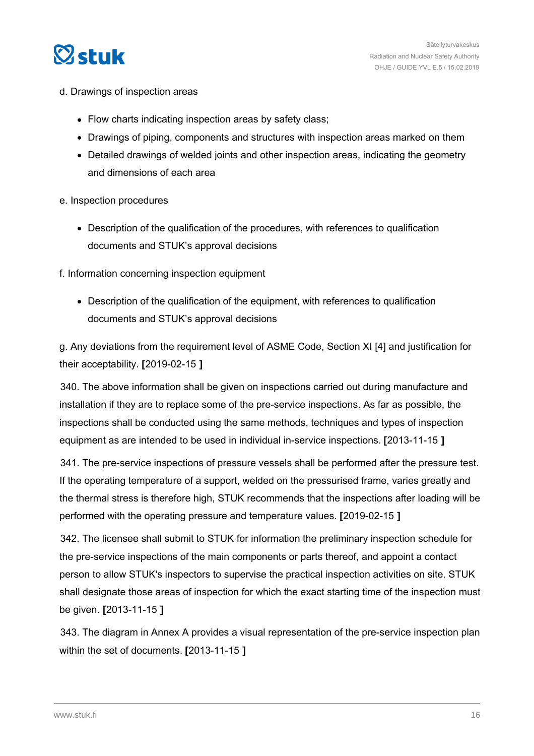d. Drawings of inspection areas

- Flow charts indicating inspection areas by safety class;
- Drawings of piping, components and structures with inspection areas marked on them
- Detailed drawings of welded joints and other inspection areas, indicating the geometry and dimensions of each area

e. Inspection procedures

- Description of the qualification of the procedures, with references to qualification documents and STUK's approval decisions

f. Information concerning inspection equipment

- Description of the qualification of the equipment, with references to qualification documents and STUK's approval decisions

g. Any deviations from the requirement level of ASME Code, Section XI [4] and justification for their acceptability. **[**2019-02-15 **]**

340. The above information shall be given on inspections carried out during manufacture and installation if they are to replace some of the pre-service inspections. As far as possible, the inspections shall be conducted using the same methods, techniques and types of inspection equipment as are intended to be used in individual in-service inspections. **[**2013-11-15 **]**

341. The pre-service inspections of pressure vessels shall be performed after the pressure test. If the operating temperature of a support, welded on the pressurised frame, varies greatly and the thermal stress is therefore high, STUK recommends that the inspections after loading will be performed with the operating pressure and temperature values. **[**2019-02-15 **]**

342. The licensee shall submit to STUK for information the preliminary inspection schedule for the pre-service inspections of the main components or parts thereof, and appoint a contact person to allow STUK's inspectors to supervise the practical inspection activities on site. STUK shall designate those areas of inspection for which the exact starting time of the inspection must be given. **[**2013-11-15 **]**

343. The diagram in Annex A provides a visual representation of the pre-service inspection plan within the set of documents. **[**2013-11-15 **]**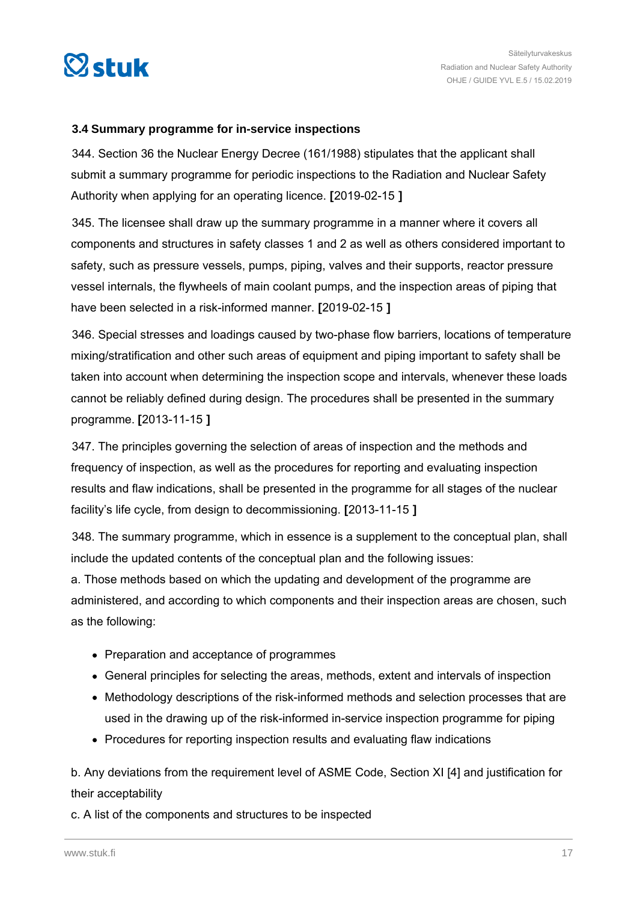### 3.4 Summary programme for in-service inspections

344. Section 36 the Nuclear Energy Decree (161/1988) stipulates that the applicant shall submit a summary programme for periodic inspections to the Radiation and Nuclear Safety Authority when applying for an operating licence. **[**2019-02-15 **]**

345. The licensee shall draw up the summary programme in a manner where it covers all components and structures in safety classes 1 and 2 as well as others considered important to safety, such as pressure vessels, pumps, piping, valves and their supports, reactor pressure vessel internals, the flywheels of main coolant pumps, and the inspection areas of piping that have been selected in a risk-informed manner. **[**2019-02-15 **]**

346. Special stresses and loadings caused by two-phase flow barriers, locations of temperature mixing/stratification and other such areas of equipment and piping important to safety shall be taken into account when determining the inspection scope and intervals, whenever these loads cannot be reliably defined during design. The procedures shall be presented in the summary programme. **[**2013-11-15 **]**

347. The principles governing the selection of areas of inspection and the methods and frequency of inspection, as well as the procedures for reporting and evaluating inspection results and flaw indications, shall be presented in the programme for all stages of the nuclear facility's life cycle, from design to decommissioning. **[**2013-11-15 **]**

348. The summary programme, which in essence is a supplement to the conceptual plan, shall include the updated contents of the conceptual plan and the following issues:
a. Those methods based on which the updating and development of the programme are administered, and according to which components and their inspection areas are chosen, such as the following:

- Preparation and acceptance of programmes
- General principles for selecting the areas, methods, extent and intervals of inspection
- Methodology descriptions of the risk-informed methods and selection processes that are used in the drawing up of the risk-informed in-service inspection programme for piping
- Procedures for reporting inspection results and evaluating flaw indications

b. Any deviations from the requirement level of ASME Code, Section XI [4] and justification for their acceptability

c. A list of the components and structures to be inspected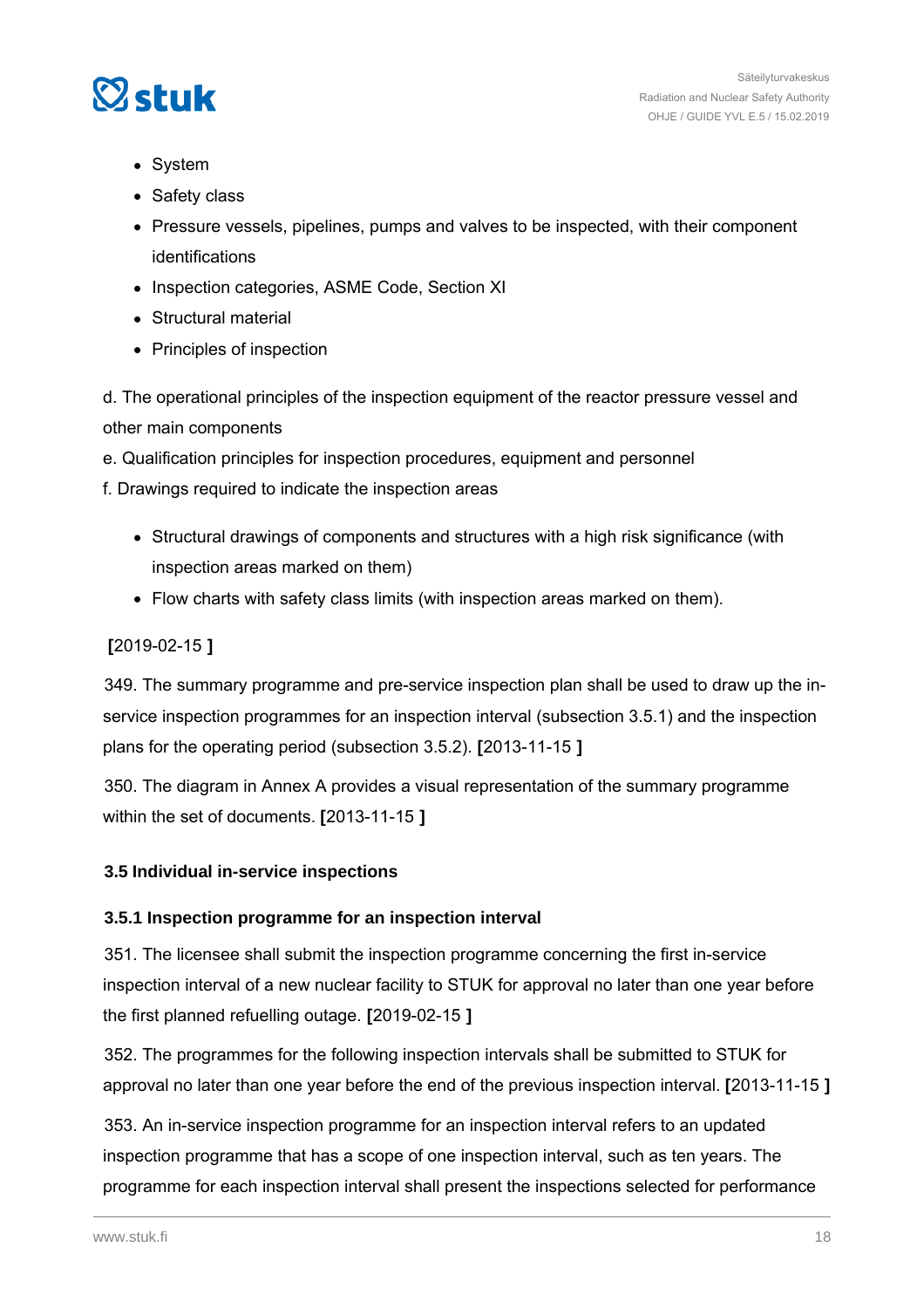- System
- Safety class
- Pressure vessels, pipelines, pumps and valves to be inspected, with their component identifications
- Inspection categories, ASME Code, Section XI
- Structural material
- Principles of inspection

d. The operational principles of the inspection equipment of the reactor pressure vessel and other main components

e. Qualification principles for inspection procedures, equipment and personnel

f. Drawings required to indicate the inspection areas

- Structural drawings of components and structures with a high risk significance (with inspection areas marked on them)
- Flow charts with safety class limits (with inspection areas marked on them).

**[**2019-02-15 **]**

349. The summary programme and pre-service inspection plan shall be used to draw up the in-service inspection programmes for an inspection interval (subsection 3.5.1) and the inspection plans for the operating period (subsection 3.5.2). **[**2013-11-15 **]**

350. The diagram in Annex A provides a visual representation of the summary programme within the set of documents. **[**2013-11-15 **]**

### 3.5 Individual in-service inspections

#### 3.5.1 Inspection programme for an inspection interval

351. The licensee shall submit the inspection programme concerning the first in-service inspection interval of a new nuclear facility to STUK for approval no later than one year before the first planned refuelling outage. **[**2019-02-15 **]**

352. The programmes for the following inspection intervals shall be submitted to STUK for approval no later than one year before the end of the previous inspection interval. **[**2013-11-15 **]**

353. An in-service inspection programme for an inspection interval refers to an updated inspection programme that has a scope of one inspection interval, such as ten years. The programme for each inspection interval shall present the inspections selected for performance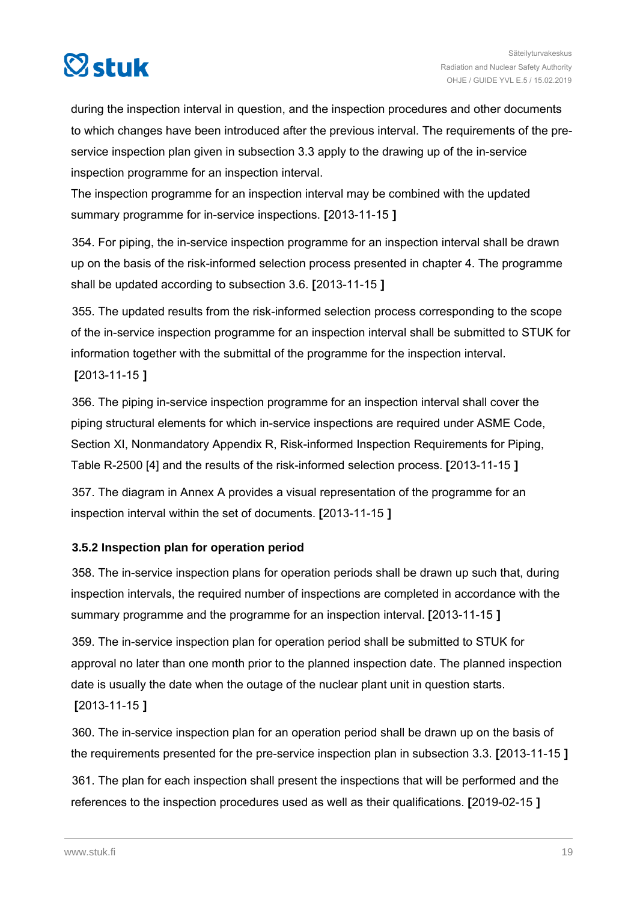during the inspection interval in question, and the inspection procedures and other documents to which changes have been introduced after the previous interval. The requirements of the pre-service inspection plan given in subsection 3.3 apply to the drawing up of the in-service inspection programme for an inspection interval.

The inspection programme for an inspection interval may be combined with the updated summary programme for in-service inspections. **[**2013-11-15 **]**

354. For piping, the in-service inspection programme for an inspection interval shall be drawn up on the basis of the risk-informed selection process presented in chapter 4. The programme shall be updated according to subsection 3.6. **[**2013-11-15 **]**

355. The updated results from the risk-informed selection process corresponding to the scope of the in-service inspection programme for an inspection interval shall be submitted to STUK for information together with the submittal of the programme for the inspection interval. **[**2013-11-15 **]**

356. The piping in-service inspection programme for an inspection interval shall cover the piping structural elements for which in-service inspections are required under ASME Code, Section XI, Nonmandatory Appendix R, Risk-informed Inspection Requirements for Piping, Table R-2500 [4] and the results of the risk-informed selection process. **[**2013-11-15 **]**

357. The diagram in Annex A provides a visual representation of the programme for an inspection interval within the set of documents. **[**2013-11-15 **]**

### 3.5.2 Inspection plan for operation period

358. The in-service inspection plans for operation periods shall be drawn up such that, during inspection intervals, the required number of inspections are completed in accordance with the summary programme and the programme for an inspection interval. **[**2013-11-15 **]**

359. The in-service inspection plan for operation period shall be submitted to STUK for approval no later than one month prior to the planned inspection date. The planned inspection date is usually the date when the outage of the nuclear plant unit in question starts. **[**2013-11-15 **]**

360. The in-service inspection plan for an operation period shall be drawn up on the basis of the requirements presented for the pre-service inspection plan in subsection 3.3. **[**2013-11-15 **]**

361. The plan for each inspection shall present the inspections that will be performed and the references to the inspection procedures used as well as their qualifications. **[**2019-02-15 **]**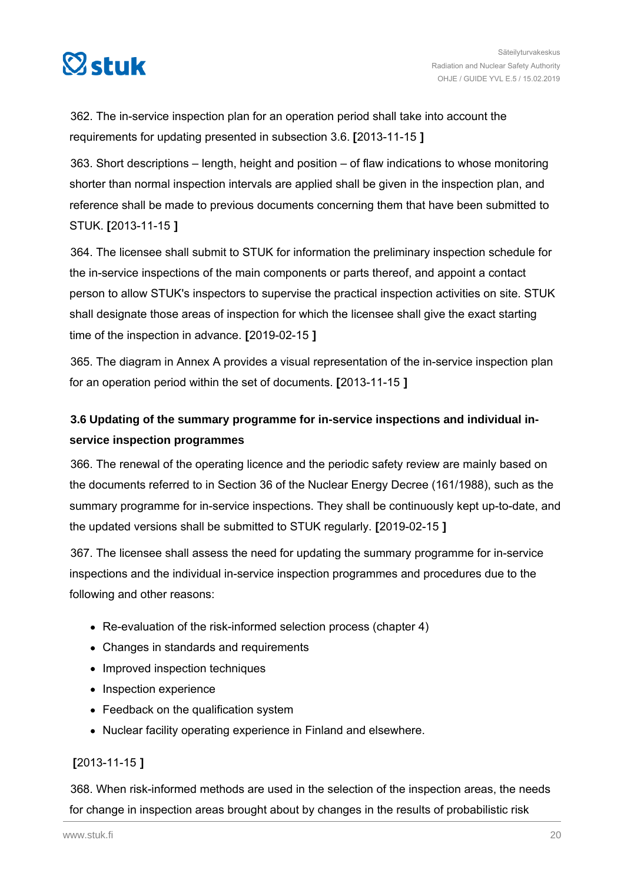362. The in-service inspection plan for an operation period shall take into account the requirements for updating presented in subsection 3.6. **[**2013-11-15 **]**

363. Short descriptions – length, height and position – of flaw indications to whose monitoring shorter than normal inspection intervals are applied shall be given in the inspection plan, and reference shall be made to previous documents concerning them that have been submitted to STUK. **[**2013-11-15 **]**

364. The licensee shall submit to STUK for information the preliminary inspection schedule for the in-service inspections of the main components or parts thereof, and appoint a contact person to allow STUK's inspectors to supervise the practical inspection activities on site. STUK shall designate those areas of inspection for which the licensee shall give the exact starting time of the inspection in advance. **[**2019-02-15 **]**

365. The diagram in Annex A provides a visual representation of the in-service inspection plan for an operation period within the set of documents. **[**2013-11-15 **]**

### 3.6 Updating of the summary programme for in-service inspections and individual in-service inspection programmes

366. The renewal of the operating licence and the periodic safety review are mainly based on the documents referred to in Section 36 of the Nuclear Energy Decree (161/1988), such as the summary programme for in-service inspections. They shall be continuously kept up-to-date, and the updated versions shall be submitted to STUK regularly. **[**2019-02-15 **]**

367. The licensee shall assess the need for updating the summary programme for in-service inspections and the individual in-service inspection programmes and procedures due to the following and other reasons:

- Re-evaluation of the risk-informed selection process (chapter 4)
- Changes in standards and requirements
- Improved inspection techniques
- Inspection experience
- Feedback on the qualification system
- Nuclear facility operating experience in Finland and elsewhere.

**[**2013-11-15 **]**

368. When risk-informed methods are used in the selection of the inspection areas, the needs for change in inspection areas brought about by changes in the results of probabilistic risk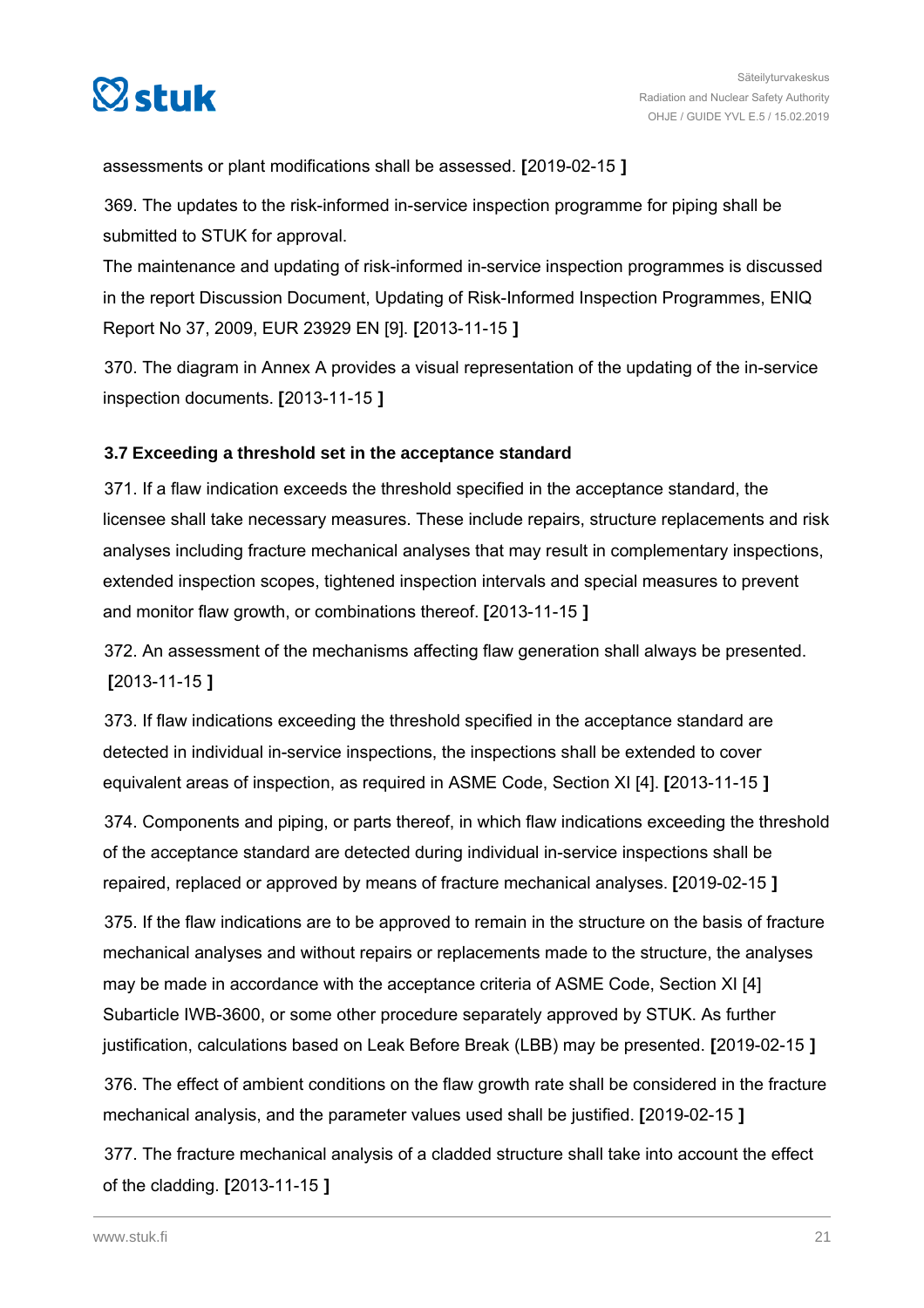assessments or plant modifications shall be assessed. **[**2019-02-15 **]**

369. The updates to the risk-informed in-service inspection programme for piping shall be submitted to STUK for approval.

The maintenance and updating of risk-informed in-service inspection programmes is discussed in the report Discussion Document, Updating of Risk-Informed Inspection Programmes, ENIQ Report No 37, 2009, EUR 23929 EN [9]. **[**2013-11-15 **]**

370. The diagram in Annex A provides a visual representation of the updating of the in-service inspection documents. **[**2013-11-15 **]**

### 3.7 Exceeding a threshold set in the acceptance standard

371. If a flaw indication exceeds the threshold specified in the acceptance standard, the licensee shall take necessary measures. These include repairs, structure replacements and risk analyses including fracture mechanical analyses that may result in complementary inspections, extended inspection scopes, tightened inspection intervals and special measures to prevent and monitor flaw growth, or combinations thereof. **[**2013-11-15 **]**

372. An assessment of the mechanisms affecting flaw generation shall always be presented. **[**2013-11-15 **]**

373. If flaw indications exceeding the threshold specified in the acceptance standard are detected in individual in-service inspections, the inspections shall be extended to cover equivalent areas of inspection, as required in ASME Code, Section XI [4]. **[**2013-11-15 **]**

374. Components and piping, or parts thereof, in which flaw indications exceeding the threshold of the acceptance standard are detected during individual in-service inspections shall be repaired, replaced or approved by means of fracture mechanical analyses. **[**2019-02-15 **]**

375. If the flaw indications are to be approved to remain in the structure on the basis of fracture mechanical analyses and without repairs or replacements made to the structure, the analyses may be made in accordance with the acceptance criteria of ASME Code, Section XI [4] Subarticle IWB-3600, or some other procedure separately approved by STUK. As further justification, calculations based on Leak Before Break (LBB) may be presented. **[**2019-02-15 **]**

376. The effect of ambient conditions on the flaw growth rate shall be considered in the fracture mechanical analysis, and the parameter values used shall be justified. **[**2019-02-15 **]**

377. The fracture mechanical analysis of a cladded structure shall take into account the effect of the cladding. **[**2013-11-15 **]**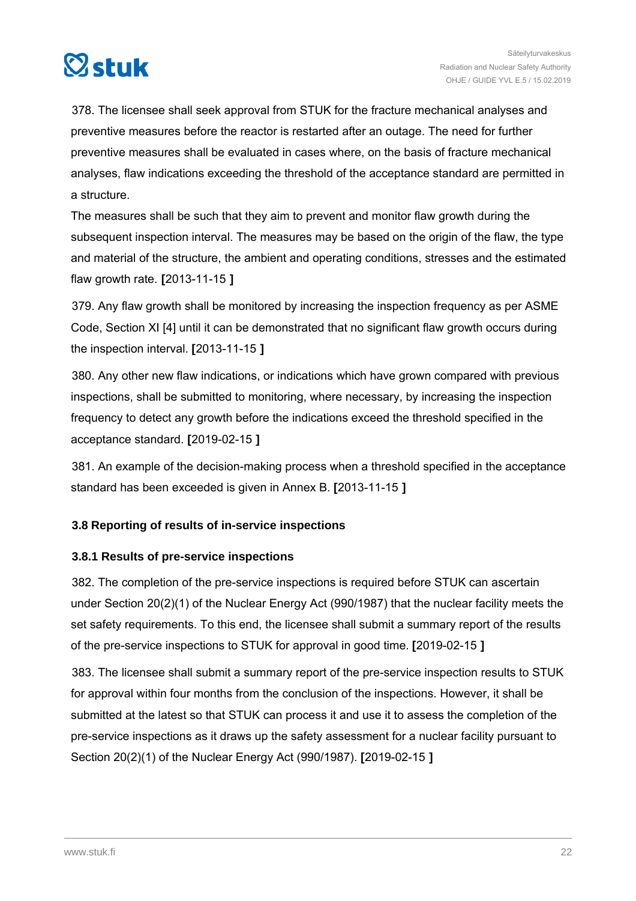378. The licensee shall seek approval from STUK for the fracture mechanical analyses and preventive measures before the reactor is restarted after an outage. The need for further preventive measures shall be evaluated in cases where, on the basis of fracture mechanical analyses, flaw indications exceeding the threshold of the acceptance standard are permitted in a structure.
The measures shall be such that they aim to prevent and monitor flaw growth during the subsequent inspection interval. The measures may be based on the origin of the flaw, the type and material of the structure, the ambient and operating conditions, stresses and the estimated flaw growth rate. **[**2013-11-15 **]**

379. Any flaw growth shall be monitored by increasing the inspection frequency as per ASME Code, Section XI [4] until it can be demonstrated that no significant flaw growth occurs during the inspection interval. **[**2013-11-15 **]**

380. Any other new flaw indications, or indications which have grown compared with previous inspections, shall be submitted to monitoring, where necessary, by increasing the inspection frequency to detect any growth before the indications exceed the threshold specified in the acceptance standard. **[**2019-02-15 **]**

381. An example of the decision-making process when a threshold specified in the acceptance standard has been exceeded is given in Annex B. **[**2013-11-15 **]**

### 3.8 Reporting of results of in-service inspections

#### 3.8.1 Results of pre-service inspections

382. The completion of the pre-service inspections is required before STUK can ascertain under Section 20(2)(1) of the Nuclear Energy Act (990/1987) that the nuclear facility meets the set safety requirements. To this end, the licensee shall submit a summary report of the results of the pre-service inspections to STUK for approval in good time. **[**2019-02-15 **]**

383. The licensee shall submit a summary report of the pre-service inspection results to STUK for approval within four months from the conclusion of the inspections. However, it shall be submitted at the latest so that STUK can process it and use it to assess the completion of the pre-service inspections as it draws up the safety assessment for a nuclear facility pursuant to Section 20(2)(1) of the Nuclear Energy Act (990/1987). **[**2019-02-15 **]**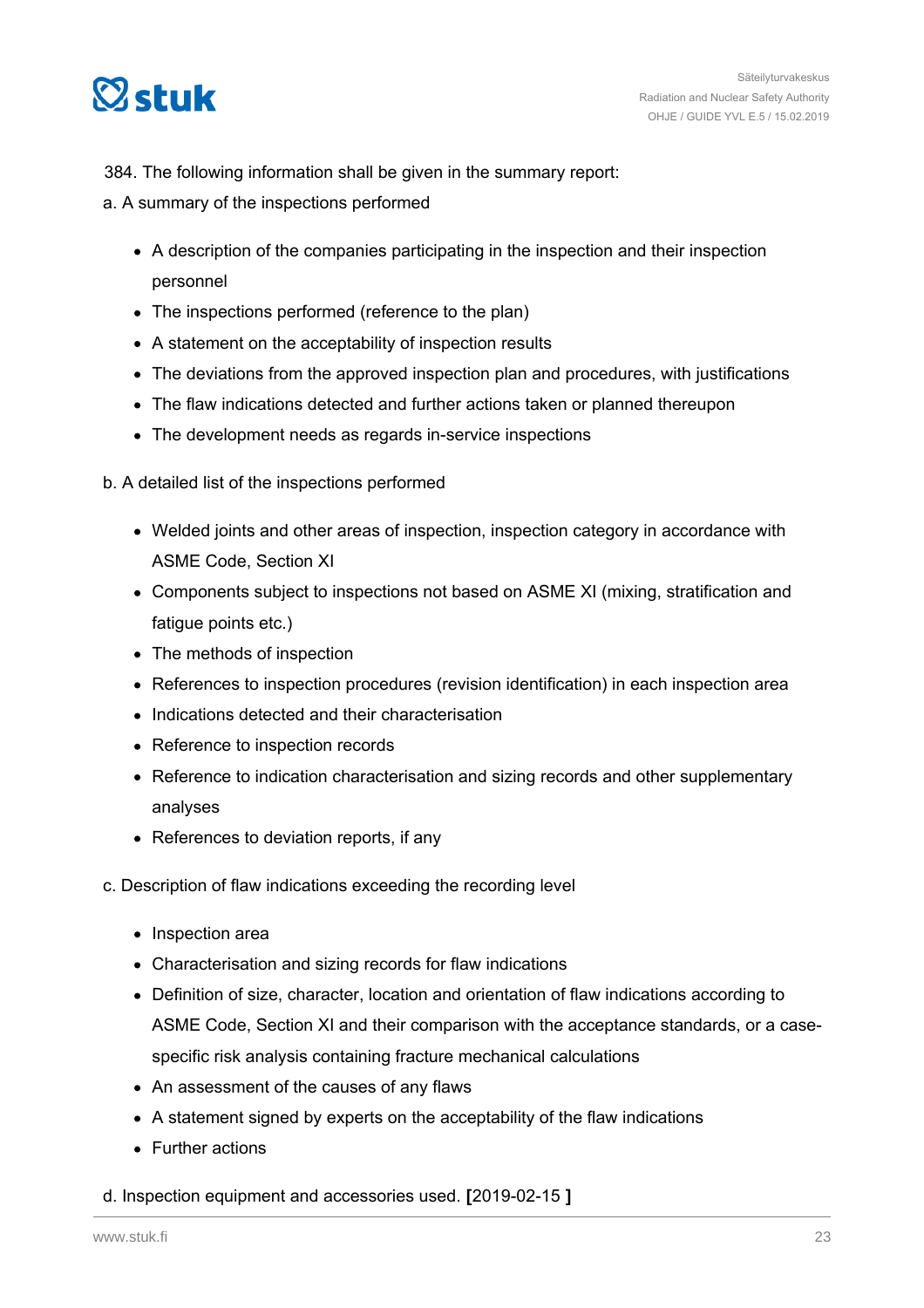384. The following information shall be given in the summary report:

a. A summary of the inspections performed

- A description of the companies participating in the inspection and their inspection personnel
- The inspections performed (reference to the plan)
- A statement on the acceptability of inspection results
- The deviations from the approved inspection plan and procedures, with justifications
- The flaw indications detected and further actions taken or planned thereupon
- The development needs as regards in-service inspections

b. A detailed list of the inspections performed

- Welded joints and other areas of inspection, inspection category in accordance with ASME Code, Section XI
- Components subject to inspections not based on ASME XI (mixing, stratification and fatigue points etc.)
- The methods of inspection
- References to inspection procedures (revision identification) in each inspection area
- Indications detected and their characterisation
- Reference to inspection records
- Reference to indication characterisation and sizing records and other supplementary analyses
- References to deviation reports, if any

c. Description of flaw indications exceeding the recording level

- Inspection area
- Characterisation and sizing records for flaw indications
- Definition of size, character, location and orientation of flaw indications according to ASME Code, Section XI and their comparison with the acceptance standards, or a case-specific risk analysis containing fracture mechanical calculations
- An assessment of the causes of any flaws
- A statement signed by experts on the acceptability of the flaw indications
- Further actions

d. Inspection equipment and accessories used. **[**2019-02-15 **]**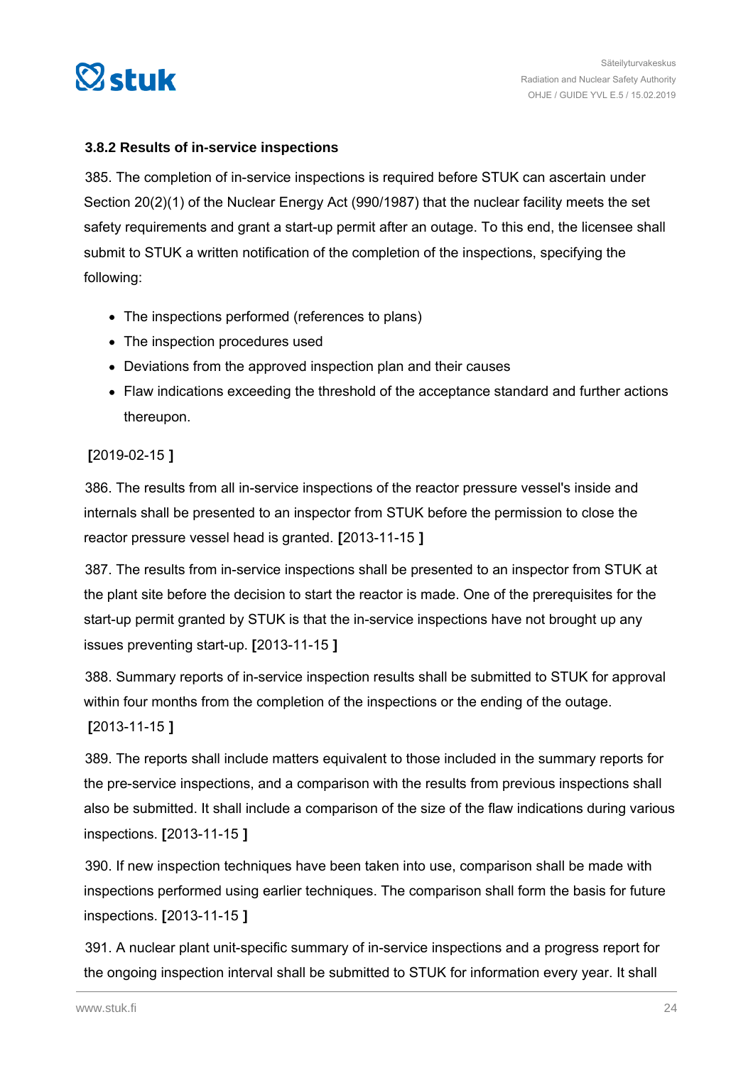### 3.8.2 Results of in-service inspections

385. The completion of in-service inspections is required before STUK can ascertain under Section 20(2)(1) of the Nuclear Energy Act (990/1987) that the nuclear facility meets the set safety requirements and grant a start-up permit after an outage. To this end, the licensee shall submit to STUK a written notification of the completion of the inspections, specifying the following:

- The inspections performed (references to plans)
- The inspection procedures used
- Deviations from the approved inspection plan and their causes
- Flaw indications exceeding the threshold of the acceptance standard and further actions thereupon.

**[**2019-02-15 **]**

386. The results from all in-service inspections of the reactor pressure vessel's inside and internals shall be presented to an inspector from STUK before the permission to close the reactor pressure vessel head is granted. **[**2013-11-15 **]**

387. The results from in-service inspections shall be presented to an inspector from STUK at the plant site before the decision to start the reactor is made. One of the prerequisites for the start-up permit granted by STUK is that the in-service inspections have not brought up any issues preventing start-up. **[**2013-11-15 **]**

388. Summary reports of in-service inspection results shall be submitted to STUK for approval within four months from the completion of the inspections or the ending of the outage. **[**2013-11-15 **]**

389. The reports shall include matters equivalent to those included in the summary reports for the pre-service inspections, and a comparison with the results from previous inspections shall also be submitted. It shall include a comparison of the size of the flaw indications during various inspections. **[**2013-11-15 **]**

390. If new inspection techniques have been taken into use, comparison shall be made with inspections performed using earlier techniques. The comparison shall form the basis for future inspections. **[**2013-11-15 **]**

391. A nuclear plant unit-specific summary of in-service inspections and a progress report for the ongoing inspection interval shall be submitted to STUK for information every year. It shall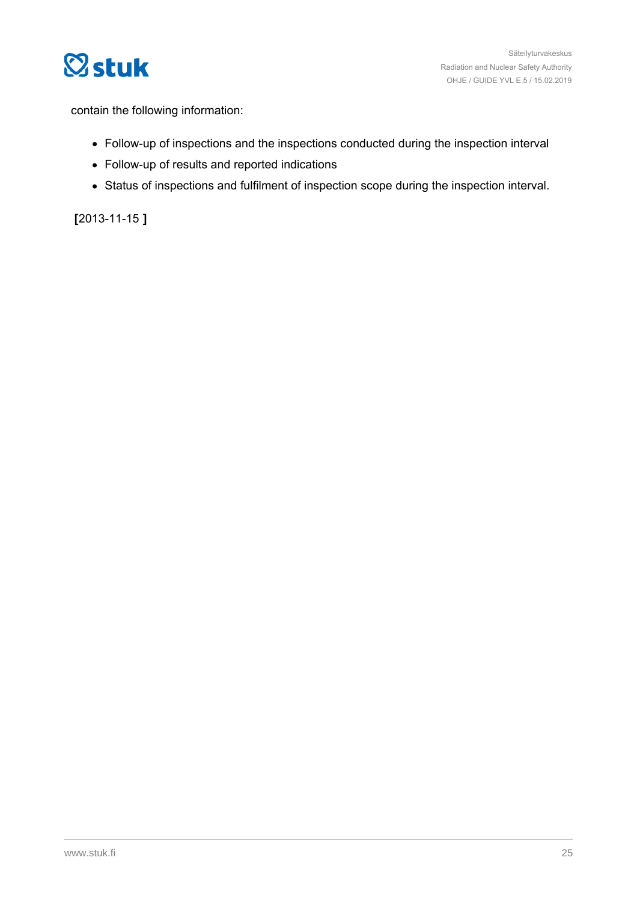contain the following information:

- Follow-up of inspections and the inspections conducted during the inspection interval
- Follow-up of results and reported indications
- Status of inspections and fulfilment of inspection scope during the inspection interval.

**[**2013-11-15 **]**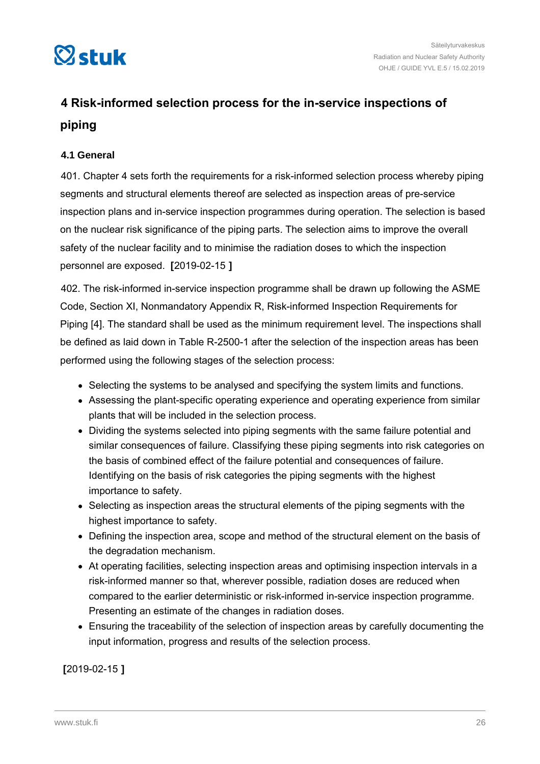## 4 Risk-informed selection process for the in-service inspections of piping

### 4.1 General

401. Chapter 4 sets forth the requirements for a risk-informed selection process whereby piping segments and structural elements thereof are selected as inspection areas of pre-service inspection plans and in-service inspection programmes during operation. The selection is based on the nuclear risk significance of the piping parts. The selection aims to improve the overall safety of the nuclear facility and to minimise the radiation doses to which the inspection personnel are exposed. **[**2019-02-15 **]**

402. The risk-informed in-service inspection programme shall be drawn up following the ASME Code, Section XI, Nonmandatory Appendix R, Risk-informed Inspection Requirements for Piping [4]. The standard shall be used as the minimum requirement level. The inspections shall be defined as laid down in Table R-2500-1 after the selection of the inspection areas has been performed using the following stages of the selection process:

- Selecting the systems to be analysed and specifying the system limits and functions.
- Assessing the plant-specific operating experience and operating experience from similar plants that will be included in the selection process.
- Dividing the systems selected into piping segments with the same failure potential and similar consequences of failure. Classifying these piping segments into risk categories on the basis of combined effect of the failure potential and consequences of failure. Identifying on the basis of risk categories the piping segments with the highest importance to safety.
- Selecting as inspection areas the structural elements of the piping segments with the highest importance to safety.
- Defining the inspection area, scope and method of the structural element on the basis of the degradation mechanism.
- At operating facilities, selecting inspection areas and optimising inspection intervals in a risk-informed manner so that, wherever possible, radiation doses are reduced when compared to the earlier deterministic or risk-informed in-service inspection programme. Presenting an estimate of the changes in radiation doses.
- Ensuring the traceability of the selection of inspection areas by carefully documenting the input information, progress and results of the selection process.

**[**2019-02-15 **]**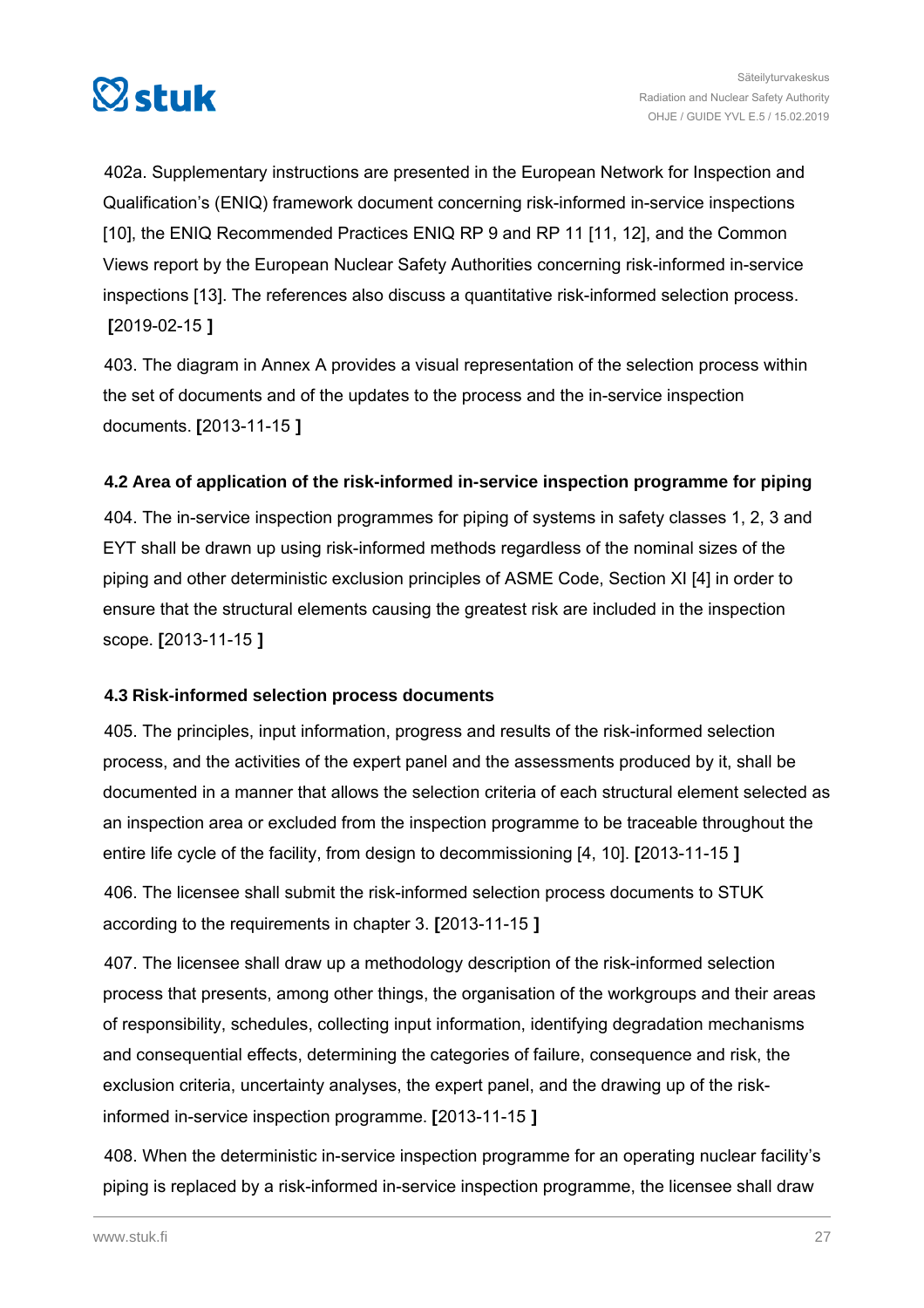402a. Supplementary instructions are presented in the European Network for Inspection and Qualification's (ENIQ) framework document concerning risk-informed in-service inspections [10], the ENIQ Recommended Practices ENIQ RP 9 and RP 11 [11, 12], and the Common Views report by the European Nuclear Safety Authorities concerning risk-informed in-service inspections [13]. The references also discuss a quantitative risk-informed selection process. **[**2019-02-15 **]**

403. The diagram in Annex A provides a visual representation of the selection process within the set of documents and of the updates to the process and the in-service inspection documents. **[**2013-11-15 **]**

### 4.2 Area of application of the risk-informed in-service inspection programme for piping

404. The in-service inspection programmes for piping of systems in safety classes 1, 2, 3 and EYT shall be drawn up using risk-informed methods regardless of the nominal sizes of the piping and other deterministic exclusion principles of ASME Code, Section XI [4] in order to ensure that the structural elements causing the greatest risk are included in the inspection scope. **[**2013-11-15 **]**

### 4.3 Risk-informed selection process documents

405. The principles, input information, progress and results of the risk-informed selection process, and the activities of the expert panel and the assessments produced by it, shall be documented in a manner that allows the selection criteria of each structural element selected as an inspection area or excluded from the inspection programme to be traceable throughout the entire life cycle of the facility, from design to decommissioning [4, 10]. **[**2013-11-15 **]**

406. The licensee shall submit the risk-informed selection process documents to STUK according to the requirements in chapter 3. **[**2013-11-15 **]**

407. The licensee shall draw up a methodology description of the risk-informed selection process that presents, among other things, the organisation of the workgroups and their areas of responsibility, schedules, collecting input information, identifying degradation mechanisms and consequential effects, determining the categories of failure, consequence and risk, the exclusion criteria, uncertainty analyses, the expert panel, and the drawing up of the risk-informed in-service inspection programme. **[**2013-11-15 **]**

408. When the deterministic in-service inspection programme for an operating nuclear facility's piping is replaced by a risk-informed in-service inspection programme, the licensee shall draw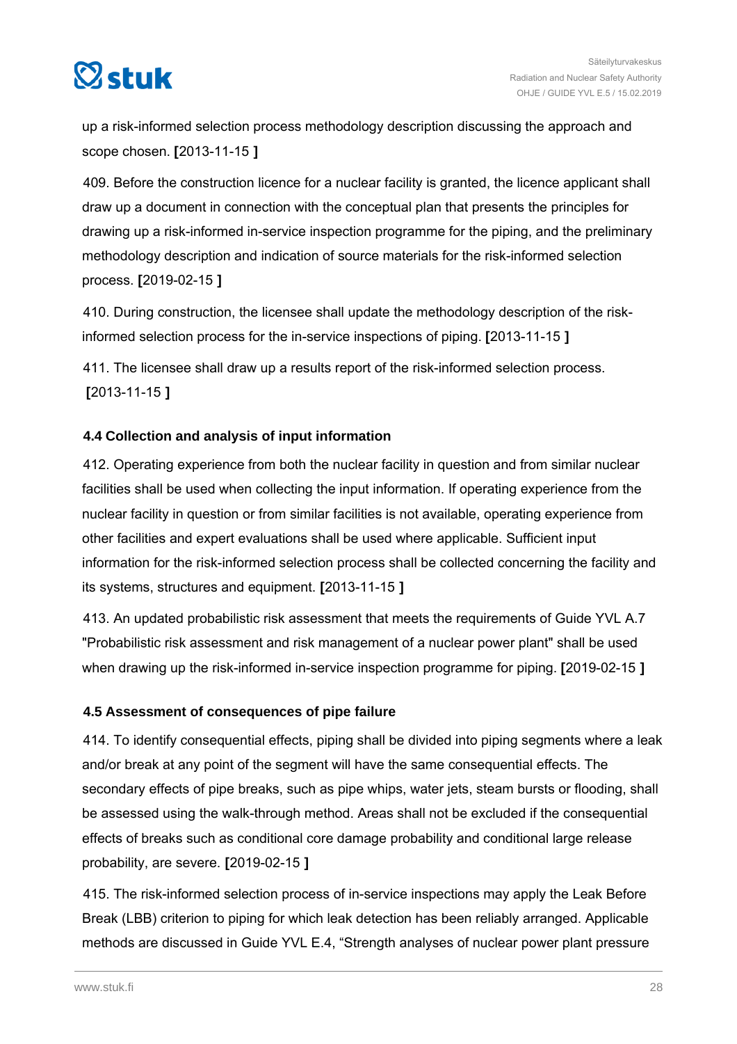up a risk-informed selection process methodology description discussing the approach and scope chosen. **[**2013-11-15 **]**

409. Before the construction licence for a nuclear facility is granted, the licence applicant shall draw up a document in connection with the conceptual plan that presents the principles for drawing up a risk-informed in-service inspection programme for the piping, and the preliminary methodology description and indication of source materials for the risk-informed selection process. **[**2019-02-15 **]**

410. During construction, the licensee shall update the methodology description of the risk-informed selection process for the in-service inspections of piping. **[**2013-11-15 **]**

411. The licensee shall draw up a results report of the risk-informed selection process. **[**2013-11-15 **]**

### 4.4 Collection and analysis of input information

412. Operating experience from both the nuclear facility in question and from similar nuclear facilities shall be used when collecting the input information. If operating experience from the nuclear facility in question or from similar facilities is not available, operating experience from other facilities and expert evaluations shall be used where applicable. Sufficient input information for the risk-informed selection process shall be collected concerning the facility and its systems, structures and equipment. **[**2013-11-15 **]**

413. An updated probabilistic risk assessment that meets the requirements of Guide YVL A.7 "Probabilistic risk assessment and risk management of a nuclear power plant" shall be used when drawing up the risk-informed in-service inspection programme for piping. **[**2019-02-15 **]**

### 4.5 Assessment of consequences of pipe failure

414. To identify consequential effects, piping shall be divided into piping segments where a leak and/or break at any point of the segment will have the same consequential effects. The secondary effects of pipe breaks, such as pipe whips, water jets, steam bursts or flooding, shall be assessed using the walk-through method. Areas shall not be excluded if the consequential effects of breaks such as conditional core damage probability and conditional large release probability, are severe. **[**2019-02-15 **]**

415. The risk-informed selection process of in-service inspections may apply the Leak Before Break (LBB) criterion to piping for which leak detection has been reliably arranged. Applicable methods are discussed in Guide YVL E.4, “Strength analyses of nuclear power plant pressure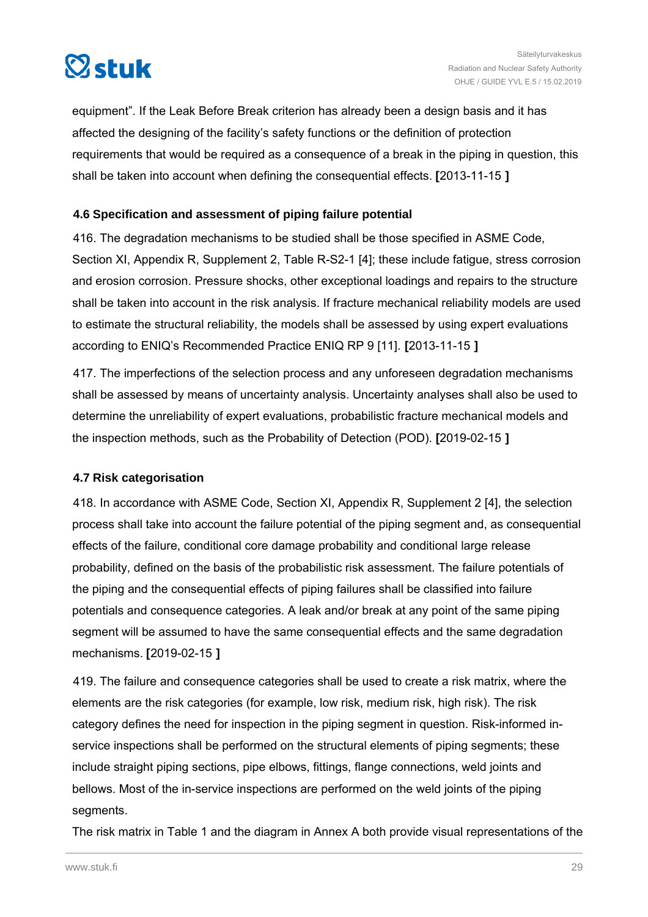equipment". If the Leak Before Break criterion has already been a design basis and it has affected the designing of the facility's safety functions or the definition of protection requirements that would be required as a consequence of a break in the piping in question, this shall be taken into account when defining the consequential effects. **[**2013-11-15 **]**

### 4.6 Specification and assessment of piping failure potential

416. The degradation mechanisms to be studied shall be those specified in ASME Code, Section XI, Appendix R, Supplement 2, Table R-S2-1 [4]; these include fatigue, stress corrosion and erosion corrosion. Pressure shocks, other exceptional loadings and repairs to the structure shall be taken into account in the risk analysis. If fracture mechanical reliability models are used to estimate the structural reliability, the models shall be assessed by using expert evaluations according to ENIQ's Recommended Practice ENIQ RP 9 [11]. **[**2013-11-15 **]**

417. The imperfections of the selection process and any unforeseen degradation mechanisms shall be assessed by means of uncertainty analysis. Uncertainty analyses shall also be used to determine the unreliability of expert evaluations, probabilistic fracture mechanical models and the inspection methods, such as the Probability of Detection (POD). **[**2019-02-15 **]**

### 4.7 Risk categorisation

418. In accordance with ASME Code, Section XI, Appendix R, Supplement 2 [4], the selection process shall take into account the failure potential of the piping segment and, as consequential effects of the failure, conditional core damage probability and conditional large release probability, defined on the basis of the probabilistic risk assessment. The failure potentials of the piping and the consequential effects of piping failures shall be classified into failure potentials and consequence categories. A leak and/or break at any point of the same piping segment will be assumed to have the same consequential effects and the same degradation mechanisms. **[**2019-02-15 **]**

419. The failure and consequence categories shall be used to create a risk matrix, where the elements are the risk categories (for example, low risk, medium risk, high risk). The risk category defines the need for inspection in the piping segment in question. Risk-informed in-service inspections shall be performed on the structural elements of piping segments; these include straight piping sections, pipe elbows, fittings, flange connections, weld joints and bellows. Most of the in-service inspections are performed on the weld joints of the piping segments.

The risk matrix in Table 1 and the diagram in Annex A both provide visual representations of the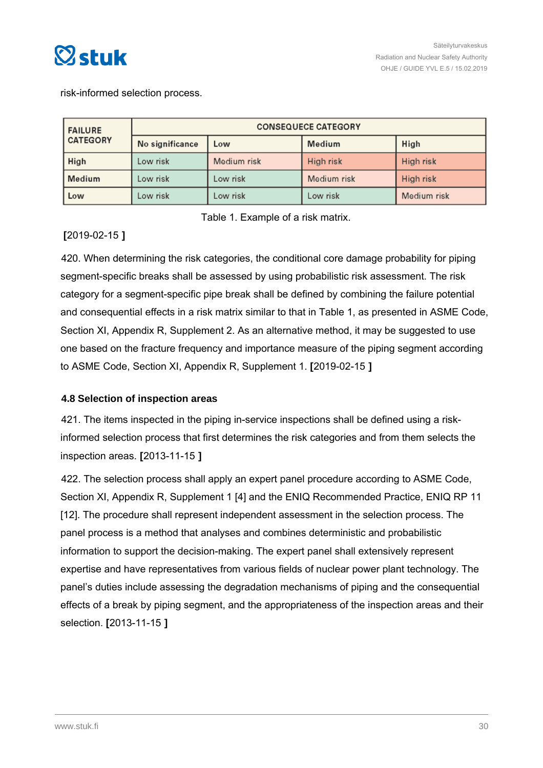risk-informed selection process.

| FAILURE CATEGORY | CONSEQUECE CATEGORY | | | |
|---|---|---|---|---|
| | No significance | Low | Medium | High |
| High | Low risk | Medium risk | High risk | High risk |
| Medium | Low risk | Low risk | Medium risk | High risk |
| Low | Low risk | Low risk | Low risk | Medium risk |

Table 1. Example of a risk matrix.

[2019-02-15 ]

420. When determining the risk categories, the conditional core damage probability for piping segment-specific breaks shall be assessed by using probabilistic risk assessment. The risk category for a segment-specific pipe break shall be defined by combining the failure potential and consequential effects in a risk matrix similar to that in Table 1, as presented in ASME Code, Section XI, Appendix R, Supplement 2. As an alternative method, it may be suggested to use one based on the fracture frequency and importance measure of the piping segment according to ASME Code, Section XI, Appendix R, Supplement 1. [2019-02-15 ]

### 4.8 Selection of inspection areas

421. The items inspected in the piping in-service inspections shall be defined using a risk-informed selection process that first determines the risk categories and from them selects the inspection areas. [2013-11-15 ]

422. The selection process shall apply an expert panel procedure according to ASME Code, Section XI, Appendix R, Supplement 1 [4] and the ENIQ Recommended Practice, ENIQ RP 11 [12]. The procedure shall represent independent assessment in the selection process. The panel process is a method that analyses and combines deterministic and probabilistic information to support the decision-making. The expert panel shall extensively represent expertise and have representatives from various fields of nuclear power plant technology. The panel's duties include assessing the degradation mechanisms of piping and the consequential effects of a break by piping segment, and the appropriateness of the inspection areas and their selection. [2013-11-15 ]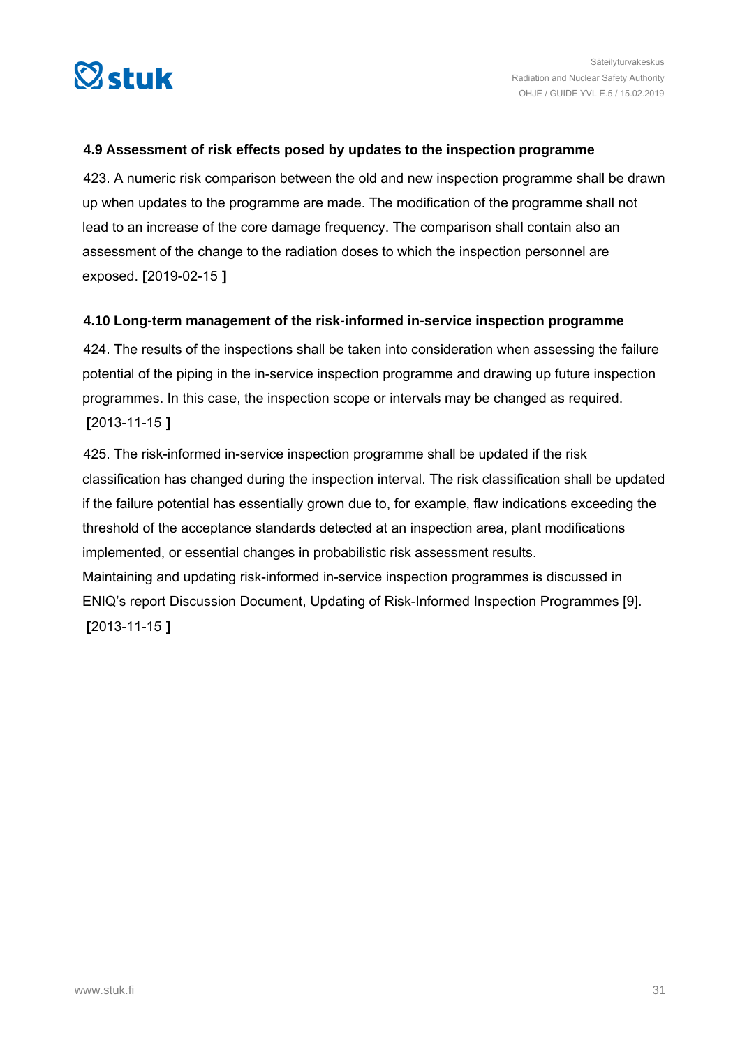### 4.9 Assessment of risk effects posed by updates to the inspection programme

423. A numeric risk comparison between the old and new inspection programme shall be drawn up when updates to the programme are made. The modification of the programme shall not lead to an increase of the core damage frequency. The comparison shall contain also an assessment of the change to the radiation doses to which the inspection personnel are exposed. **[**2019-02-15 **]**

### 4.10 Long-term management of the risk-informed in-service inspection programme

424. The results of the inspections shall be taken into consideration when assessing the failure potential of the piping in the in-service inspection programme and drawing up future inspection programmes. In this case, the inspection scope or intervals may be changed as required. **[**2013-11-15 **]**

425. The risk-informed in-service inspection programme shall be updated if the risk classification has changed during the inspection interval. The risk classification shall be updated if the failure potential has essentially grown due to, for example, flaw indications exceeding the threshold of the acceptance standards detected at an inspection area, plant modifications implemented, or essential changes in probabilistic risk assessment results.
Maintaining and updating risk-informed in-service inspection programmes is discussed in ENIQ's report Discussion Document, Updating of Risk-Informed Inspection Programmes [9]. **[**2013-11-15 **]**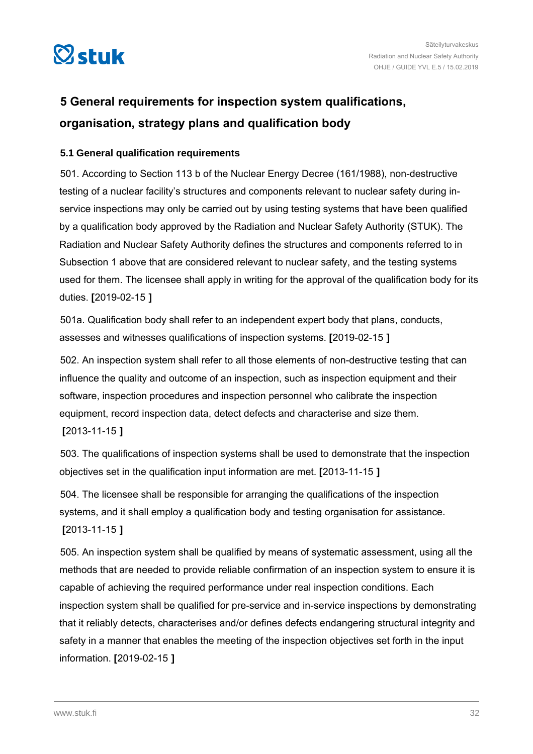## 5 General requirements for inspection system qualifications, organisation, strategy plans and qualification body

### 5.1 General qualification requirements

501. According to Section 113 b of the Nuclear Energy Decree (161/1988), non-destructive testing of a nuclear facility's structures and components relevant to nuclear safety during in-service inspections may only be carried out by using testing systems that have been qualified by a qualification body approved by the Radiation and Nuclear Safety Authority (STUK). The Radiation and Nuclear Safety Authority defines the structures and components referred to in Subsection 1 above that are considered relevant to nuclear safety, and the testing systems used for them. The licensee shall apply in writing for the approval of the qualification body for its duties. **[**2019-02-15 **]**

501a. Qualification body shall refer to an independent expert body that plans, conducts, assesses and witnesses qualifications of inspection systems. **[**2019-02-15 **]**

502. An inspection system shall refer to all those elements of non-destructive testing that can influence the quality and outcome of an inspection, such as inspection equipment and their software, inspection procedures and inspection personnel who calibrate the inspection equipment, record inspection data, detect defects and characterise and size them. **[**2013-11-15 **]**

503. The qualifications of inspection systems shall be used to demonstrate that the inspection objectives set in the qualification input information are met. **[**2013-11-15 **]**

504. The licensee shall be responsible for arranging the qualifications of the inspection systems, and it shall employ a qualification body and testing organisation for assistance. **[**2013-11-15 **]**

505. An inspection system shall be qualified by means of systematic assessment, using all the methods that are needed to provide reliable confirmation of an inspection system to ensure it is capable of achieving the required performance under real inspection conditions. Each inspection system shall be qualified for pre-service and in-service inspections by demonstrating that it reliably detects, characterises and/or defines defects endangering structural integrity and safety in a manner that enables the meeting of the inspection objectives set forth in the input information. **[**2019-02-15 **]**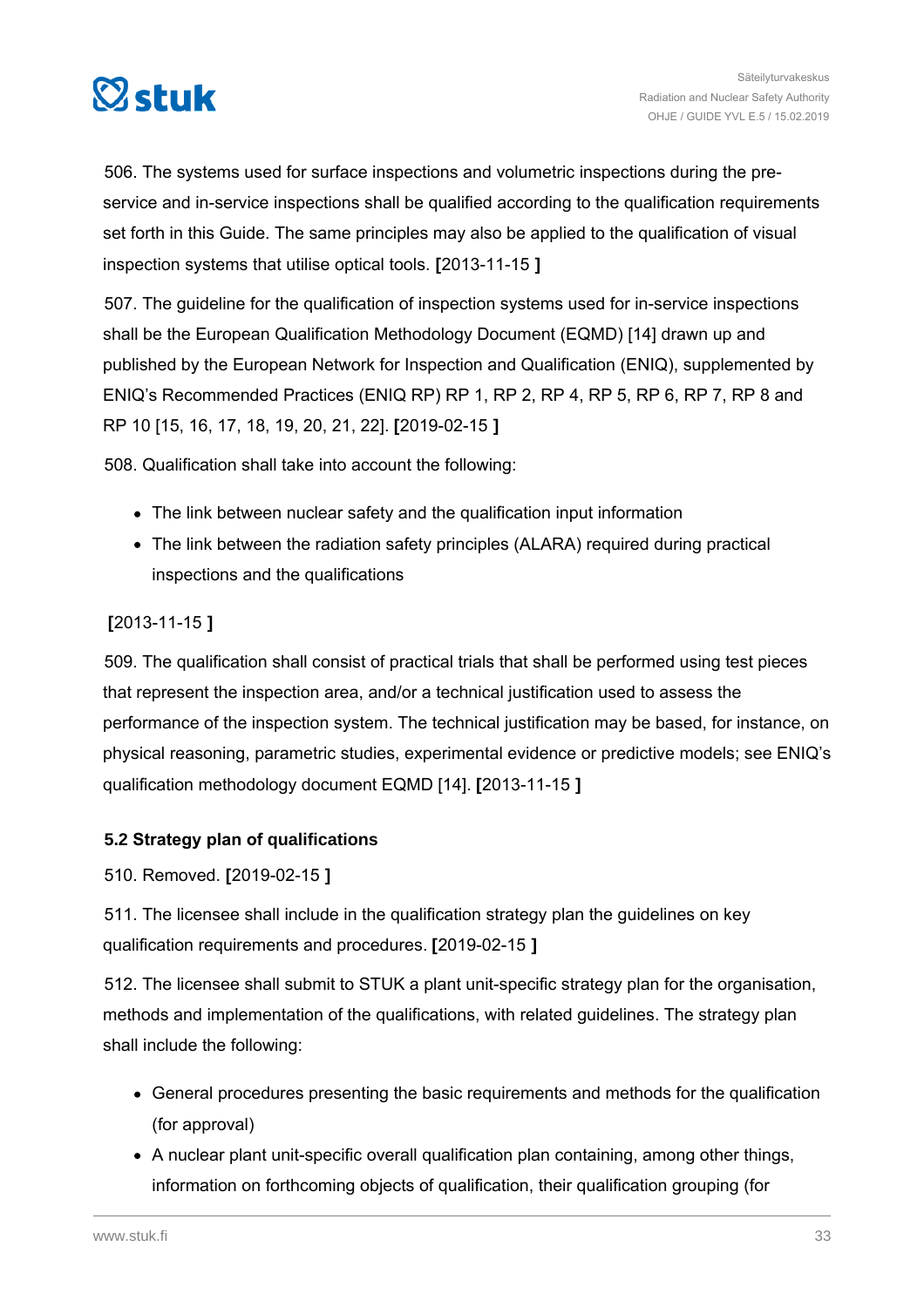506. The systems used for surface inspections and volumetric inspections during the pre-service and in-service inspections shall be qualified according to the qualification requirements set forth in this Guide. The same principles may also be applied to the qualification of visual inspection systems that utilise optical tools. **[**2013-11-15 **]**

507. The guideline for the qualification of inspection systems used for in-service inspections shall be the European Qualification Methodology Document (EQMD) [14] drawn up and published by the European Network for Inspection and Qualification (ENIQ), supplemented by ENIQ's Recommended Practices (ENIQ RP) RP 1, RP 2, RP 4, RP 5, RP 6, RP 7, RP 8 and RP 10 [15, 16, 17, 18, 19, 20, 21, 22]. **[**2019-02-15 **]**

508. Qualification shall take into account the following:

- The link between nuclear safety and the qualification input information
- The link between the radiation safety principles (ALARA) required during practical inspections and the qualifications

**[**2013-11-15 **]**

509. The qualification shall consist of practical trials that shall be performed using test pieces that represent the inspection area, and/or a technical justification used to assess the performance of the inspection system. The technical justification may be based, for instance, on physical reasoning, parametric studies, experimental evidence or predictive models; see ENIQ's qualification methodology document EQMD [14]. **[**2013-11-15 **]**

### 5.2 Strategy plan of qualifications

510. Removed. **[**2019-02-15 **]**

511. The licensee shall include in the qualification strategy plan the guidelines on key qualification requirements and procedures. **[**2019-02-15 **]**

512. The licensee shall submit to STUK a plant unit-specific strategy plan for the organisation, methods and implementation of the qualifications, with related guidelines. The strategy plan shall include the following:

- General procedures presenting the basic requirements and methods for the qualification (for approval)
- A nuclear plant unit-specific overall qualification plan containing, among other things, information on forthcoming objects of qualification, their qualification grouping (for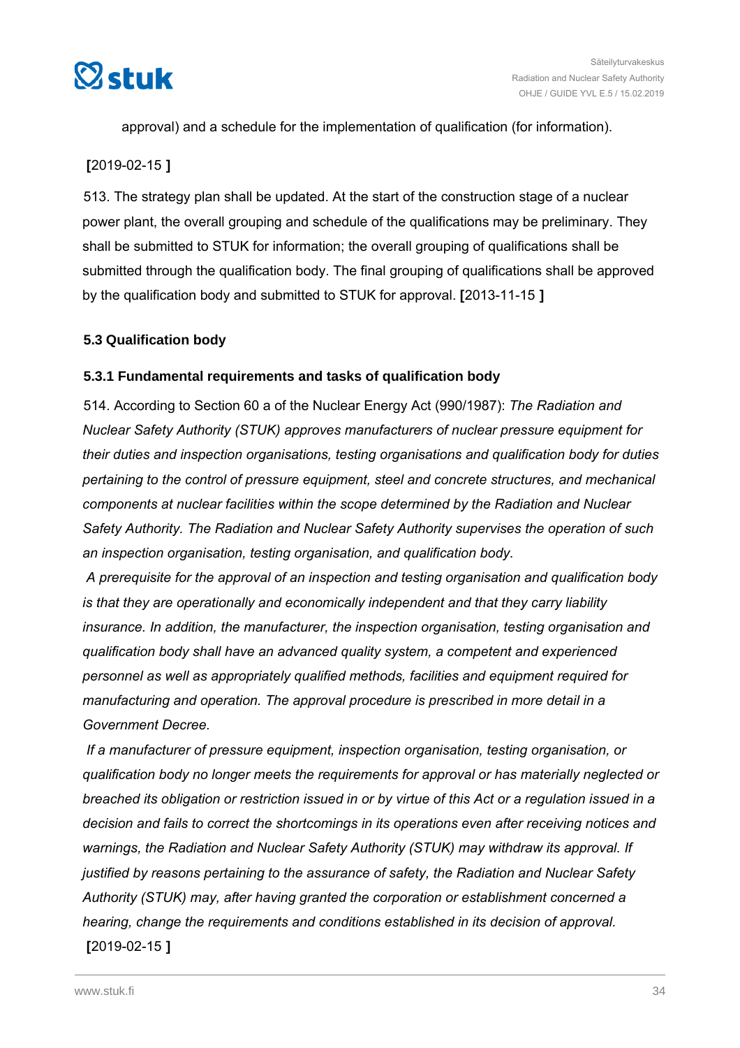approval) and a schedule for the implementation of qualification (for information).

**[**2019-02-15 **]**

513. The strategy plan shall be updated. At the start of the construction stage of a nuclear power plant, the overall grouping and schedule of the qualifications may be preliminary. They shall be submitted to STUK for information; the overall grouping of qualifications shall be submitted through the qualification body. The final grouping of qualifications shall be approved by the qualification body and submitted to STUK for approval. **[**2013-11-15 **]**

### 5.3 Qualification body

#### 5.3.1 Fundamental requirements and tasks of qualification body

514. According to Section 60 a of the Nuclear Energy Act (990/1987): *The Radiation and Nuclear Safety Authority (STUK) approves manufacturers of nuclear pressure equipment for their duties and inspection organisations, testing organisations and qualification body for duties pertaining to the control of pressure equipment, steel and concrete structures, and mechanical components at nuclear facilities within the scope determined by the Radiation and Nuclear Safety Authority. The Radiation and Nuclear Safety Authority supervises the operation of such an inspection organisation, testing organisation, and qualification body.*

*A prerequisite for the approval of an inspection and testing organisation and qualification body is that they are operationally and economically independent and that they carry liability insurance. In addition, the manufacturer, the inspection organisation, testing organisation and qualification body shall have an advanced quality system, a competent and experienced personnel as well as appropriately qualified methods, facilities and equipment required for manufacturing and operation. The approval procedure is prescribed in more detail in a Government Decree.*

*If a manufacturer of pressure equipment, inspection organisation, testing organisation, or qualification body no longer meets the requirements for approval or has materially neglected or breached its obligation or restriction issued in or by virtue of this Act or a regulation issued in a decision and fails to correct the shortcomings in its operations even after receiving notices and warnings, the Radiation and Nuclear Safety Authority (STUK) may withdraw its approval. If justified by reasons pertaining to the assurance of safety, the Radiation and Nuclear Safety Authority (STUK) may, after having granted the corporation or establishment concerned a hearing, change the requirements and conditions established in its decision of approval.*

**[**2019-02-15 **]**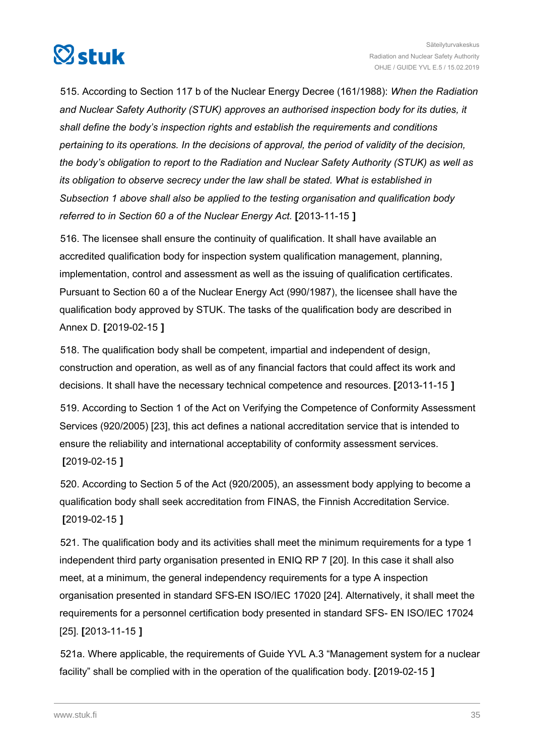515. According to Section 117 b of the Nuclear Energy Decree (161/1988): *When the Radiation and Nuclear Safety Authority (STUK) approves an authorised inspection body for its duties, it shall define the body's inspection rights and establish the requirements and conditions pertaining to its operations. In the decisions of approval, the period of validity of the decision, the body's obligation to report to the Radiation and Nuclear Safety Authority (STUK) as well as its obligation to observe secrecy under the law shall be stated. What is established in Subsection 1 above shall also be applied to the testing organisation and qualification body referred to in Section 60 a of the Nuclear Energy Act.* **[**2013-11-15 **]**

516. The licensee shall ensure the continuity of qualification. It shall have available an accredited qualification body for inspection system qualification management, planning, implementation, control and assessment as well as the issuing of qualification certificates. Pursuant to Section 60 a of the Nuclear Energy Act (990/1987), the licensee shall have the qualification body approved by STUK. The tasks of the qualification body are described in Annex D. **[**2019-02-15 **]**

518. The qualification body shall be competent, impartial and independent of design, construction and operation, as well as of any financial factors that could affect its work and decisions. It shall have the necessary technical competence and resources. **[**2013-11-15 **]**

519. According to Section 1 of the Act on Verifying the Competence of Conformity Assessment Services (920/2005) [23], this act defines a national accreditation service that is intended to ensure the reliability and international acceptability of conformity assessment services. **[**2019-02-15 **]**

520. According to Section 5 of the Act (920/2005), an assessment body applying to become a qualification body shall seek accreditation from FINAS, the Finnish Accreditation Service. **[**2019-02-15 **]**

521. The qualification body and its activities shall meet the minimum requirements for a type 1 independent third party organisation presented in ENIQ RP 7 [20]. In this case it shall also meet, at a minimum, the general independency requirements for a type A inspection organisation presented in standard SFS-EN ISO/IEC 17020 [24]. Alternatively, it shall meet the requirements for a personnel certification body presented in standard SFS- EN ISO/IEC 17024 [25]. **[**2013-11-15 **]**

521a. Where applicable, the requirements of Guide YVL A.3 "Management system for a nuclear facility" shall be complied with in the operation of the qualification body. **[**2019-02-15 **]**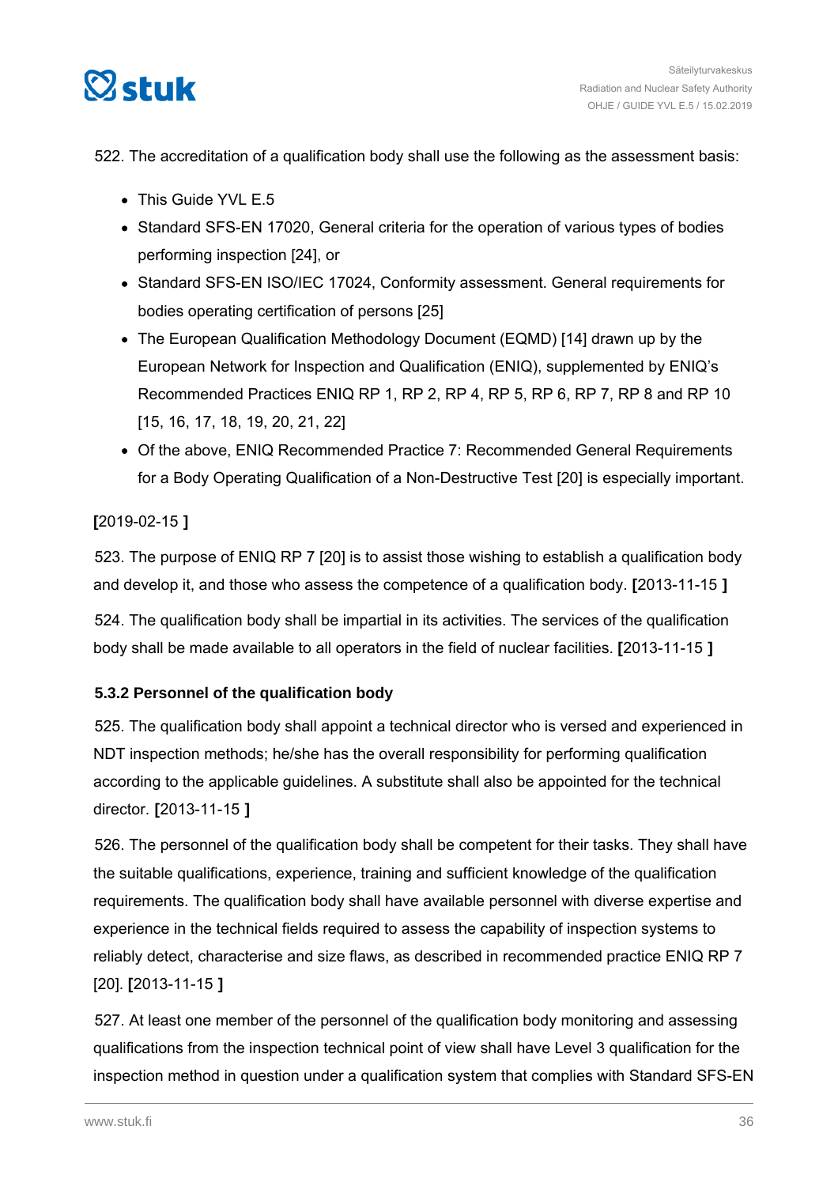522. The accreditation of a qualification body shall use the following as the assessment basis:

- This Guide YVL E.5
- Standard SFS-EN 17020, General criteria for the operation of various types of bodies performing inspection [24], or
- Standard SFS-EN ISO/IEC 17024, Conformity assessment. General requirements for bodies operating certification of persons [25]
- The European Qualification Methodology Document (EQMD) [14] drawn up by the European Network for Inspection and Qualification (ENIQ), supplemented by ENIQ's Recommended Practices ENIQ RP 1, RP 2, RP 4, RP 5, RP 6, RP 7, RP 8 and RP 10 [15, 16, 17, 18, 19, 20, 21, 22]
- Of the above, ENIQ Recommended Practice 7: Recommended General Requirements for a Body Operating Qualification of a Non-Destructive Test [20] is especially important.

**[**2019-02-15 **]**

523. The purpose of ENIQ RP 7 [20] is to assist those wishing to establish a qualification body and develop it, and those who assess the competence of a qualification body. **[**2013-11-15 **]**

524. The qualification body shall be impartial in its activities. The services of the qualification body shall be made available to all operators in the field of nuclear facilities. **[**2013-11-15 **]**

### 5.3.2 Personnel of the qualification body

525. The qualification body shall appoint a technical director who is versed and experienced in NDT inspection methods; he/she has the overall responsibility for performing qualification according to the applicable guidelines. A substitute shall also be appointed for the technical director. **[**2013-11-15 **]**

526. The personnel of the qualification body shall be competent for their tasks. They shall have the suitable qualifications, experience, training and sufficient knowledge of the qualification requirements. The qualification body shall have available personnel with diverse expertise and experience in the technical fields required to assess the capability of inspection systems to reliably detect, characterise and size flaws, as described in recommended practice ENIQ RP 7 [20]. **[**2013-11-15 **]**

527. At least one member of the personnel of the qualification body monitoring and assessing qualifications from the inspection technical point of view shall have Level 3 qualification for the inspection method in question under a qualification system that complies with Standard SFS-EN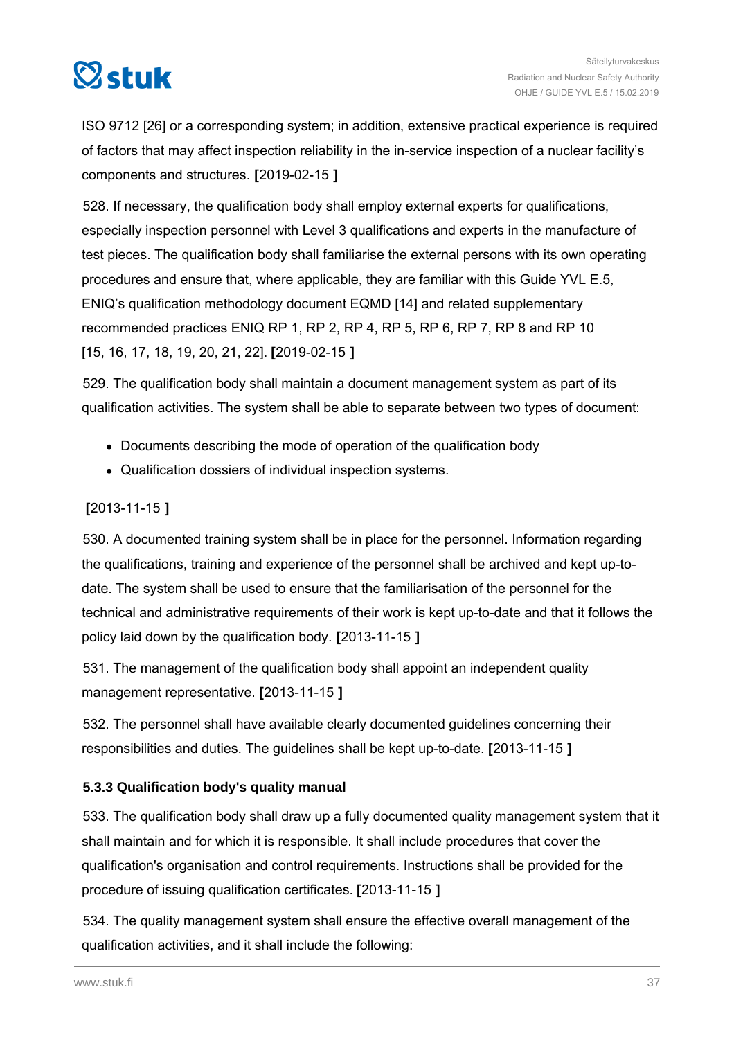ISO 9712 [26] or a corresponding system; in addition, extensive practical experience is required of factors that may affect inspection reliability in the in-service inspection of a nuclear facility's components and structures. **[**2019-02-15 **]**

528. If necessary, the qualification body shall employ external experts for qualifications, especially inspection personnel with Level 3 qualifications and experts in the manufacture of test pieces. The qualification body shall familiarise the external persons with its own operating procedures and ensure that, where applicable, they are familiar with this Guide YVL E.5, ENIQ's qualification methodology document EQMD [14] and related supplementary recommended practices ENIQ RP 1, RP 2, RP 4, RP 5, RP 6, RP 7, RP 8 and RP 10 [15, 16, 17, 18, 19, 20, 21, 22]. **[**2019-02-15 **]**

529. The qualification body shall maintain a document management system as part of its qualification activities. The system shall be able to separate between two types of document:

- Documents describing the mode of operation of the qualification body
- Qualification dossiers of individual inspection systems.

**[**2013-11-15 **]**

530. A documented training system shall be in place for the personnel. Information regarding the qualifications, training and experience of the personnel shall be archived and kept up-to-date. The system shall be used to ensure that the familiarisation of the personnel for the technical and administrative requirements of their work is kept up-to-date and that it follows the policy laid down by the qualification body. **[**2013-11-15 **]**

531. The management of the qualification body shall appoint an independent quality management representative. **[**2013-11-15 **]**

532. The personnel shall have available clearly documented guidelines concerning their responsibilities and duties. The guidelines shall be kept up-to-date. **[**2013-11-15 **]**

### 5.3.3 Qualification body's quality manual

533. The qualification body shall draw up a fully documented quality management system that it shall maintain and for which it is responsible. It shall include procedures that cover the qualification's organisation and control requirements. Instructions shall be provided for the procedure of issuing qualification certificates. **[**2013-11-15 **]**

534. The quality management system shall ensure the effective overall management of the qualification activities, and it shall include the following: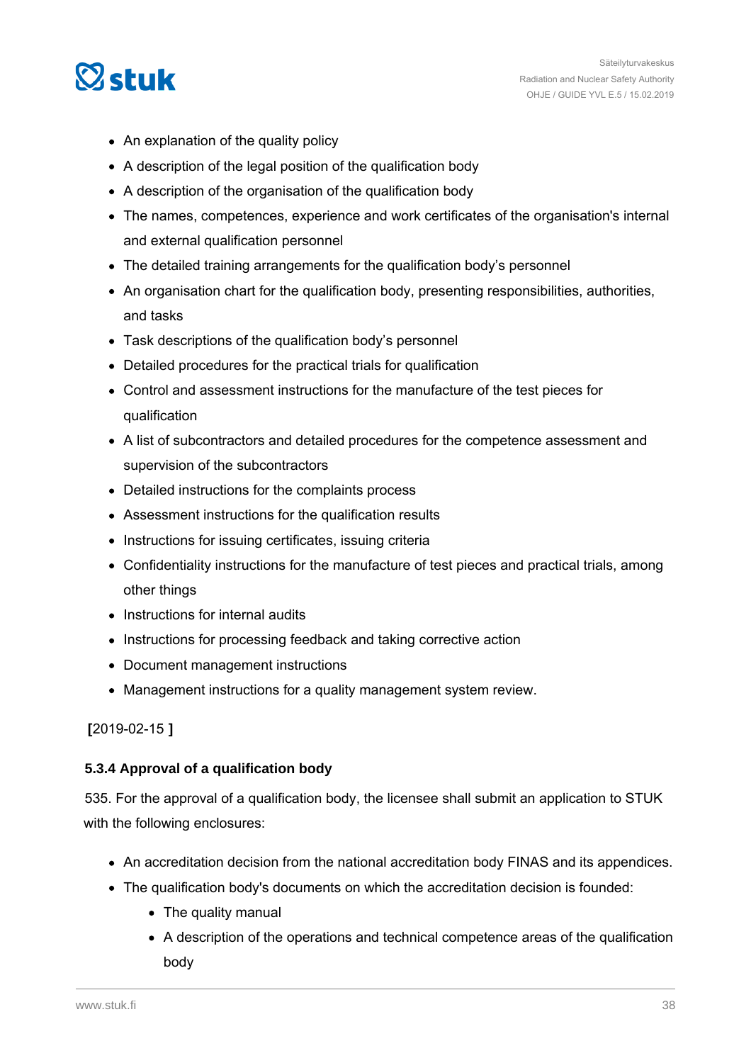- An explanation of the quality policy
- A description of the legal position of the qualification body
- A description of the organisation of the qualification body
- The names, competences, experience and work certificates of the organisation's internal and external qualification personnel
- The detailed training arrangements for the qualification body's personnel
- An organisation chart for the qualification body, presenting responsibilities, authorities, and tasks
- Task descriptions of the qualification body's personnel
- Detailed procedures for the practical trials for qualification
- Control and assessment instructions for the manufacture of the test pieces for qualification
- A list of subcontractors and detailed procedures for the competence assessment and supervision of the subcontractors
- Detailed instructions for the complaints process
- Assessment instructions for the qualification results
- Instructions for issuing certificates, issuing criteria
- Confidentiality instructions for the manufacture of test pieces and practical trials, among other things
- Instructions for internal audits
- Instructions for processing feedback and taking corrective action
- Document management instructions
- Management instructions for a quality management system review.

**[**2019-02-15 **]**

#### 5.3.4 Approval of a qualification body

535. For the approval of a qualification body, the licensee shall submit an application to STUK with the following enclosures:

- An accreditation decision from the national accreditation body FINAS and its appendices.
- The qualification body's documents on which the accreditation decision is founded:
  - The quality manual
  - A description of the operations and technical competence areas of the qualification body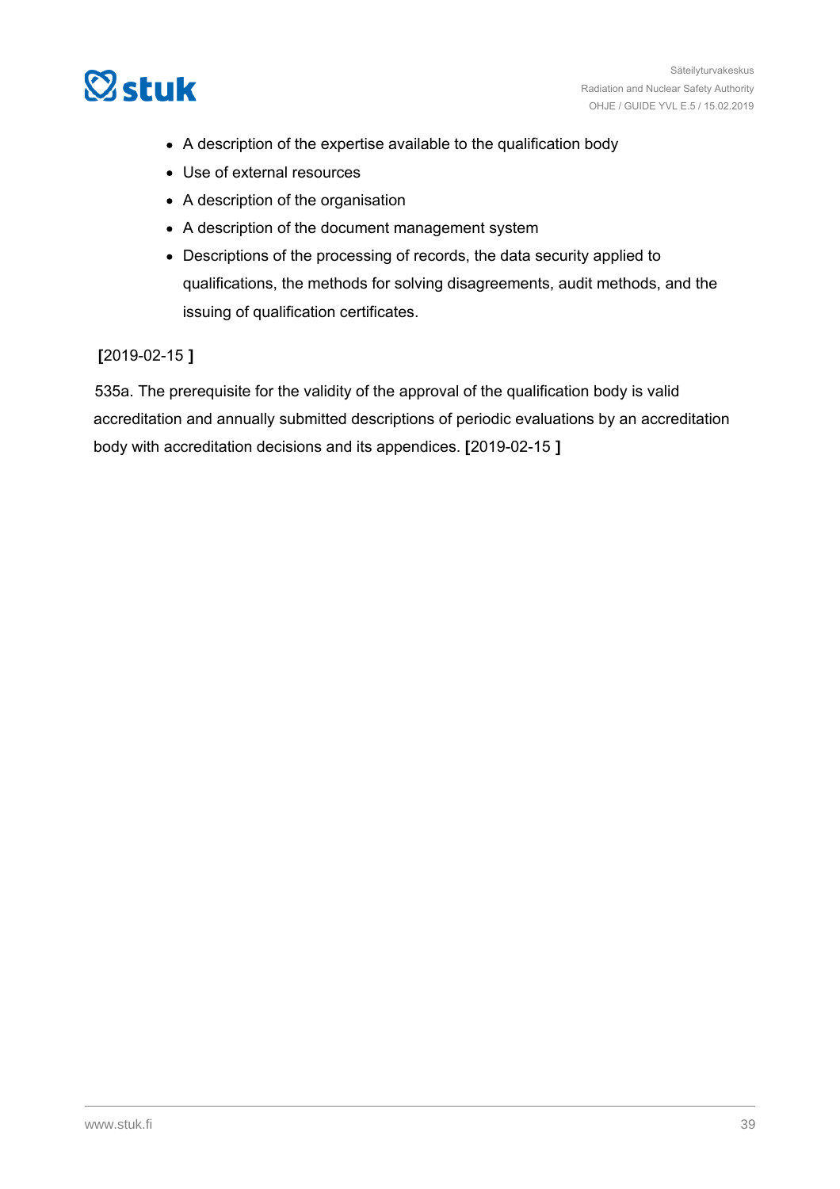- A description of the expertise available to the qualification body
- Use of external resources
- A description of the organisation
- A description of the document management system
- Descriptions of the processing of records, the data security applied to qualifications, the methods for solving disagreements, audit methods, and the issuing of qualification certificates.

**[**2019-02-15 **]**

535a. The prerequisite for the validity of the approval of the qualification body is valid accreditation and annually submitted descriptions of periodic evaluations by an accreditation body with accreditation decisions and its appendices. **[**2019-02-15 **]**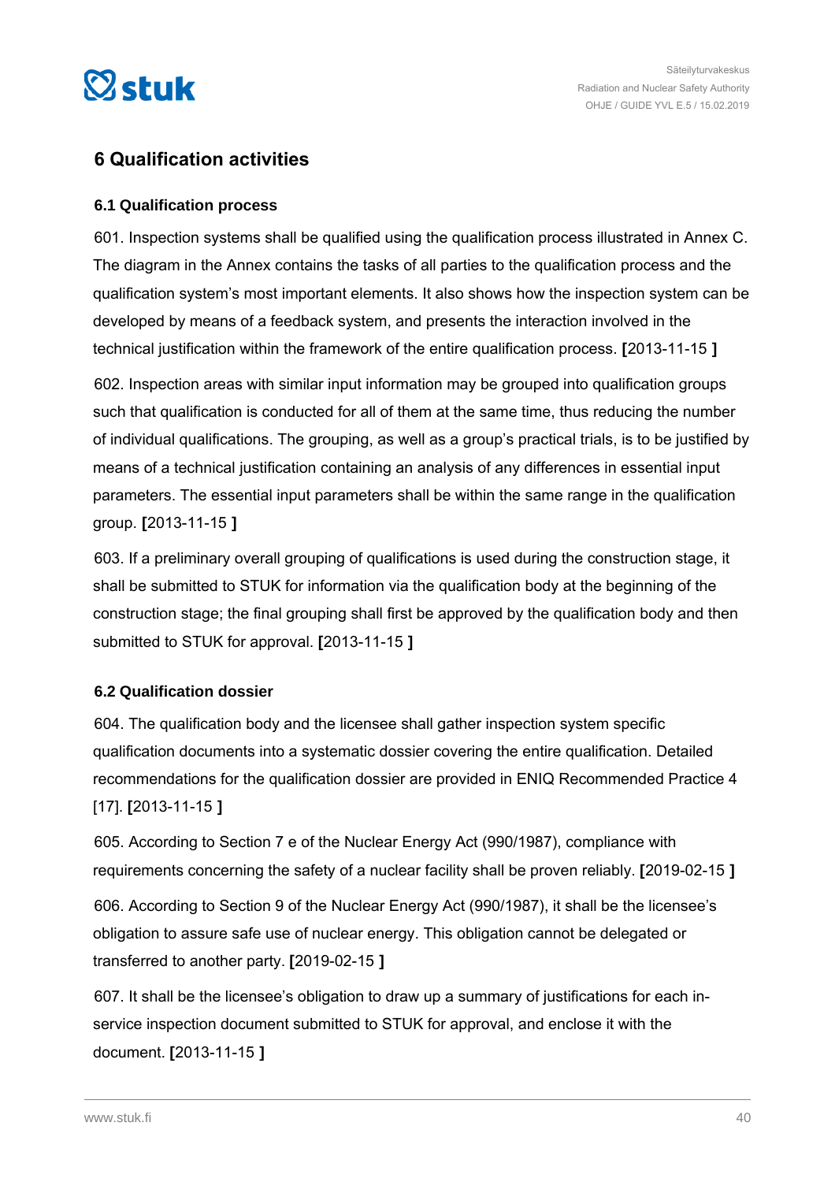# 6 Qualification activities

## 6.1 Qualification process

601. Inspection systems shall be qualified using the qualification process illustrated in Annex C. The diagram in the Annex contains the tasks of all parties to the qualification process and the qualification system's most important elements. It also shows how the inspection system can be developed by means of a feedback system, and presents the interaction involved in the technical justification within the framework of the entire qualification process. **[**2013-11-15 **]**

602. Inspection areas with similar input information may be grouped into qualification groups such that qualification is conducted for all of them at the same time, thus reducing the number of individual qualifications. The grouping, as well as a group's practical trials, is to be justified by means of a technical justification containing an analysis of any differences in essential input parameters. The essential input parameters shall be within the same range in the qualification group. **[**2013-11-15 **]**

603. If a preliminary overall grouping of qualifications is used during the construction stage, it shall be submitted to STUK for information via the qualification body at the beginning of the construction stage; the final grouping shall first be approved by the qualification body and then submitted to STUK for approval. **[**2013-11-15 **]**

## 6.2 Qualification dossier

604. The qualification body and the licensee shall gather inspection system specific qualification documents into a systematic dossier covering the entire qualification. Detailed recommendations for the qualification dossier are provided in ENIQ Recommended Practice 4 [17]. **[**2013-11-15 **]**

605. According to Section 7 e of the Nuclear Energy Act (990/1987), compliance with requirements concerning the safety of a nuclear facility shall be proven reliably. **[**2019-02-15 **]**

606. According to Section 9 of the Nuclear Energy Act (990/1987), it shall be the licensee's obligation to assure safe use of nuclear energy. This obligation cannot be delegated or transferred to another party. **[**2019-02-15 **]**

607. It shall be the licensee's obligation to draw up a summary of justifications for each in-service inspection document submitted to STUK for approval, and enclose it with the document. **[**2013-11-15 **]**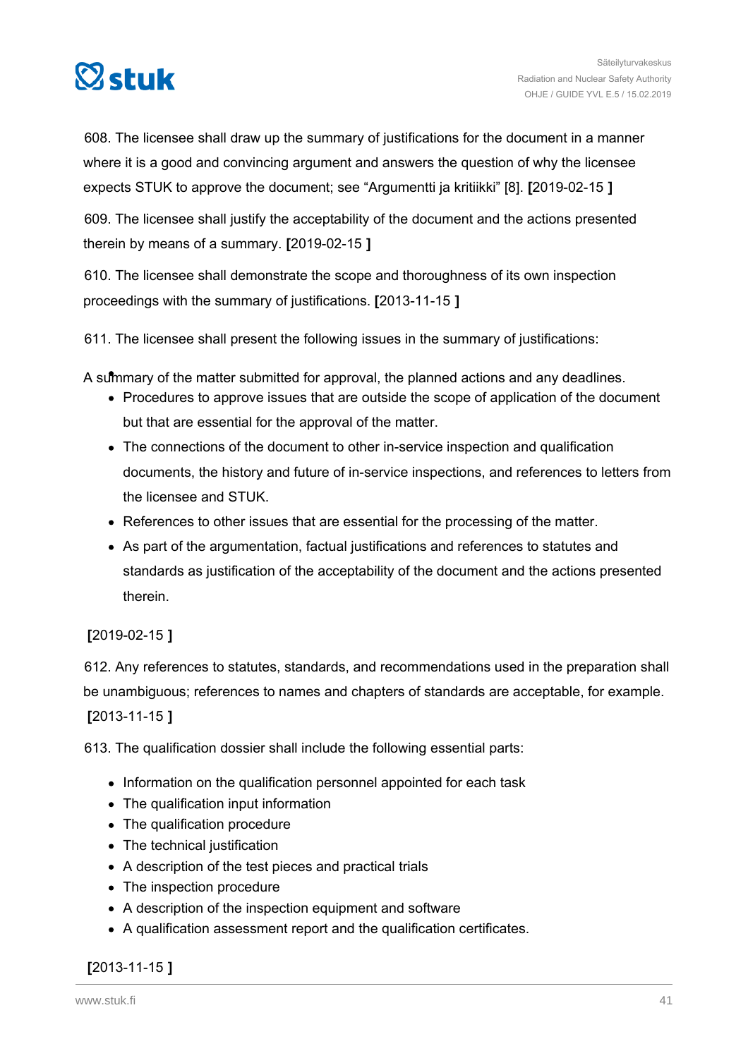608. The licensee shall draw up the summary of justifications for the document in a manner where it is a good and convincing argument and answers the question of why the licensee expects STUK to approve the document; see "Argumentti ja kritiikki" [8]. **[**2019-02-15 **]**

609. The licensee shall justify the acceptability of the document and the actions presented therein by means of a summary. **[**2019-02-15 **]**

610. The licensee shall demonstrate the scope and thoroughness of its own inspection proceedings with the summary of justifications. **[**2013-11-15 **]**

611. The licensee shall present the following issues in the summary of justifications:

- A summary of the matter submitted for approval, the planned actions and any deadlines.
- Procedures to approve issues that are outside the scope of application of the document but that are essential for the approval of the matter.
- The connections of the document to other in-service inspection and qualification documents, the history and future of in-service inspections, and references to letters from the licensee and STUK.
- References to other issues that are essential for the processing of the matter.
- As part of the argumentation, factual justifications and references to statutes and standards as justification of the acceptability of the document and the actions presented therein.

**[**2019-02-15 **]**

612. Any references to statutes, standards, and recommendations used in the preparation shall be unambiguous; references to names and chapters of standards are acceptable, for example. **[**2013-11-15 **]**

613. The qualification dossier shall include the following essential parts:

- Information on the qualification personnel appointed for each task
- The qualification input information
- The qualification procedure
- The technical justification
- A description of the test pieces and practical trials
- The inspection procedure
- A description of the inspection equipment and software
- A qualification assessment report and the qualification certificates.

**[**2013-11-15 **]**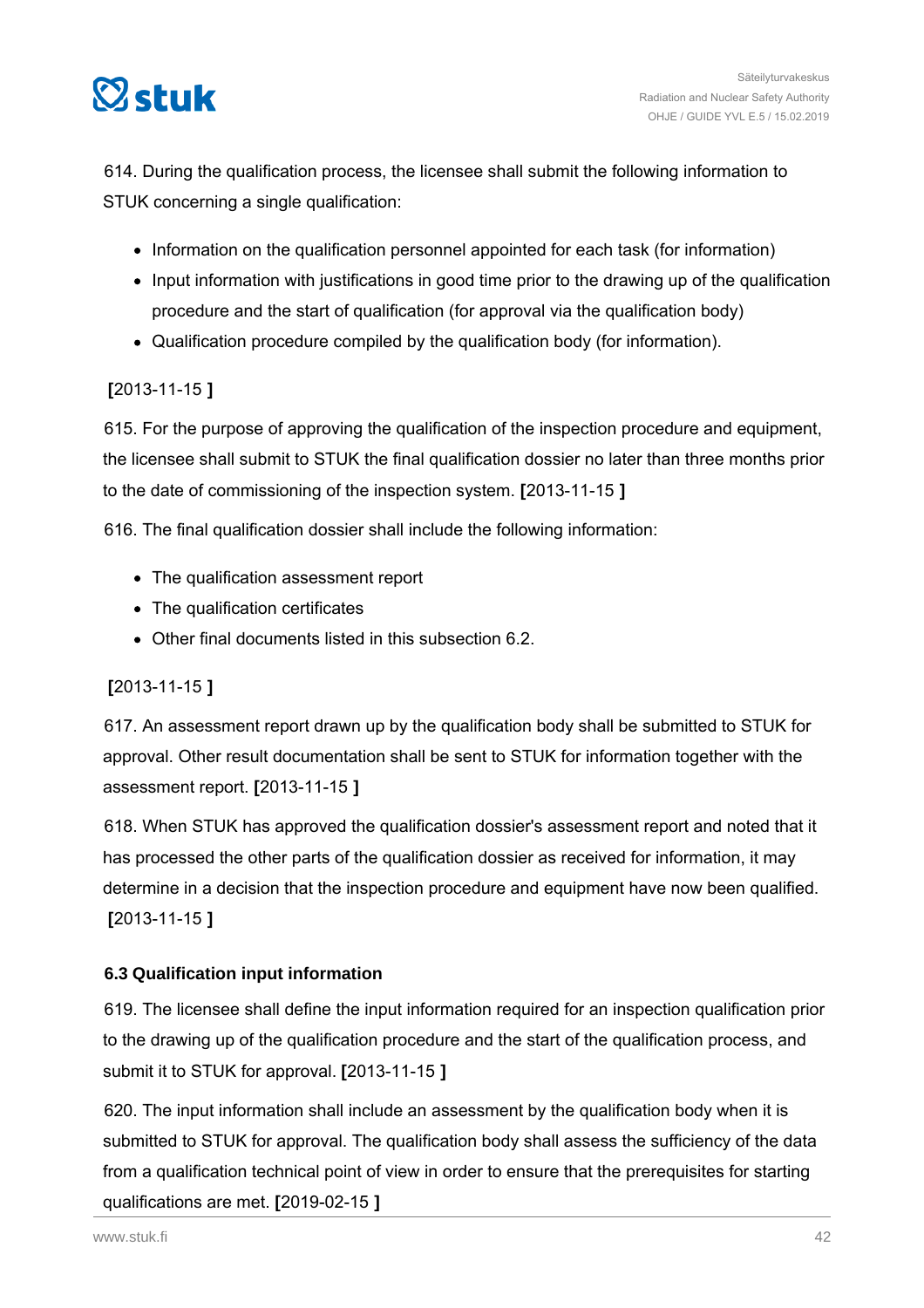614. During the qualification process, the licensee shall submit the following information to STUK concerning a single qualification:

- Information on the qualification personnel appointed for each task (for information)
- Input information with justifications in good time prior to the drawing up of the qualification procedure and the start of qualification (for approval via the qualification body)
- Qualification procedure compiled by the qualification body (for information).

**[**2013-11-15 **]**

615. For the purpose of approving the qualification of the inspection procedure and equipment, the licensee shall submit to STUK the final qualification dossier no later than three months prior to the date of commissioning of the inspection system. **[**2013-11-15 **]**

616. The final qualification dossier shall include the following information:

- The qualification assessment report
- The qualification certificates
- Other final documents listed in this subsection 6.2.

**[**2013-11-15 **]**

617. An assessment report drawn up by the qualification body shall be submitted to STUK for approval. Other result documentation shall be sent to STUK for information together with the assessment report. **[**2013-11-15 **]**

618. When STUK has approved the qualification dossier's assessment report and noted that it has processed the other parts of the qualification dossier as received for information, it may determine in a decision that the inspection procedure and equipment have now been qualified. **[**2013-11-15 **]**

### 6.3 Qualification input information

619. The licensee shall define the input information required for an inspection qualification prior to the drawing up of the qualification procedure and the start of the qualification process, and submit it to STUK for approval. **[**2013-11-15 **]**

620. The input information shall include an assessment by the qualification body when it is submitted to STUK for approval. The qualification body shall assess the sufficiency of the data from a qualification technical point of view in order to ensure that the prerequisites for starting qualifications are met. **[**2019-02-15 **]**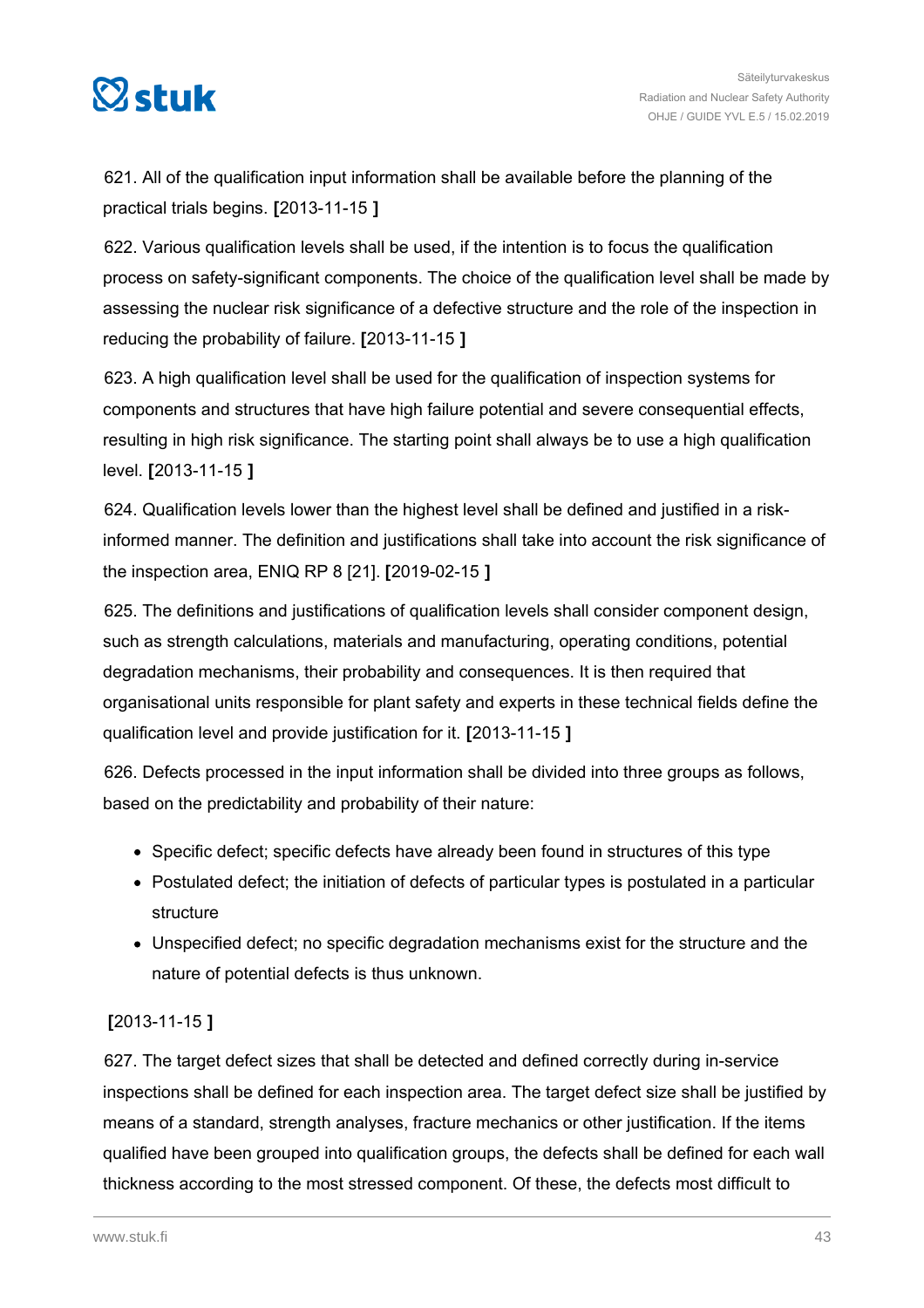621. All of the qualification input information shall be available before the planning of the practical trials begins. **[**2013-11-15 **]**

622. Various qualification levels shall be used, if the intention is to focus the qualification process on safety-significant components. The choice of the qualification level shall be made by assessing the nuclear risk significance of a defective structure and the role of the inspection in reducing the probability of failure. **[**2013-11-15 **]**

623. A high qualification level shall be used for the qualification of inspection systems for components and structures that have high failure potential and severe consequential effects, resulting in high risk significance. The starting point shall always be to use a high qualification level. **[**2013-11-15 **]**

624. Qualification levels lower than the highest level shall be defined and justified in a risk-informed manner. The definition and justifications shall take into account the risk significance of the inspection area, ENIQ RP 8 [21]. **[**2019-02-15 **]**

625. The definitions and justifications of qualification levels shall consider component design, such as strength calculations, materials and manufacturing, operating conditions, potential degradation mechanisms, their probability and consequences. It is then required that organisational units responsible for plant safety and experts in these technical fields define the qualification level and provide justification for it. **[**2013-11-15 **]**

626. Defects processed in the input information shall be divided into three groups as follows, based on the predictability and probability of their nature:

- Specific defect; specific defects have already been found in structures of this type
- Postulated defect; the initiation of defects of particular types is postulated in a particular structure
- Unspecified defect; no specific degradation mechanisms exist for the structure and the nature of potential defects is thus unknown.

**[**2013-11-15 **]**

627. The target defect sizes that shall be detected and defined correctly during in-service inspections shall be defined for each inspection area. The target defect size shall be justified by means of a standard, strength analyses, fracture mechanics or other justification. If the items qualified have been grouped into qualification groups, the defects shall be defined for each wall thickness according to the most stressed component. Of these, the defects most difficult to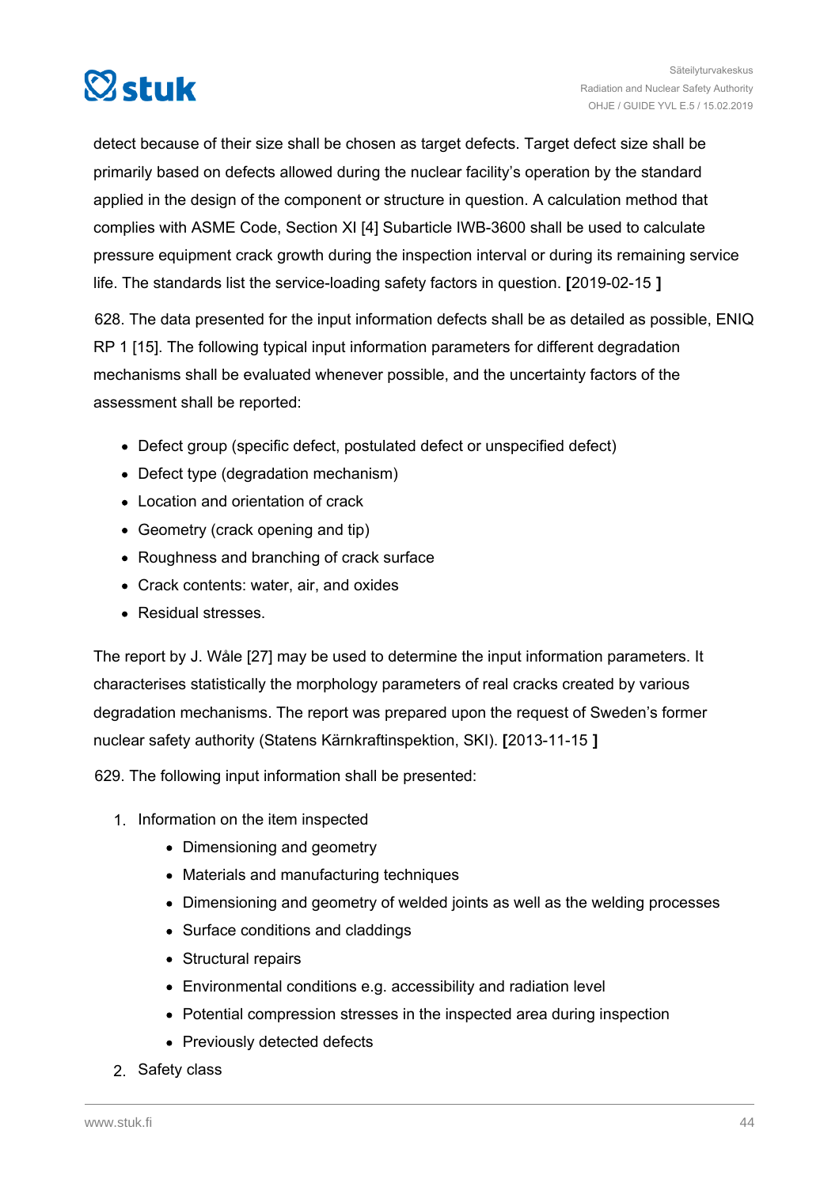detect because of their size shall be chosen as target defects. Target defect size shall be primarily based on defects allowed during the nuclear facility's operation by the standard applied in the design of the component or structure in question. A calculation method that complies with ASME Code, Section XI [4] Subarticle IWB-3600 shall be used to calculate pressure equipment crack growth during the inspection interval or during its remaining service life. The standards list the service-loading safety factors in question. **[**2019-02-15 **]**

628. The data presented for the input information defects shall be as detailed as possible, ENIQ RP 1 [15]. The following typical input information parameters for different degradation mechanisms shall be evaluated whenever possible, and the uncertainty factors of the assessment shall be reported:

- Defect group (specific defect, postulated defect or unspecified defect)
- Defect type (degradation mechanism)
- Location and orientation of crack
- Geometry (crack opening and tip)
- Roughness and branching of crack surface
- Crack contents: water, air, and oxides
- Residual stresses.

The report by J. Wåle [27] may be used to determine the input information parameters. It characterises statistically the morphology parameters of real cracks created by various degradation mechanisms. The report was prepared upon the request of Sweden's former nuclear safety authority (Statens Kärnkraftinspektion, SKI). **[**2013-11-15 **]**

629. The following input information shall be presented:

1. Information on the item inspected
    - Dimensioning and geometry
    - Materials and manufacturing techniques
    - Dimensioning and geometry of welded joints as well as the welding processes
    - Surface conditions and claddings
    - Structural repairs
    - Environmental conditions e.g. accessibility and radiation level
    - Potential compression stresses in the inspected area during inspection
    - Previously detected defects
2. Safety class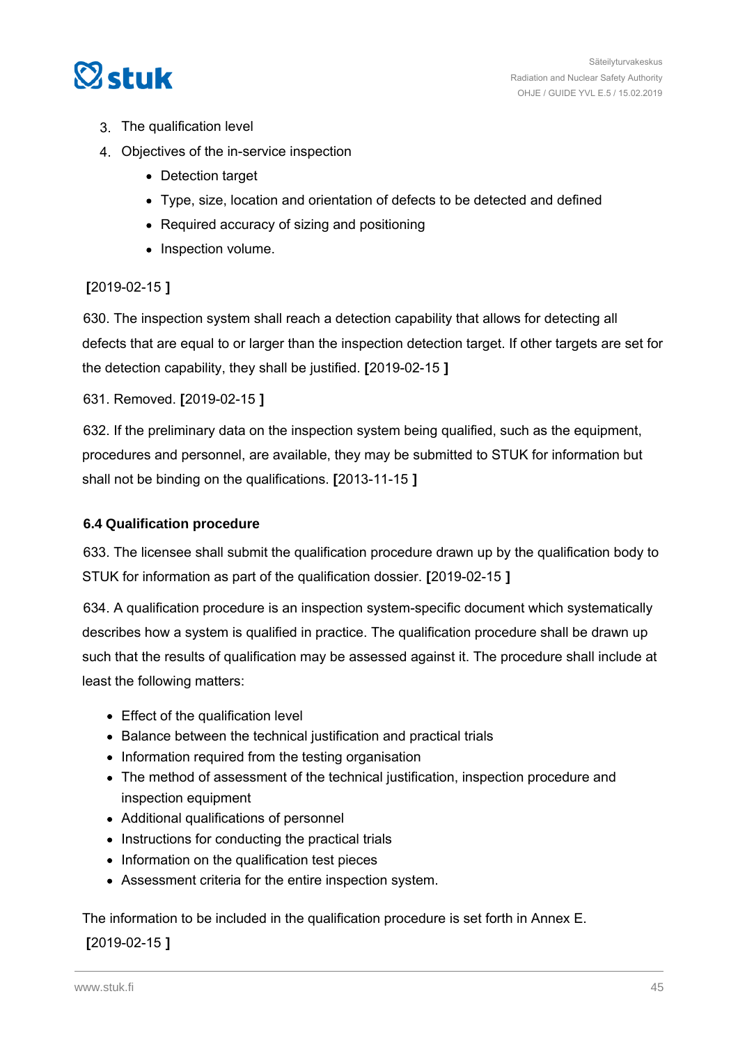3. The qualification level
4. Objectives of the in-service inspection
    - Detection target
    - Type, size, location and orientation of defects to be detected and defined
    - Required accuracy of sizing and positioning
    - Inspection volume.

**[**2019-02-15 **]**

630. The inspection system shall reach a detection capability that allows for detecting all defects that are equal to or larger than the inspection detection target. If other targets are set for the detection capability, they shall be justified. **[**2019-02-15 **]**

631. Removed. **[**2019-02-15 **]**

632. If the preliminary data on the inspection system being qualified, such as the equipment, procedures and personnel, are available, they may be submitted to STUK for information but shall not be binding on the qualifications. **[**2013-11-15 **]**

### 6.4 Qualification procedure

633. The licensee shall submit the qualification procedure drawn up by the qualification body to STUK for information as part of the qualification dossier. **[**2019-02-15 **]**

634. A qualification procedure is an inspection system-specific document which systematically describes how a system is qualified in practice. The qualification procedure shall be drawn up such that the results of qualification may be assessed against it. The procedure shall include at least the following matters:

- Effect of the qualification level
- Balance between the technical justification and practical trials
- Information required from the testing organisation
- The method of assessment of the technical justification, inspection procedure and inspection equipment
- Additional qualifications of personnel
- Instructions for conducting the practical trials
- Information on the qualification test pieces
- Assessment criteria for the entire inspection system.

The information to be included in the qualification procedure is set forth in Annex E.
**[**2019-02-15 **]**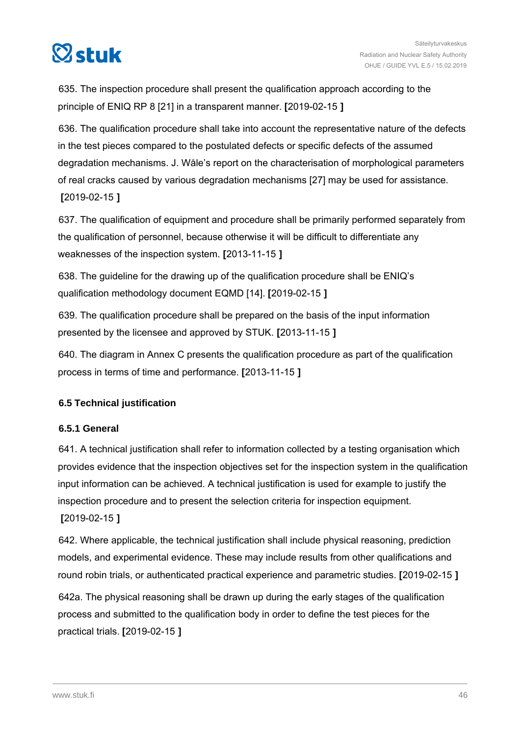635. The inspection procedure shall present the qualification approach according to the principle of ENIQ RP 8 [21] in a transparent manner. **[**2019-02-15 **]**

636. The qualification procedure shall take into account the representative nature of the defects in the test pieces compared to the postulated defects or specific defects of the assumed degradation mechanisms. J. Wåle's report on the characterisation of morphological parameters of real cracks caused by various degradation mechanisms [27] may be used for assistance. **[**2019-02-15 **]**

637. The qualification of equipment and procedure shall be primarily performed separately from the qualification of personnel, because otherwise it will be difficult to differentiate any weaknesses of the inspection system. **[**2013-11-15 **]**

638. The guideline for the drawing up of the qualification procedure shall be ENIQ's qualification methodology document EQMD [14]. **[**2019-02-15 **]**

639. The qualification procedure shall be prepared on the basis of the input information presented by the licensee and approved by STUK. **[**2013-11-15 **]**

640. The diagram in Annex C presents the qualification procedure as part of the qualification process in terms of time and performance. **[**2013-11-15 **]**

## 6.5 Technical justification

### 6.5.1 General

641. A technical justification shall refer to information collected by a testing organisation which provides evidence that the inspection objectives set for the inspection system in the qualification input information can be achieved. A technical justification is used for example to justify the inspection procedure and to present the selection criteria for inspection equipment. **[**2019-02-15 **]**

642. Where applicable, the technical justification shall include physical reasoning, prediction models, and experimental evidence. These may include results from other qualifications and round robin trials, or authenticated practical experience and parametric studies. **[**2019-02-15 **]**

642a. The physical reasoning shall be drawn up during the early stages of the qualification process and submitted to the qualification body in order to define the test pieces for the practical trials. **[**2019-02-15 **]**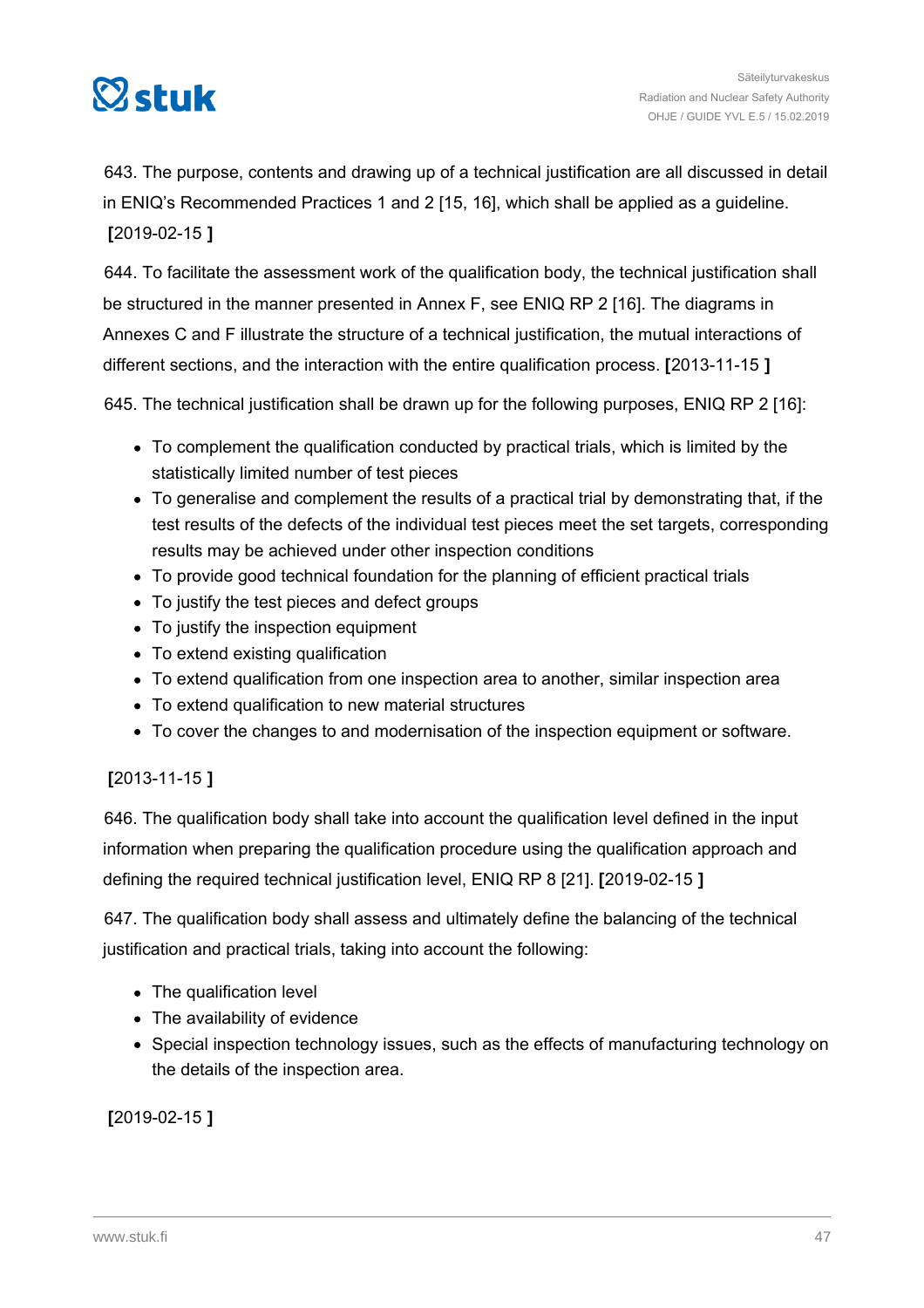643. The purpose, contents and drawing up of a technical justification are all discussed in detail in ENIQ's Recommended Practices 1 and 2 [15, 16], which shall be applied as a guideline. [2019-02-15 ]

644. To facilitate the assessment work of the qualification body, the technical justification shall be structured in the manner presented in Annex F, see ENIQ RP 2 [16]. The diagrams in Annexes C and F illustrate the structure of a technical justification, the mutual interactions of different sections, and the interaction with the entire qualification process. [2013-11-15 ]

645. The technical justification shall be drawn up for the following purposes, ENIQ RP 2 [16]:

- To complement the qualification conducted by practical trials, which is limited by the statistically limited number of test pieces
- To generalise and complement the results of a practical trial by demonstrating that, if the test results of the defects of the individual test pieces meet the set targets, corresponding results may be achieved under other inspection conditions
- To provide good technical foundation for the planning of efficient practical trials
- To justify the test pieces and defect groups
- To justify the inspection equipment
- To extend existing qualification
- To extend qualification from one inspection area to another, similar inspection area
- To extend qualification to new material structures
- To cover the changes to and modernisation of the inspection equipment or software.

[2013-11-15 ]

646. The qualification body shall take into account the qualification level defined in the input information when preparing the qualification procedure using the qualification approach and defining the required technical justification level, ENIQ RP 8 [21]. [2019-02-15 ]

647. The qualification body shall assess and ultimately define the balancing of the technical justification and practical trials, taking into account the following:

- The qualification level
- The availability of evidence
- Special inspection technology issues, such as the effects of manufacturing technology on the details of the inspection area.

[2019-02-15 ]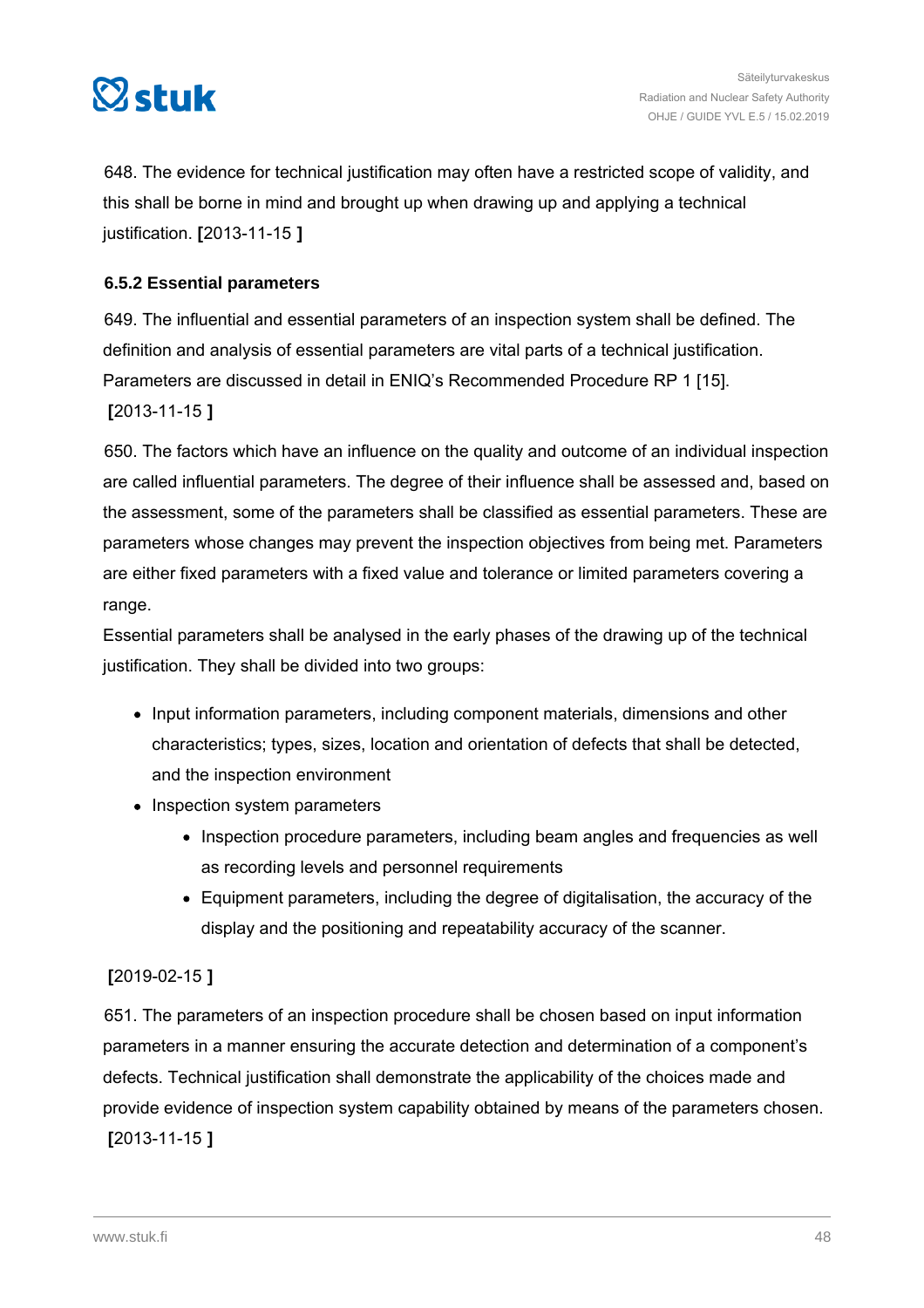648. The evidence for technical justification may often have a restricted scope of validity, and this shall be borne in mind and brought up when drawing up and applying a technical justification. **[**2013-11-15 **]**

### 6.5.2 Essential parameters

649. The influential and essential parameters of an inspection system shall be defined. The definition and analysis of essential parameters are vital parts of a technical justification. Parameters are discussed in detail in ENIQ's Recommended Procedure RP 1 [15]. **[**2013-11-15 **]**

650. The factors which have an influence on the quality and outcome of an individual inspection are called influential parameters. The degree of their influence shall be assessed and, based on the assessment, some of the parameters shall be classified as essential parameters. These are parameters whose changes may prevent the inspection objectives from being met. Parameters are either fixed parameters with a fixed value and tolerance or limited parameters covering a range.

Essential parameters shall be analysed in the early phases of the drawing up of the technical justification. They shall be divided into two groups:

- Input information parameters, including component materials, dimensions and other characteristics; types, sizes, location and orientation of defects that shall be detected, and the inspection environment
- Inspection system parameters
  - Inspection procedure parameters, including beam angles and frequencies as well as recording levels and personnel requirements
  - Equipment parameters, including the degree of digitalisation, the accuracy of the display and the positioning and repeatability accuracy of the scanner.

**[**2019-02-15 **]**

651. The parameters of an inspection procedure shall be chosen based on input information parameters in a manner ensuring the accurate detection and determination of a component's defects. Technical justification shall demonstrate the applicability of the choices made and provide evidence of inspection system capability obtained by means of the parameters chosen. **[**2013-11-15 **]**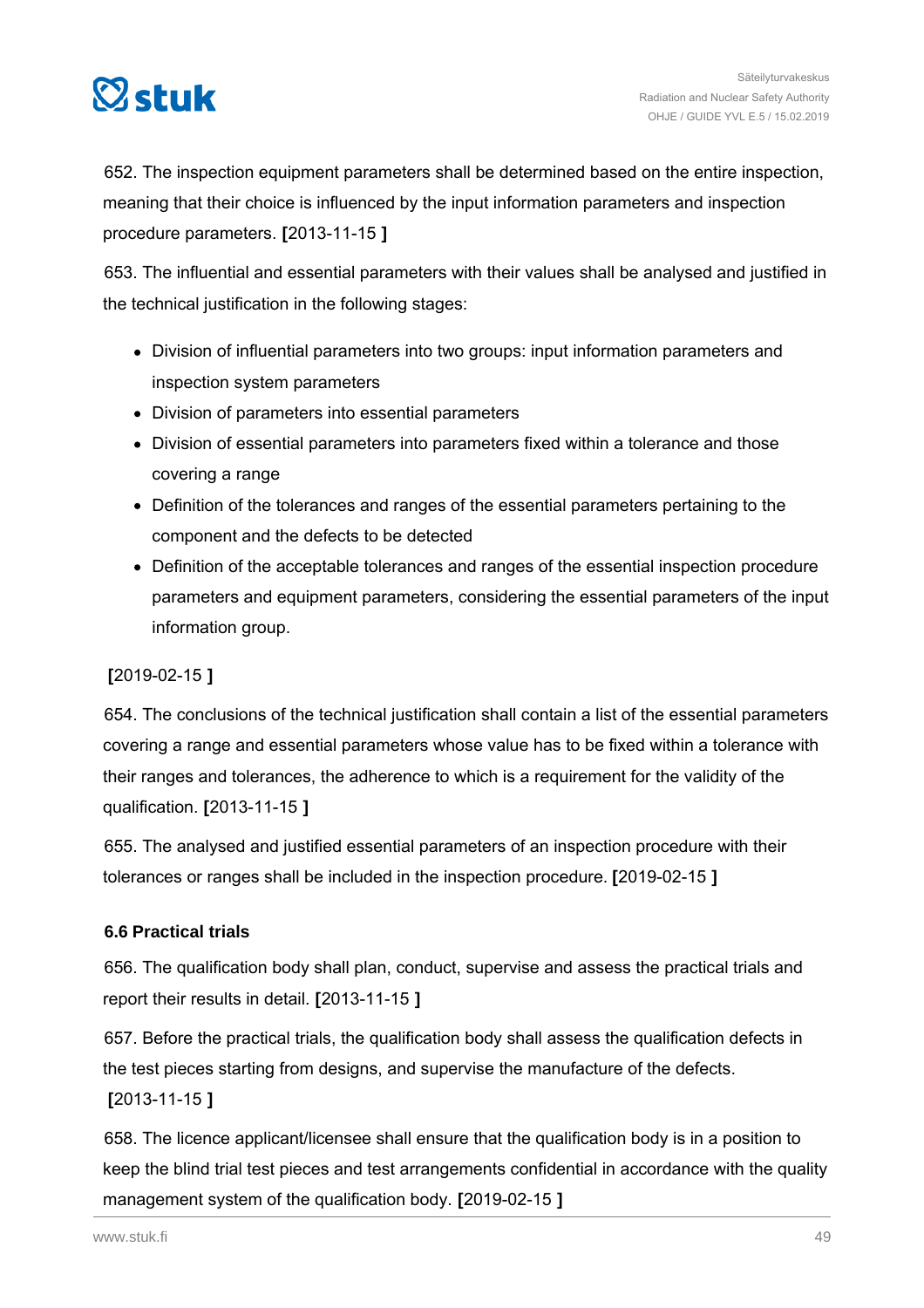652. The inspection equipment parameters shall be determined based on the entire inspection, meaning that their choice is influenced by the input information parameters and inspection procedure parameters. **[**2013-11-15 **]**

653. The influential and essential parameters with their values shall be analysed and justified in the technical justification in the following stages:

- Division of influential parameters into two groups: input information parameters and inspection system parameters
- Division of parameters into essential parameters
- Division of essential parameters into parameters fixed within a tolerance and those covering a range
- Definition of the tolerances and ranges of the essential parameters pertaining to the component and the defects to be detected
- Definition of the acceptable tolerances and ranges of the essential inspection procedure parameters and equipment parameters, considering the essential parameters of the input information group.

**[**2019-02-15 **]**

654. The conclusions of the technical justification shall contain a list of the essential parameters covering a range and essential parameters whose value has to be fixed within a tolerance with their ranges and tolerances, the adherence to which is a requirement for the validity of the qualification. **[**2013-11-15 **]**

655. The analysed and justified essential parameters of an inspection procedure with their tolerances or ranges shall be included in the inspection procedure. **[**2019-02-15 **]**

### 6.6 Practical trials

656. The qualification body shall plan, conduct, supervise and assess the practical trials and report their results in detail. **[**2013-11-15 **]**

657. Before the practical trials, the qualification body shall assess the qualification defects in the test pieces starting from designs, and supervise the manufacture of the defects. **[**2013-11-15 **]**

658. The licence applicant/licensee shall ensure that the qualification body is in a position to keep the blind trial test pieces and test arrangements confidential in accordance with the quality management system of the qualification body. **[**2019-02-15 **]**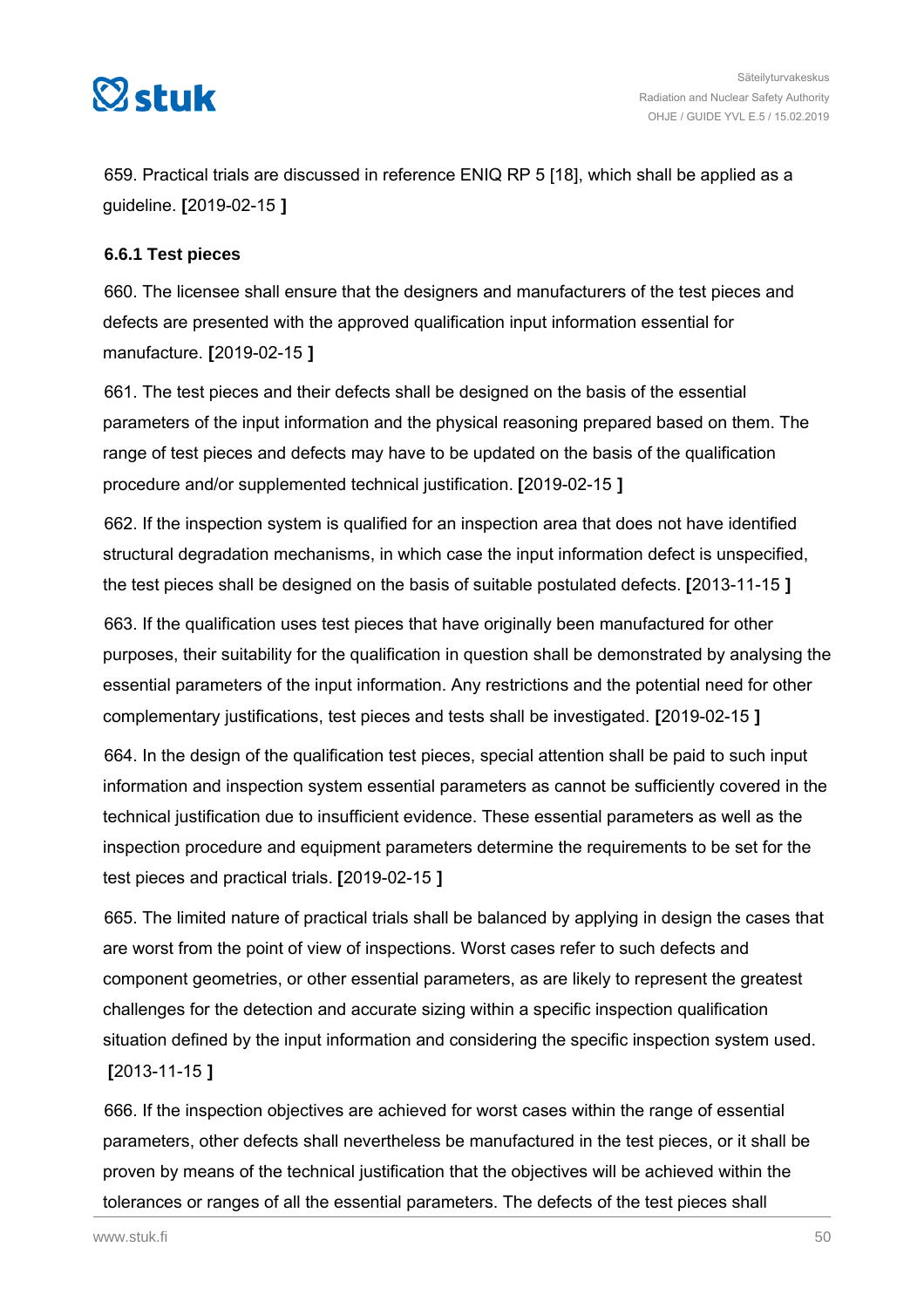659. Practical trials are discussed in reference ENIQ RP 5 [18], which shall be applied as a guideline. **[**2019-02-15 **]**

### 6.6.1 Test pieces

660. The licensee shall ensure that the designers and manufacturers of the test pieces and defects are presented with the approved qualification input information essential for manufacture. **[**2019-02-15 **]**

661. The test pieces and their defects shall be designed on the basis of the essential parameters of the input information and the physical reasoning prepared based on them. The range of test pieces and defects may have to be updated on the basis of the qualification procedure and/or supplemented technical justification. **[**2019-02-15 **]**

662. If the inspection system is qualified for an inspection area that does not have identified structural degradation mechanisms, in which case the input information defect is unspecified, the test pieces shall be designed on the basis of suitable postulated defects. **[**2013-11-15 **]**

663. If the qualification uses test pieces that have originally been manufactured for other purposes, their suitability for the qualification in question shall be demonstrated by analysing the essential parameters of the input information. Any restrictions and the potential need for other complementary justifications, test pieces and tests shall be investigated. **[**2019-02-15 **]**

664. In the design of the qualification test pieces, special attention shall be paid to such input information and inspection system essential parameters as cannot be sufficiently covered in the technical justification due to insufficient evidence. These essential parameters as well as the inspection procedure and equipment parameters determine the requirements to be set for the test pieces and practical trials. **[**2019-02-15 **]**

665. The limited nature of practical trials shall be balanced by applying in design the cases that are worst from the point of view of inspections. Worst cases refer to such defects and component geometries, or other essential parameters, as are likely to represent the greatest challenges for the detection and accurate sizing within a specific inspection qualification situation defined by the input information and considering the specific inspection system used. **[**2013-11-15 **]**

666. If the inspection objectives are achieved for worst cases within the range of essential parameters, other defects shall nevertheless be manufactured in the test pieces, or it shall be proven by means of the technical justification that the objectives will be achieved within the tolerances or ranges of all the essential parameters. The defects of the test pieces shall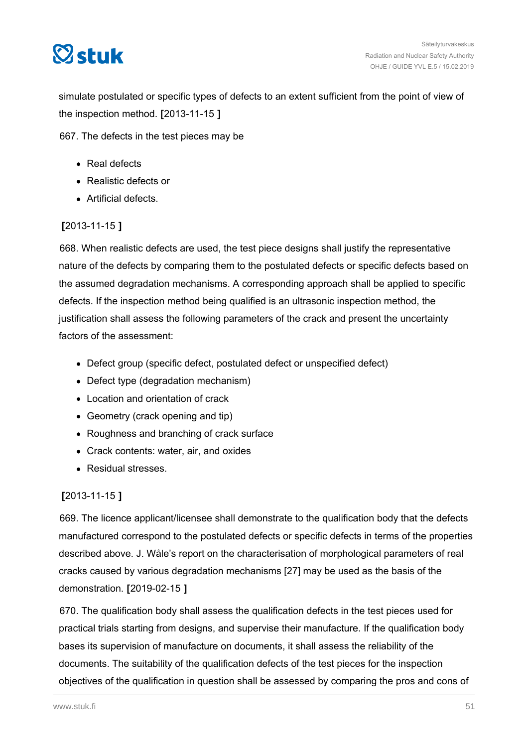simulate postulated or specific types of defects to an extent sufficient from the point of view of the inspection method. **[**2013-11-15 **]**

667. The defects in the test pieces may be

- Real defects
- Realistic defects or
- Artificial defects.

**[**2013-11-15 **]**

668. When realistic defects are used, the test piece designs shall justify the representative nature of the defects by comparing them to the postulated defects or specific defects based on the assumed degradation mechanisms. A corresponding approach shall be applied to specific defects. If the inspection method being qualified is an ultrasonic inspection method, the justification shall assess the following parameters of the crack and present the uncertainty factors of the assessment:

- Defect group (specific defect, postulated defect or unspecified defect)
- Defect type (degradation mechanism)
- Location and orientation of crack
- Geometry (crack opening and tip)
- Roughness and branching of crack surface
- Crack contents: water, air, and oxides
- Residual stresses.

**[**2013-11-15 **]**

669. The licence applicant/licensee shall demonstrate to the qualification body that the defects manufactured correspond to the postulated defects or specific defects in terms of the properties described above. J. Wåle's report on the characterisation of morphological parameters of real cracks caused by various degradation mechanisms [27] may be used as the basis of the demonstration. **[**2019-02-15 **]**

670. The qualification body shall assess the qualification defects in the test pieces used for practical trials starting from designs, and supervise their manufacture. If the qualification body bases its supervision of manufacture on documents, it shall assess the reliability of the documents. The suitability of the qualification defects of the test pieces for the inspection objectives of the qualification in question shall be assessed by comparing the pros and cons of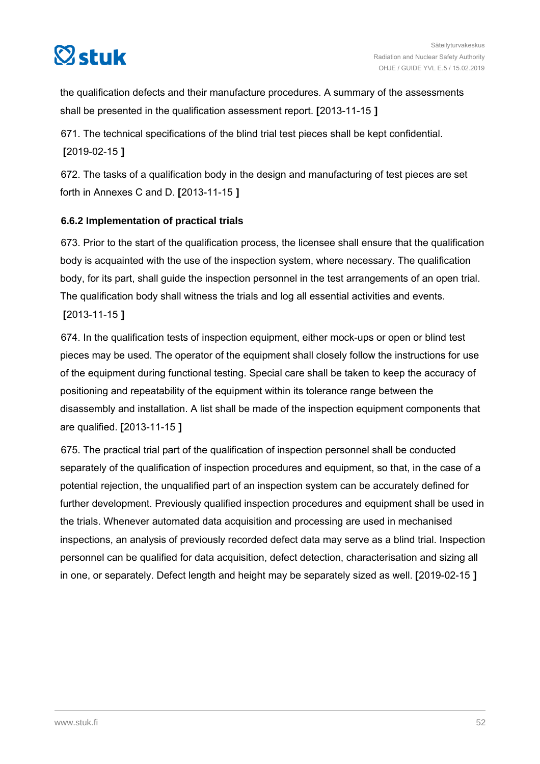the qualification defects and their manufacture procedures. A summary of the assessments shall be presented in the qualification assessment report. **[**2013-11-15 **]**

671. The technical specifications of the blind trial test pieces shall be kept confidential. **[**2019-02-15 **]**

672. The tasks of a qualification body in the design and manufacturing of test pieces are set forth in Annexes C and D. **[**2013-11-15 **]**

### 6.6.2 Implementation of practical trials

673. Prior to the start of the qualification process, the licensee shall ensure that the qualification body is acquainted with the use of the inspection system, where necessary. The qualification body, for its part, shall guide the inspection personnel in the test arrangements of an open trial. The qualification body shall witness the trials and log all essential activities and events. **[**2013-11-15 **]**

674. In the qualification tests of inspection equipment, either mock-ups or open or blind test pieces may be used. The operator of the equipment shall closely follow the instructions for use of the equipment during functional testing. Special care shall be taken to keep the accuracy of positioning and repeatability of the equipment within its tolerance range between the disassembly and installation. A list shall be made of the inspection equipment components that are qualified. **[**2013-11-15 **]**

675. The practical trial part of the qualification of inspection personnel shall be conducted separately of the qualification of inspection procedures and equipment, so that, in the case of a potential rejection, the unqualified part of an inspection system can be accurately defined for further development. Previously qualified inspection procedures and equipment shall be used in the trials. Whenever automated data acquisition and processing are used in mechanised inspections, an analysis of previously recorded defect data may serve as a blind trial. Inspection personnel can be qualified for data acquisition, defect detection, characterisation and sizing all in one, or separately. Defect length and height may be separately sized as well. **[**2019-02-15 **]**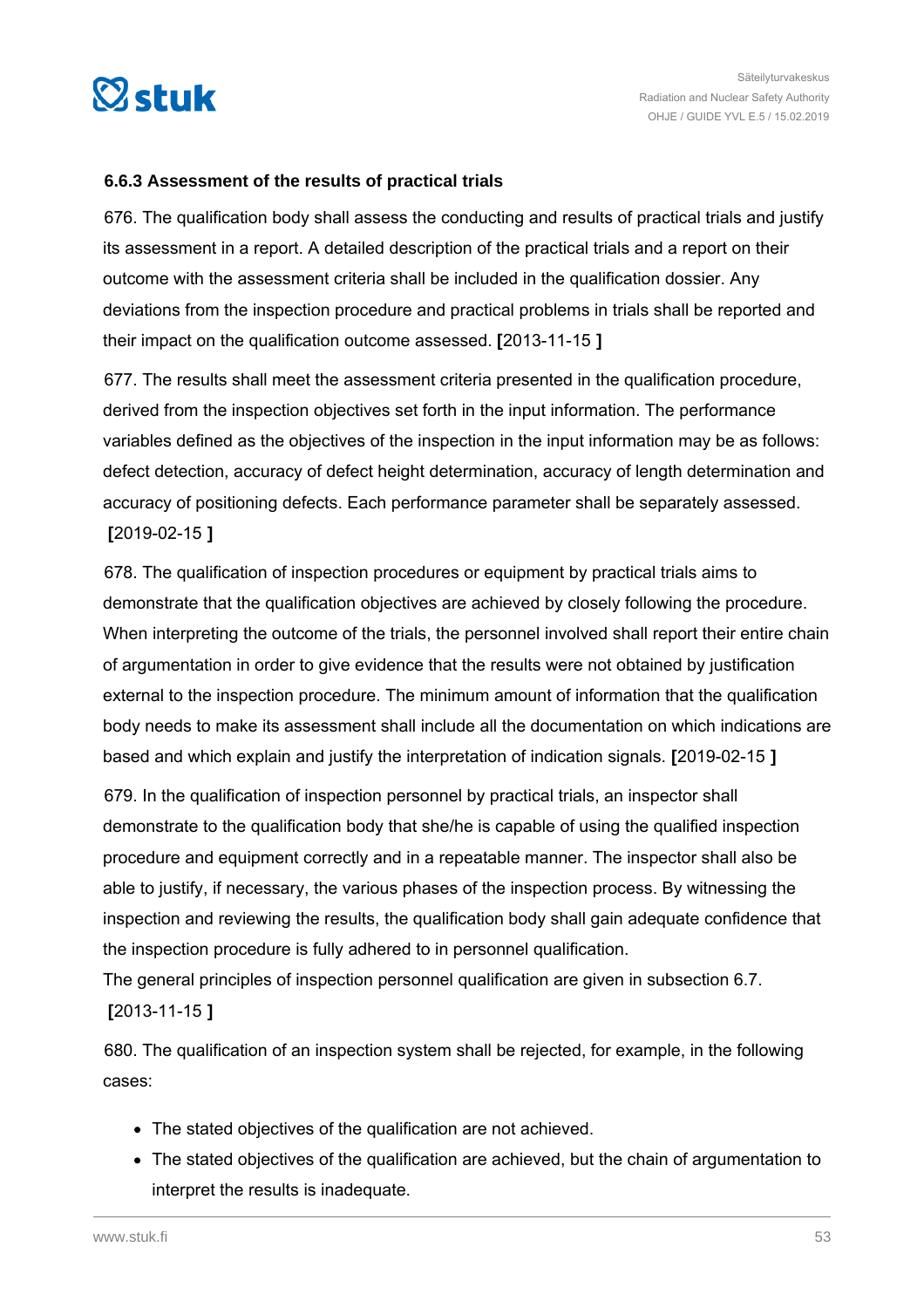### 6.6.3 Assessment of the results of practical trials

676. The qualification body shall assess the conducting and results of practical trials and justify its assessment in a report. A detailed description of the practical trials and a report on their outcome with the assessment criteria shall be included in the qualification dossier. Any deviations from the inspection procedure and practical problems in trials shall be reported and their impact on the qualification outcome assessed. **[**2013-11-15 **]**

677. The results shall meet the assessment criteria presented in the qualification procedure, derived from the inspection objectives set forth in the input information. The performance variables defined as the objectives of the inspection in the input information may be as follows: defect detection, accuracy of defect height determination, accuracy of length determination and accuracy of positioning defects. Each performance parameter shall be separately assessed. **[**2019-02-15 **]**

678. The qualification of inspection procedures or equipment by practical trials aims to demonstrate that the qualification objectives are achieved by closely following the procedure. When interpreting the outcome of the trials, the personnel involved shall report their entire chain of argumentation in order to give evidence that the results were not obtained by justification external to the inspection procedure. The minimum amount of information that the qualification body needs to make its assessment shall include all the documentation on which indications are based and which explain and justify the interpretation of indication signals. **[**2019-02-15 **]**

679. In the qualification of inspection personnel by practical trials, an inspector shall demonstrate to the qualification body that she/he is capable of using the qualified inspection procedure and equipment correctly and in a repeatable manner. The inspector shall also be able to justify, if necessary, the various phases of the inspection process. By witnessing the inspection and reviewing the results, the qualification body shall gain adequate confidence that the inspection procedure is fully adhered to in personnel qualification.
The general principles of inspection personnel qualification are given in subsection 6.7. **[**2013-11-15 **]**

680. The qualification of an inspection system shall be rejected, for example, in the following cases:

- The stated objectives of the qualification are not achieved.
- The stated objectives of the qualification are achieved, but the chain of argumentation to interpret the results is inadequate.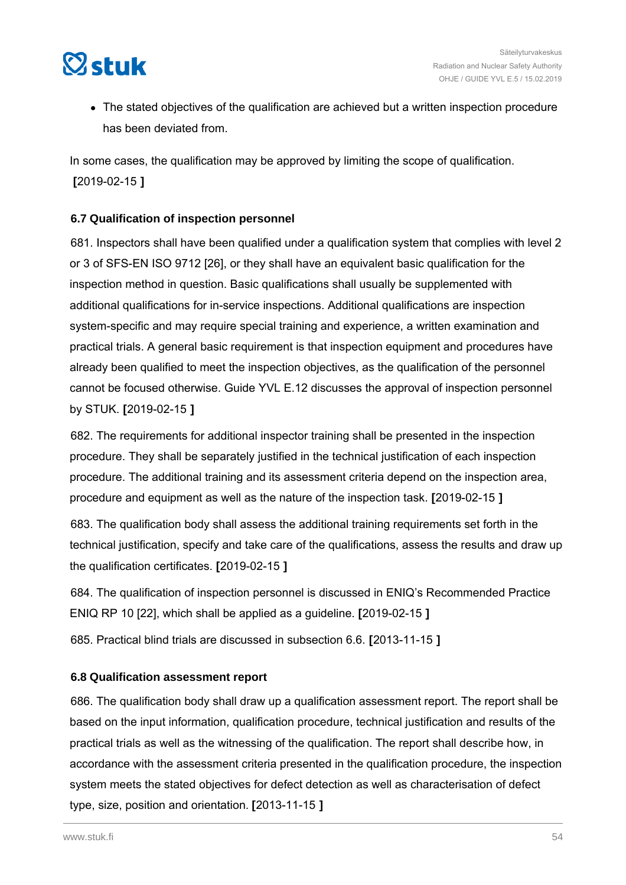- The stated objectives of the qualification are achieved but a written inspection procedure has been deviated from.

In some cases, the qualification may be approved by limiting the scope of qualification. **[**2019-02-15 **]**

### 6.7 Qualification of inspection personnel

681. Inspectors shall have been qualified under a qualification system that complies with level 2 or 3 of SFS-EN ISO 9712 [26], or they shall have an equivalent basic qualification for the inspection method in question. Basic qualifications shall usually be supplemented with additional qualifications for in-service inspections. Additional qualifications are inspection system-specific and may require special training and experience, a written examination and practical trials. A general basic requirement is that inspection equipment and procedures have already been qualified to meet the inspection objectives, as the qualification of the personnel cannot be focused otherwise. Guide YVL E.12 discusses the approval of inspection personnel by STUK. **[**2019-02-15 **]**

682. The requirements for additional inspector training shall be presented in the inspection procedure. They shall be separately justified in the technical justification of each inspection procedure. The additional training and its assessment criteria depend on the inspection area, procedure and equipment as well as the nature of the inspection task. **[**2019-02-15 **]**

683. The qualification body shall assess the additional training requirements set forth in the technical justification, specify and take care of the qualifications, assess the results and draw up the qualification certificates. **[**2019-02-15 **]**

684. The qualification of inspection personnel is discussed in ENIQ's Recommended Practice ENIQ RP 10 [22], which shall be applied as a guideline. **[**2019-02-15 **]**

685. Practical blind trials are discussed in subsection 6.6. **[**2013-11-15 **]**

### 6.8 Qualification assessment report

686. The qualification body shall draw up a qualification assessment report. The report shall be based on the input information, qualification procedure, technical justification and results of the practical trials as well as the witnessing of the qualification. The report shall describe how, in accordance with the assessment criteria presented in the qualification procedure, the inspection system meets the stated objectives for defect detection as well as characterisation of defect type, size, position and orientation. **[**2013-11-15 **]**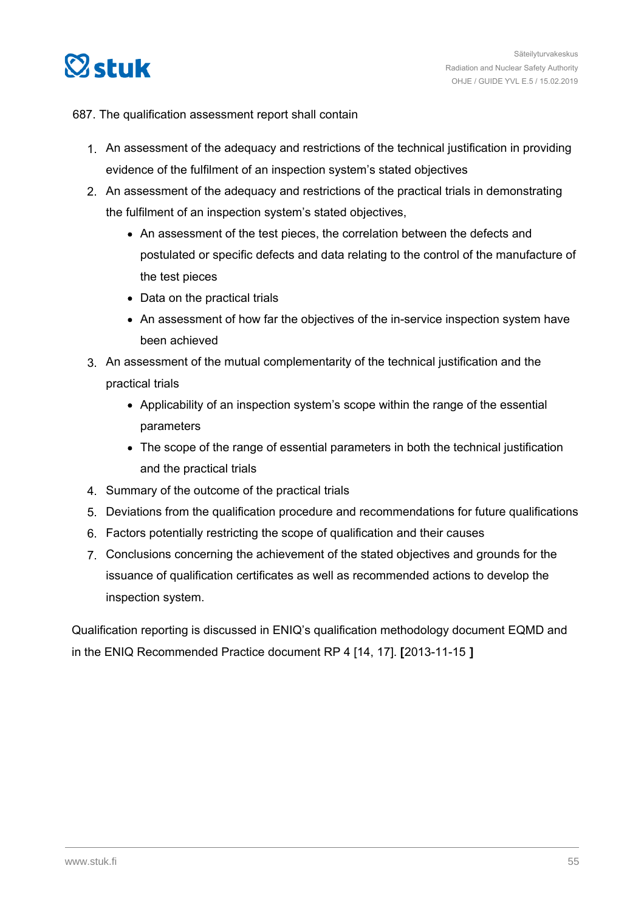687. The qualification assessment report shall contain

1. An assessment of the adequacy and restrictions of the technical justification in providing evidence of the fulfilment of an inspection system's stated objectives
2. An assessment of the adequacy and restrictions of the practical trials in demonstrating the fulfilment of an inspection system's stated objectives,
   - An assessment of the test pieces, the correlation between the defects and postulated or specific defects and data relating to the control of the manufacture of the test pieces
   - Data on the practical trials
   - An assessment of how far the objectives of the in-service inspection system have been achieved
3. An assessment of the mutual complementarity of the technical justification and the practical trials
   - Applicability of an inspection system's scope within the range of the essential parameters
   - The scope of the range of essential parameters in both the technical justification and the practical trials
4. Summary of the outcome of the practical trials
5. Deviations from the qualification procedure and recommendations for future qualifications
6. Factors potentially restricting the scope of qualification and their causes
7. Conclusions concerning the achievement of the stated objectives and grounds for the issuance of qualification certificates as well as recommended actions to develop the inspection system.

Qualification reporting is discussed in ENIQ's qualification methodology document EQMD and in the ENIQ Recommended Practice document RP 4 [14, 17]. **[**2013-11-15 **]**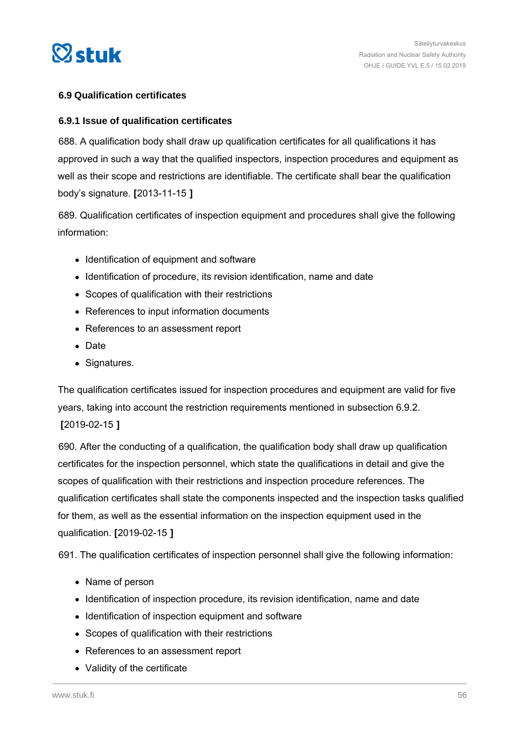### 6.9 Qualification certificates

#### 6.9.1 Issue of qualification certificates

688. A qualification body shall draw up qualification certificates for all qualifications it has approved in such a way that the qualified inspectors, inspection procedures and equipment as well as their scope and restrictions are identifiable. The certificate shall bear the qualification body's signature. **[**2013-11-15 **]**

689. Qualification certificates of inspection equipment and procedures shall give the following information:

- Identification of equipment and software
- Identification of procedure, its revision identification, name and date
- Scopes of qualification with their restrictions
- References to input information documents
- References to an assessment report
- Date
- Signatures.

The qualification certificates issued for inspection procedures and equipment are valid for five years, taking into account the restriction requirements mentioned in subsection 6.9.2. **[**2019-02-15 **]**

690. After the conducting of a qualification, the qualification body shall draw up qualification certificates for the inspection personnel, which state the qualifications in detail and give the scopes of qualification with their restrictions and inspection procedure references. The qualification certificates shall state the components inspected and the inspection tasks qualified for them, as well as the essential information on the inspection equipment used in the qualification. **[**2019-02-15 **]**

691. The qualification certificates of inspection personnel shall give the following information:

- Name of person
- Identification of inspection procedure, its revision identification, name and date
- Identification of inspection equipment and software
- Scopes of qualification with their restrictions
- References to an assessment report
- Validity of the certificate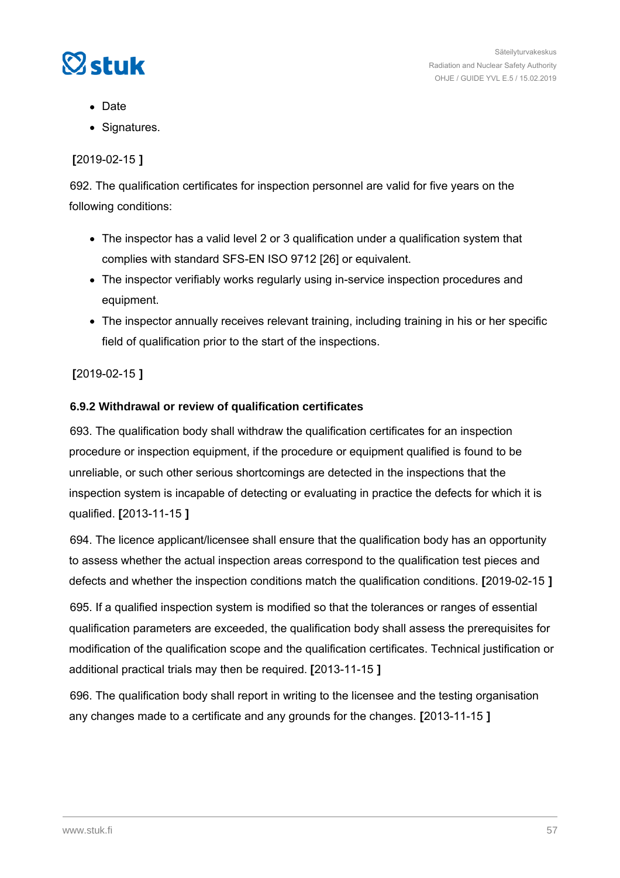- Date
- Signatures.

[2019-02-15 ]

692. The qualification certificates for inspection personnel are valid for five years on the following conditions:

- The inspector has a valid level 2 or 3 qualification under a qualification system that complies with standard SFS-EN ISO 9712 [26] or equivalent.
- The inspector verifiably works regularly using in-service inspection procedures and equipment.
- The inspector annually receives relevant training, including training in his or her specific field of qualification prior to the start of the inspections.

[2019-02-15 ]

### 6.9.2 Withdrawal or review of qualification certificates

693. The qualification body shall withdraw the qualification certificates for an inspection procedure or inspection equipment, if the procedure or equipment qualified is found to be unreliable, or such other serious shortcomings are detected in the inspections that the inspection system is incapable of detecting or evaluating in practice the defects for which it is qualified. [2013-11-15 ]

694. The licence applicant/licensee shall ensure that the qualification body has an opportunity to assess whether the actual inspection areas correspond to the qualification test pieces and defects and whether the inspection conditions match the qualification conditions. [2019-02-15 ]

695. If a qualified inspection system is modified so that the tolerances or ranges of essential qualification parameters are exceeded, the qualification body shall assess the prerequisites for modification of the qualification scope and the qualification certificates. Technical justification or additional practical trials may then be required. [2013-11-15 ]

696. The qualification body shall report in writing to the licensee and the testing organisation any changes made to a certificate and any grounds for the changes. [2013-11-15 ]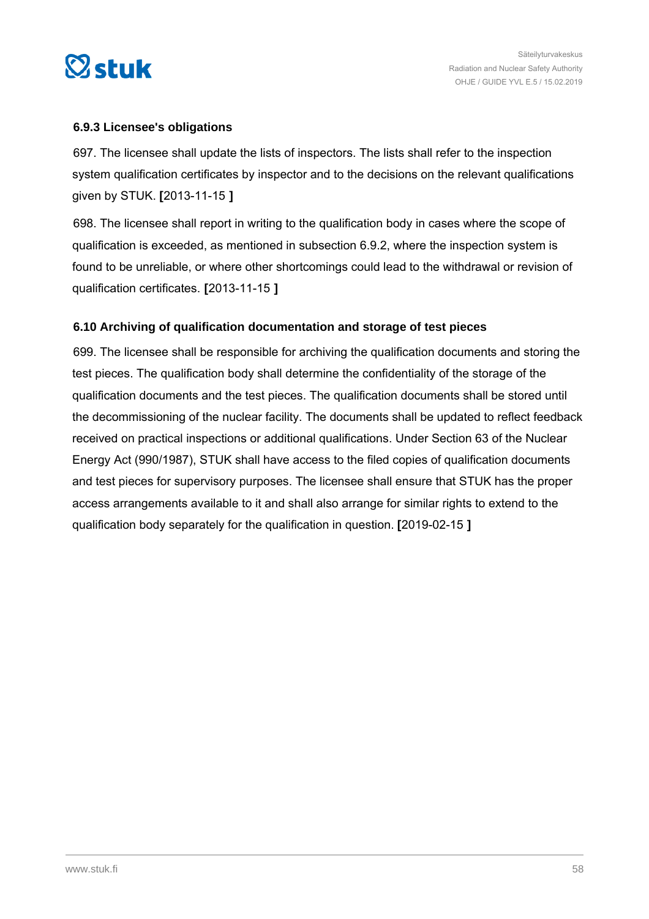### 6.9.3 Licensee's obligations

697. The licensee shall update the lists of inspectors. The lists shall refer to the inspection system qualification certificates by inspector and to the decisions on the relevant qualifications given by STUK. **[**2013-11-15 **]**

698. The licensee shall report in writing to the qualification body in cases where the scope of qualification is exceeded, as mentioned in subsection 6.9.2, where the inspection system is found to be unreliable, or where other shortcomings could lead to the withdrawal or revision of qualification certificates. **[**2013-11-15 **]**

### 6.10 Archiving of qualification documentation and storage of test pieces

699. The licensee shall be responsible for archiving the qualification documents and storing the test pieces. The qualification body shall determine the confidentiality of the storage of the qualification documents and the test pieces. The qualification documents shall be stored until the decommissioning of the nuclear facility. The documents shall be updated to reflect feedback received on practical inspections or additional qualifications. Under Section 63 of the Nuclear Energy Act (990/1987), STUK shall have access to the filed copies of qualification documents and test pieces for supervisory purposes. The licensee shall ensure that STUK has the proper access arrangements available to it and shall also arrange for similar rights to extend to the qualification body separately for the qualification in question. **[**2019-02-15 **]**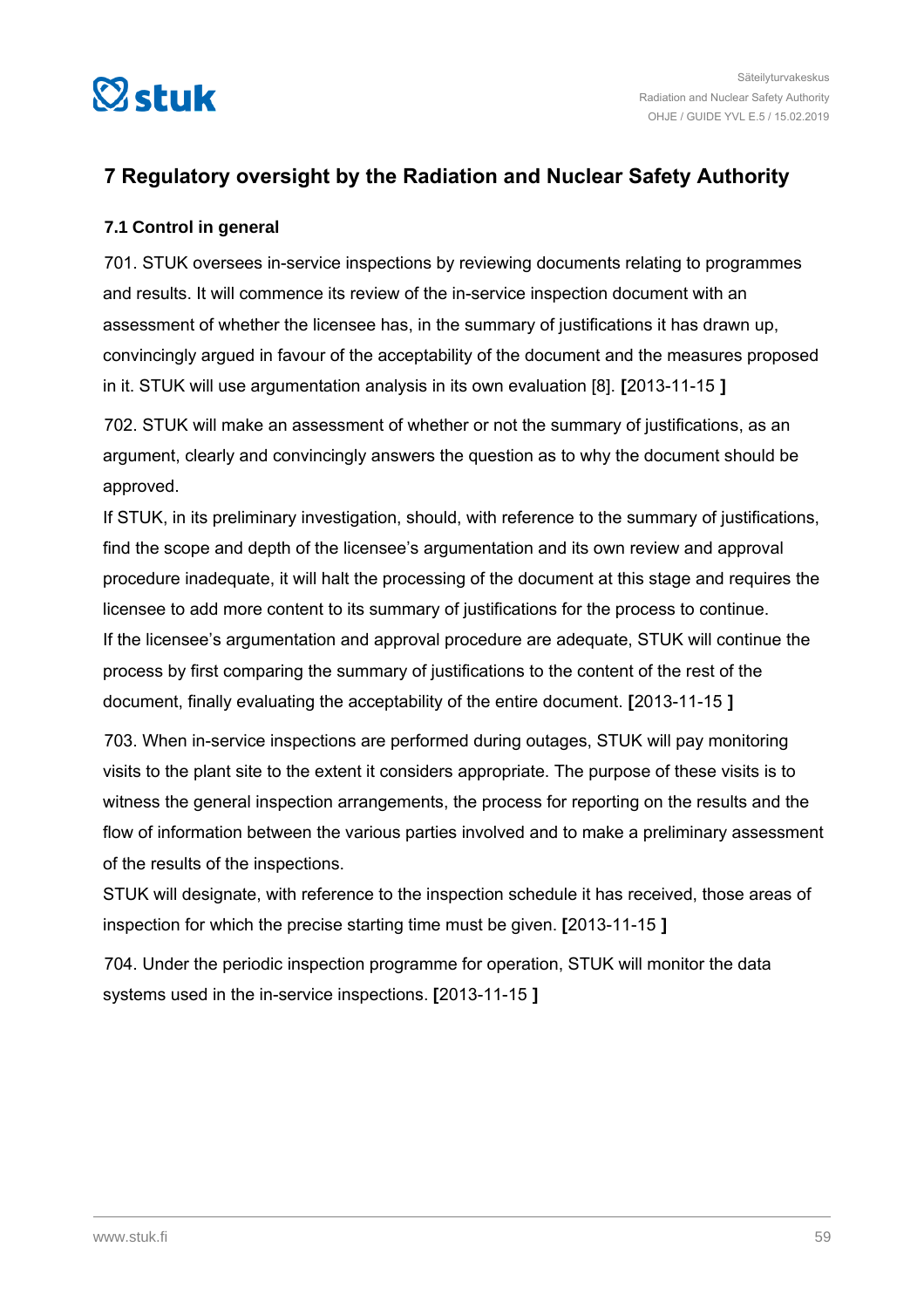# 7 Regulatory oversight by the Radiation and Nuclear Safety Authority

## 7.1 Control in general

701. STUK oversees in-service inspections by reviewing documents relating to programmes and results. It will commence its review of the in-service inspection document with an assessment of whether the licensee has, in the summary of justifications it has drawn up, convincingly argued in favour of the acceptability of the document and the measures proposed in it. STUK will use argumentation analysis in its own evaluation [8]. **[**2013-11-15 **]**

702. STUK will make an assessment of whether or not the summary of justifications, as an argument, clearly and convincingly answers the question as to why the document should be approved.

If STUK, in its preliminary investigation, should, with reference to the summary of justifications, find the scope and depth of the licensee's argumentation and its own review and approval procedure inadequate, it will halt the processing of the document at this stage and requires the licensee to add more content to its summary of justifications for the process to continue.

If the licensee's argumentation and approval procedure are adequate, STUK will continue the process by first comparing the summary of justifications to the content of the rest of the document, finally evaluating the acceptability of the entire document. **[**2013-11-15 **]**

703. When in-service inspections are performed during outages, STUK will pay monitoring visits to the plant site to the extent it considers appropriate. The purpose of these visits is to witness the general inspection arrangements, the process for reporting on the results and the flow of information between the various parties involved and to make a preliminary assessment of the results of the inspections.

STUK will designate, with reference to the inspection schedule it has received, those areas of inspection for which the precise starting time must be given. **[**2013-11-15 **]**

704. Under the periodic inspection programme for operation, STUK will monitor the data systems used in the in-service inspections. **[**2013-11-15 **]**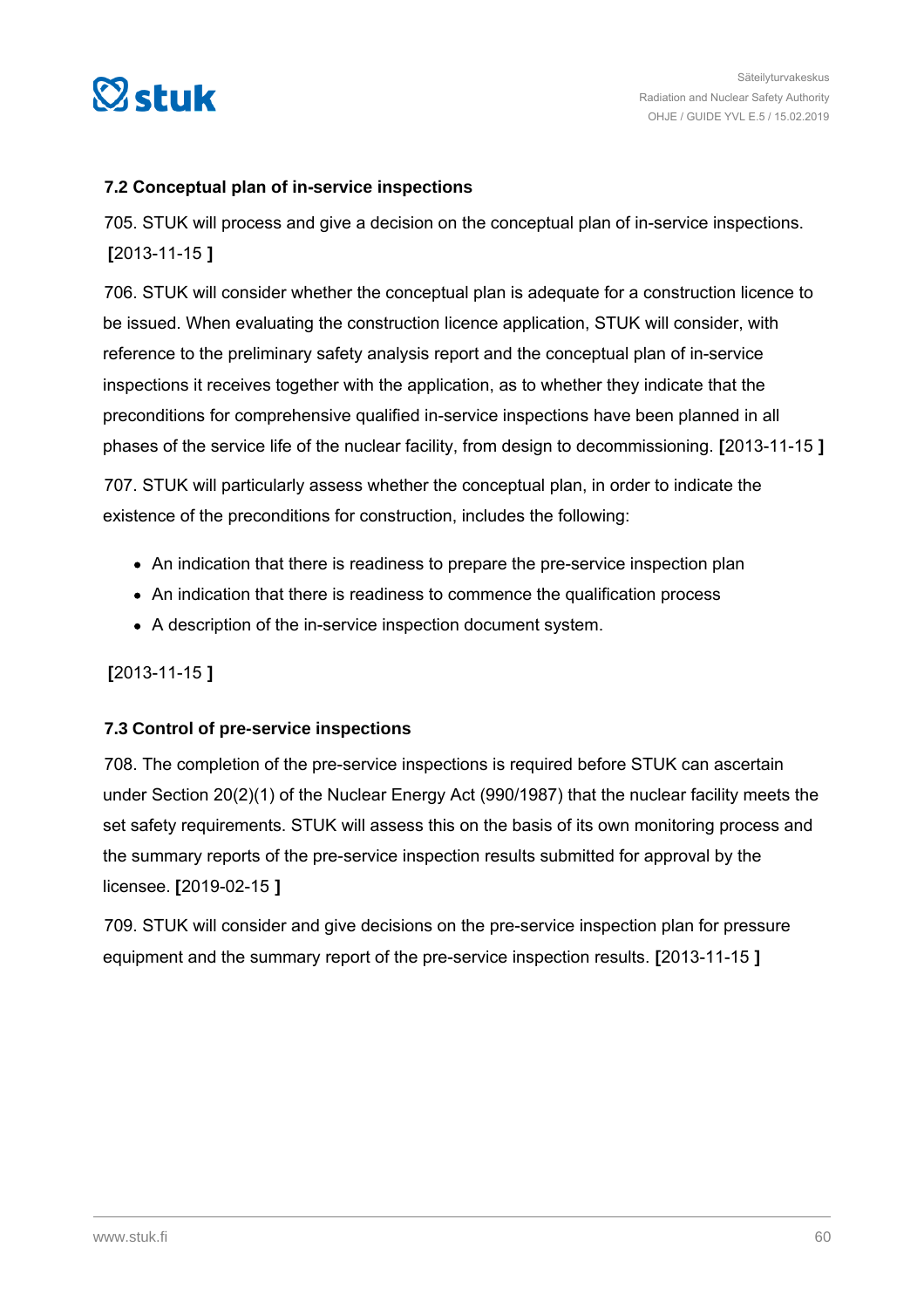### 7.2 Conceptual plan of in-service inspections

705. STUK will process and give a decision on the conceptual plan of in-service inspections. **[**2013-11-15 **]**

706. STUK will consider whether the conceptual plan is adequate for a construction licence to be issued. When evaluating the construction licence application, STUK will consider, with reference to the preliminary safety analysis report and the conceptual plan of in-service inspections it receives together with the application, as to whether they indicate that the preconditions for comprehensive qualified in-service inspections have been planned in all phases of the service life of the nuclear facility, from design to decommissioning. **[**2013-11-15 **]**

707. STUK will particularly assess whether the conceptual plan, in order to indicate the existence of the preconditions for construction, includes the following:

- An indication that there is readiness to prepare the pre-service inspection plan
- An indication that there is readiness to commence the qualification process
- A description of the in-service inspection document system.

**[**2013-11-15 **]**

### 7.3 Control of pre-service inspections

708. The completion of the pre-service inspections is required before STUK can ascertain under Section 20(2)(1) of the Nuclear Energy Act (990/1987) that the nuclear facility meets the set safety requirements. STUK will assess this on the basis of its own monitoring process and the summary reports of the pre-service inspection results submitted for approval by the licensee. **[**2019-02-15 **]**

709. STUK will consider and give decisions on the pre-service inspection plan for pressure equipment and the summary report of the pre-service inspection results. **[**2013-11-15 **]**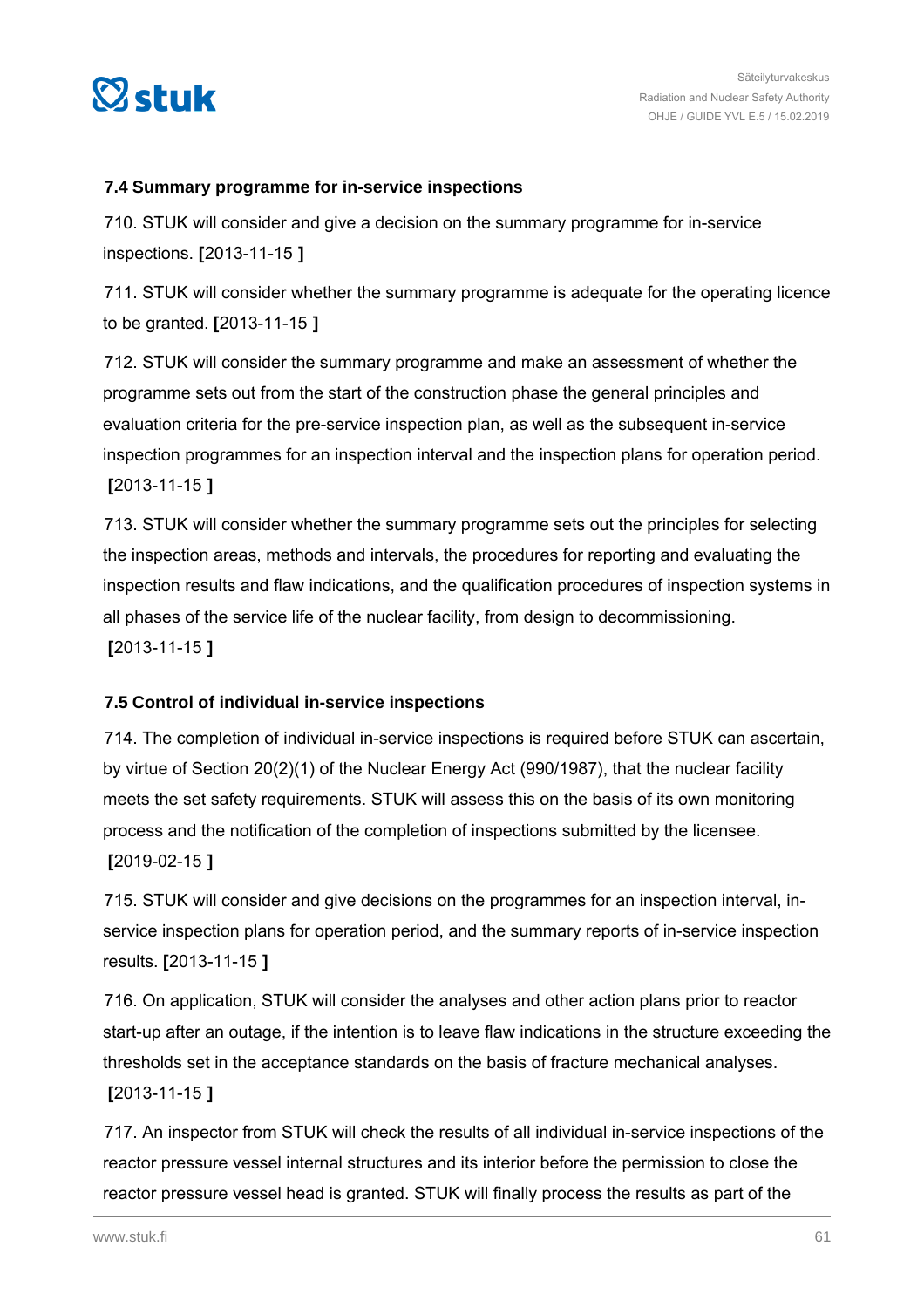### 7.4 Summary programme for in-service inspections

710. STUK will consider and give a decision on the summary programme for in-service inspections. **[**2013-11-15 **]**

711. STUK will consider whether the summary programme is adequate for the operating licence to be granted. **[**2013-11-15 **]**

712. STUK will consider the summary programme and make an assessment of whether the programme sets out from the start of the construction phase the general principles and evaluation criteria for the pre-service inspection plan, as well as the subsequent in-service inspection programmes for an inspection interval and the inspection plans for operation period. **[**2013-11-15 **]**

713. STUK will consider whether the summary programme sets out the principles for selecting the inspection areas, methods and intervals, the procedures for reporting and evaluating the inspection results and flaw indications, and the qualification procedures of inspection systems in all phases of the service life of the nuclear facility, from design to decommissioning. **[**2013-11-15 **]**

### 7.5 Control of individual in-service inspections

714. The completion of individual in-service inspections is required before STUK can ascertain, by virtue of Section 20(2)(1) of the Nuclear Energy Act (990/1987), that the nuclear facility meets the set safety requirements. STUK will assess this on the basis of its own monitoring process and the notification of the completion of inspections submitted by the licensee. **[**2019-02-15 **]**

715. STUK will consider and give decisions on the programmes for an inspection interval, in-service inspection plans for operation period, and the summary reports of in-service inspection results. **[**2013-11-15 **]**

716. On application, STUK will consider the analyses and other action plans prior to reactor start-up after an outage, if the intention is to leave flaw indications in the structure exceeding the thresholds set in the acceptance standards on the basis of fracture mechanical analyses. **[**2013-11-15 **]**

717. An inspector from STUK will check the results of all individual in-service inspections of the reactor pressure vessel internal structures and its interior before the permission to close the reactor pressure vessel head is granted. STUK will finally process the results as part of the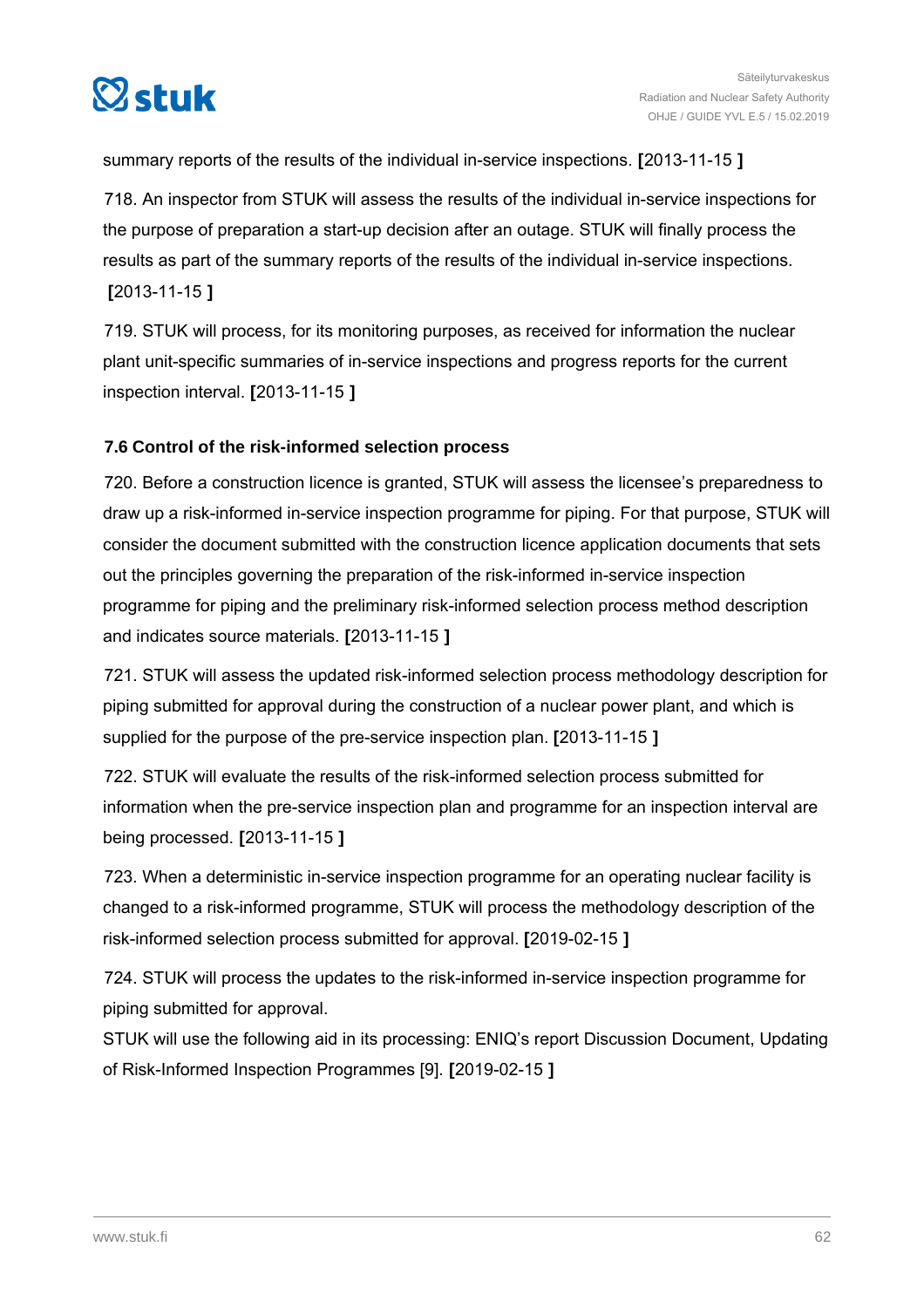summary reports of the results of the individual in-service inspections. **[**2013-11-15 **]**

718. An inspector from STUK will assess the results of the individual in-service inspections for the purpose of preparation a start-up decision after an outage. STUK will finally process the results as part of the summary reports of the results of the individual in-service inspections. **[**2013-11-15 **]**

719. STUK will process, for its monitoring purposes, as received for information the nuclear plant unit-specific summaries of in-service inspections and progress reports for the current inspection interval. **[**2013-11-15 **]**

### 7.6 Control of the risk-informed selection process

720. Before a construction licence is granted, STUK will assess the licensee's preparedness to draw up a risk-informed in-service inspection programme for piping. For that purpose, STUK will consider the document submitted with the construction licence application documents that sets out the principles governing the preparation of the risk-informed in-service inspection programme for piping and the preliminary risk-informed selection process method description and indicates source materials. **[**2013-11-15 **]**

721. STUK will assess the updated risk-informed selection process methodology description for piping submitted for approval during the construction of a nuclear power plant, and which is supplied for the purpose of the pre-service inspection plan. **[**2013-11-15 **]**

722. STUK will evaluate the results of the risk-informed selection process submitted for information when the pre-service inspection plan and programme for an inspection interval are being processed. **[**2013-11-15 **]**

723. When a deterministic in-service inspection programme for an operating nuclear facility is changed to a risk-informed programme, STUK will process the methodology description of the risk-informed selection process submitted for approval. **[**2019-02-15 **]**

724. STUK will process the updates to the risk-informed in-service inspection programme for piping submitted for approval.
STUK will use the following aid in its processing: ENIQ's report Discussion Document, Updating of Risk-Informed Inspection Programmes [9]. **[**2019-02-15 **]**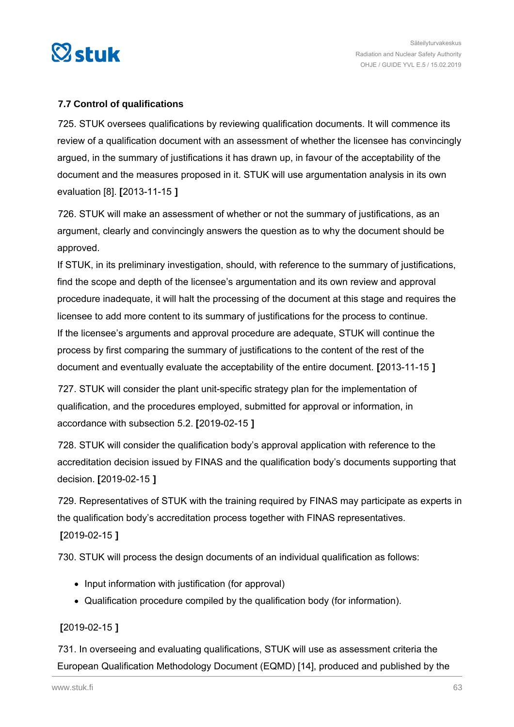### 7.7 Control of qualifications

725. STUK oversees qualifications by reviewing qualification documents. It will commence its review of a qualification document with an assessment of whether the licensee has convincingly argued, in the summary of justifications it has drawn up, in favour of the acceptability of the document and the measures proposed in it. STUK will use argumentation analysis in its own evaluation [8]. **[**2013-11-15 **]**

726. STUK will make an assessment of whether or not the summary of justifications, as an argument, clearly and convincingly answers the question as to why the document should be approved.
If STUK, in its preliminary investigation, should, with reference to the summary of justifications, find the scope and depth of the licensee's argumentation and its own review and approval procedure inadequate, it will halt the processing of the document at this stage and requires the licensee to add more content to its summary of justifications for the process to continue.
If the licensee's arguments and approval procedure are adequate, STUK will continue the process by first comparing the summary of justifications to the content of the rest of the document and eventually evaluate the acceptability of the entire document. **[**2013-11-15 **]**

727. STUK will consider the plant unit-specific strategy plan for the implementation of qualification, and the procedures employed, submitted for approval or information, in accordance with subsection 5.2. **[**2019-02-15 **]**

728. STUK will consider the qualification body's approval application with reference to the accreditation decision issued by FINAS and the qualification body's documents supporting that decision. **[**2019-02-15 **]**

729. Representatives of STUK with the training required by FINAS may participate as experts in the qualification body's accreditation process together with FINAS representatives. **[**2019-02-15 **]**

730. STUK will process the design documents of an individual qualification as follows:

- Input information with justification (for approval)
- Qualification procedure compiled by the qualification body (for information).

**[**2019-02-15 **]**

731. In overseeing and evaluating qualifications, STUK will use as assessment criteria the European Qualification Methodology Document (EQMD) [14], produced and published by the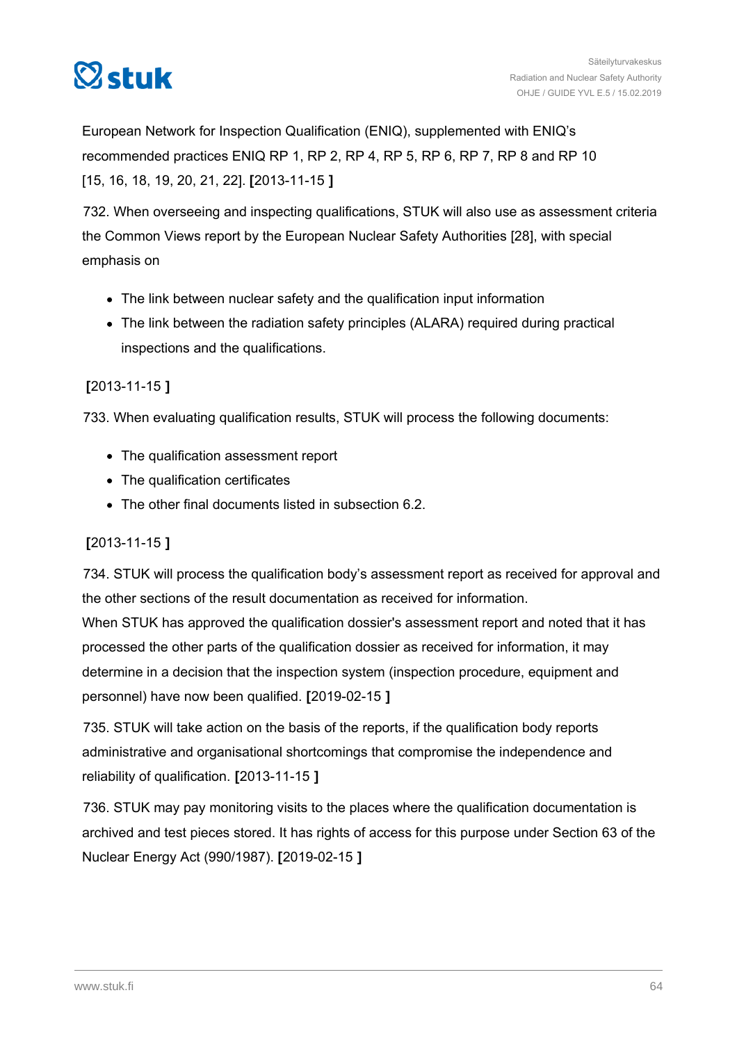European Network for Inspection Qualification (ENIQ), supplemented with ENIQ's recommended practices ENIQ RP 1, RP 2, RP 4, RP 5, RP 6, RP 7, RP 8 and RP 10 [15, 16, 18, 19, 20, 21, 22]. **[**2013-11-15 **]**

732. When overseeing and inspecting qualifications, STUK will also use as assessment criteria the Common Views report by the European Nuclear Safety Authorities [28], with special emphasis on

- The link between nuclear safety and the qualification input information
- The link between the radiation safety principles (ALARA) required during practical inspections and the qualifications.

**[**2013-11-15 **]**

733. When evaluating qualification results, STUK will process the following documents:

- The qualification assessment report
- The qualification certificates
- The other final documents listed in subsection 6.2.

**[**2013-11-15 **]**

734. STUK will process the qualification body's assessment report as received for approval and the other sections of the result documentation as received for information.
When STUK has approved the qualification dossier's assessment report and noted that it has processed the other parts of the qualification dossier as received for information, it may determine in a decision that the inspection system (inspection procedure, equipment and personnel) have now been qualified. **[**2019-02-15 **]**

735. STUK will take action on the basis of the reports, if the qualification body reports administrative and organisational shortcomings that compromise the independence and reliability of qualification. **[**2013-11-15 **]**

736. STUK may pay monitoring visits to the places where the qualification documentation is archived and test pieces stored. It has rights of access for this purpose under Section 63 of the Nuclear Energy Act (990/1987). **[**2019-02-15 **]**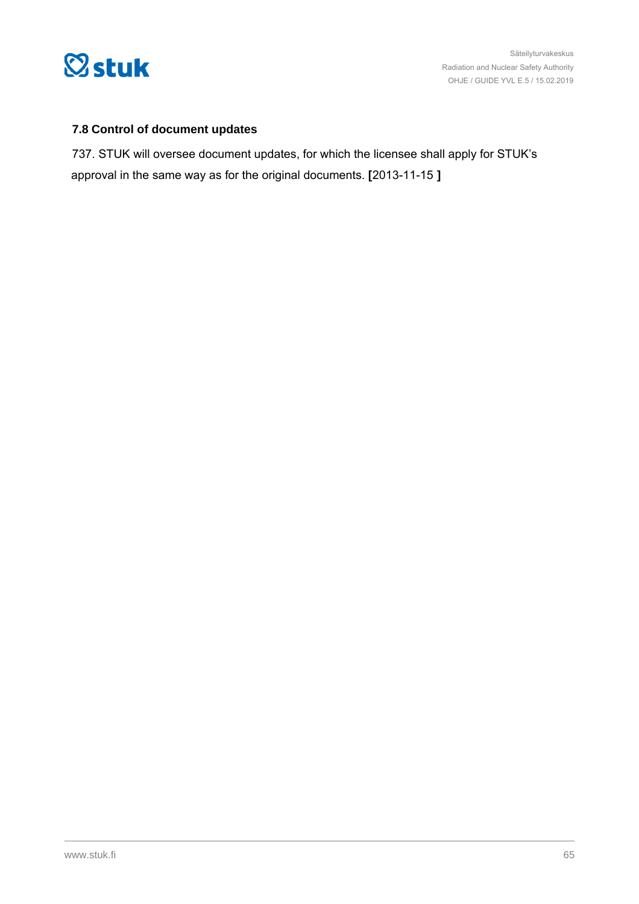### 7.8 Control of document updates

737. STUK will oversee document updates, for which the licensee shall apply for STUK's approval in the same way as for the original documents. **[**2013-11-15 **]**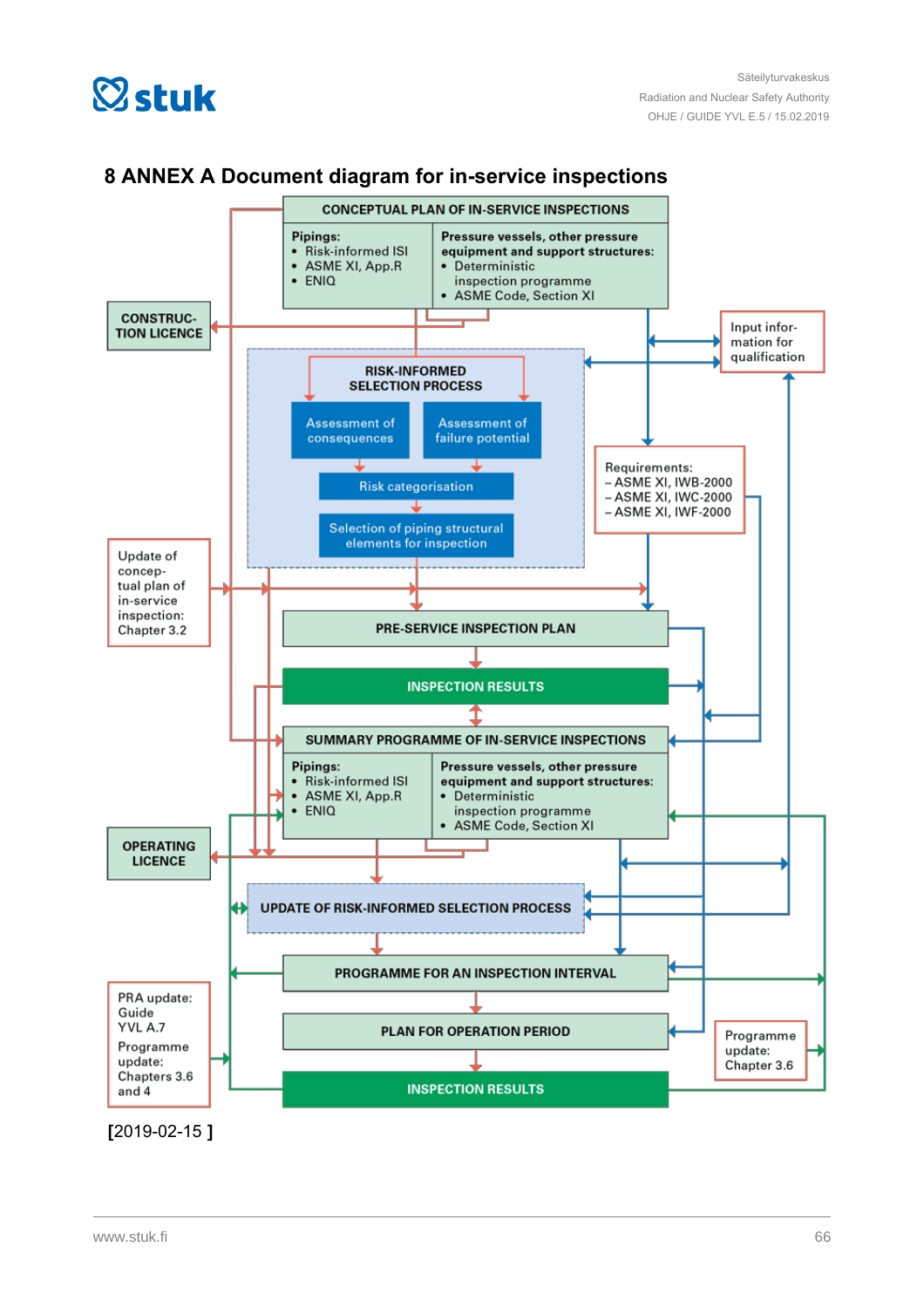# 8 ANNEX A Document diagram for in-service inspections

CONCEPTUAL PLAN OF IN-SERVICE INSPECTIONS

Pipings:
- Risk-informed ISI
- ASME XI, App.R
- ENIQ

Pressure vessels, other pressure equipment and support structures:
- Deterministic inspection programme
- ASME Code, Section XI

CONSTRUCTION LICENCE

Input information for qualification

RISK-INFORMED SELECTION PROCESS

Assessment of consequences

Assessment of failure potential

Risk categorisation

Selection of piping structural elements for inspection

Requirements:
- ASME XI, IWB-2000
- ASME XI, IWC-2000
- ASME XI, IWF-2000

Update of conceptual plan of in-service inspection: Chapter 3.2

PRE-SERVICE INSPECTION PLAN

INSPECTION RESULTS

SUMMARY PROGRAMME OF IN-SERVICE INSPECTIONS

Pipings:
- Risk-informed ISI
- ASME XI, App.R
- ENIQ

Pressure vessels, other pressure equipment and support structures:
- Deterministic inspection programme
- ASME Code, Section XI

OPERATING LICENCE

UPDATE OF RISK-INFORMED SELECTION PROCESS

PROGRAMME FOR AN INSPECTION INTERVAL

PRA update: Guide YVL A.7

Programme update: Chapters 3.6 and 4

PLAN FOR OPERATION PERIOD

Programme update: Chapter 3.6

INSPECTION RESULTS

[2019-02-15 ]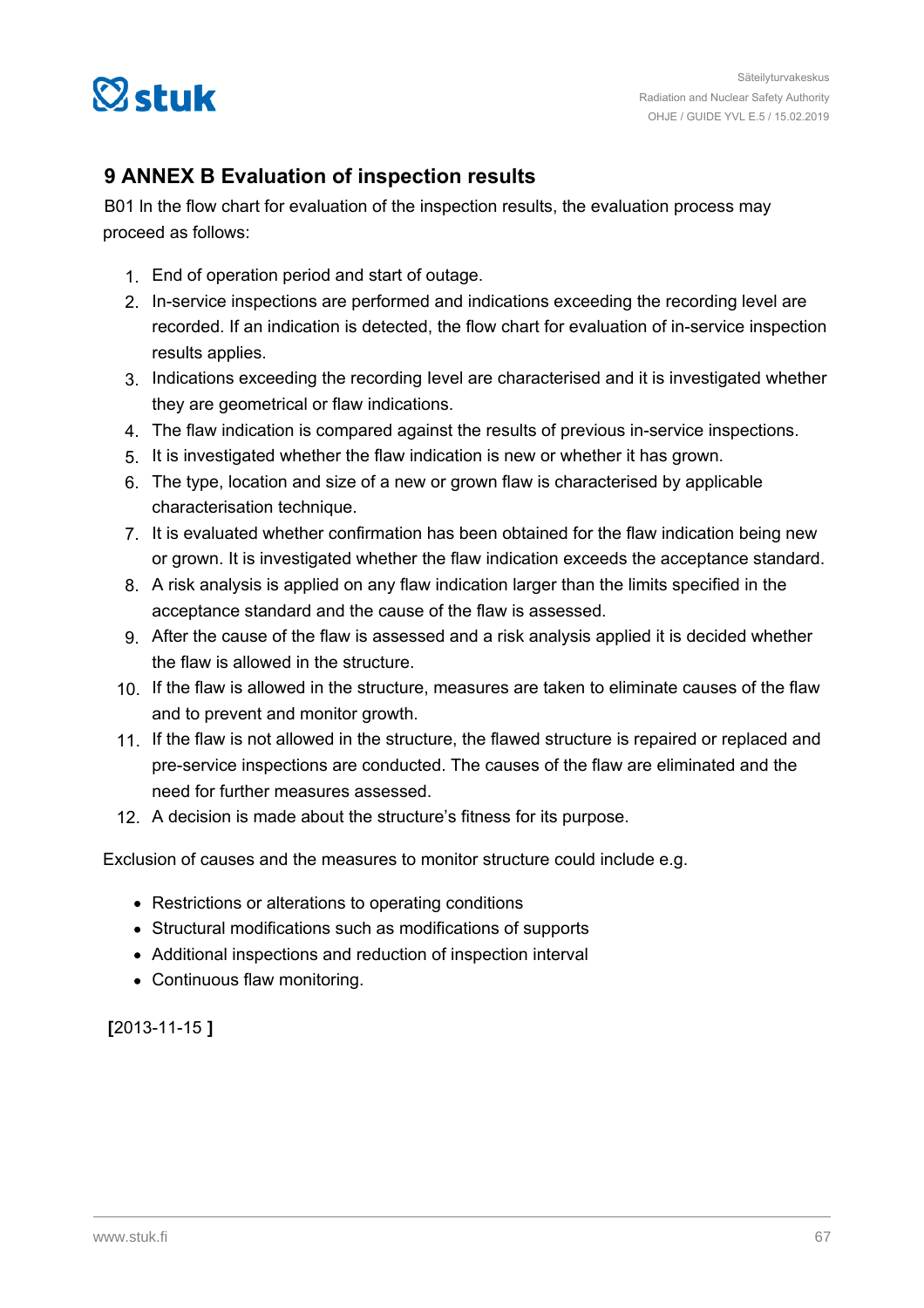# 9 ANNEX B Evaluation of inspection results

B01 In the flow chart for evaluation of the inspection results, the evaluation process may proceed as follows:

1. End of operation period and start of outage.
2. In-service inspections are performed and indications exceeding the recording level are recorded. If an indication is detected, the flow chart for evaluation of in-service inspection results applies.
3. Indications exceeding the recording level are characterised and it is investigated whether they are geometrical or flaw indications.
4. The flaw indication is compared against the results of previous in-service inspections.
5. It is investigated whether the flaw indication is new or whether it has grown.
6. The type, location and size of a new or grown flaw is characterised by applicable characterisation technique.
7. It is evaluated whether confirmation has been obtained for the flaw indication being new or grown. It is investigated whether the flaw indication exceeds the acceptance standard.
8. A risk analysis is applied on any flaw indication larger than the limits specified in the acceptance standard and the cause of the flaw is assessed.
9. After the cause of the flaw is assessed and a risk analysis applied it is decided whether the flaw is allowed in the structure.
10. If the flaw is allowed in the structure, measures are taken to eliminate causes of the flaw and to prevent and monitor growth.
11. If the flaw is not allowed in the structure, the flawed structure is repaired or replaced and pre-service inspections are conducted. The causes of the flaw are eliminated and the need for further measures assessed.
12. A decision is made about the structure's fitness for its purpose.

Exclusion of causes and the measures to monitor structure could include e.g.

- Restrictions or alterations to operating conditions
- Structural modifications such as modifications of supports
- Additional inspections and reduction of inspection interval
- Continuous flaw monitoring.

**[**2013-11-15 **]**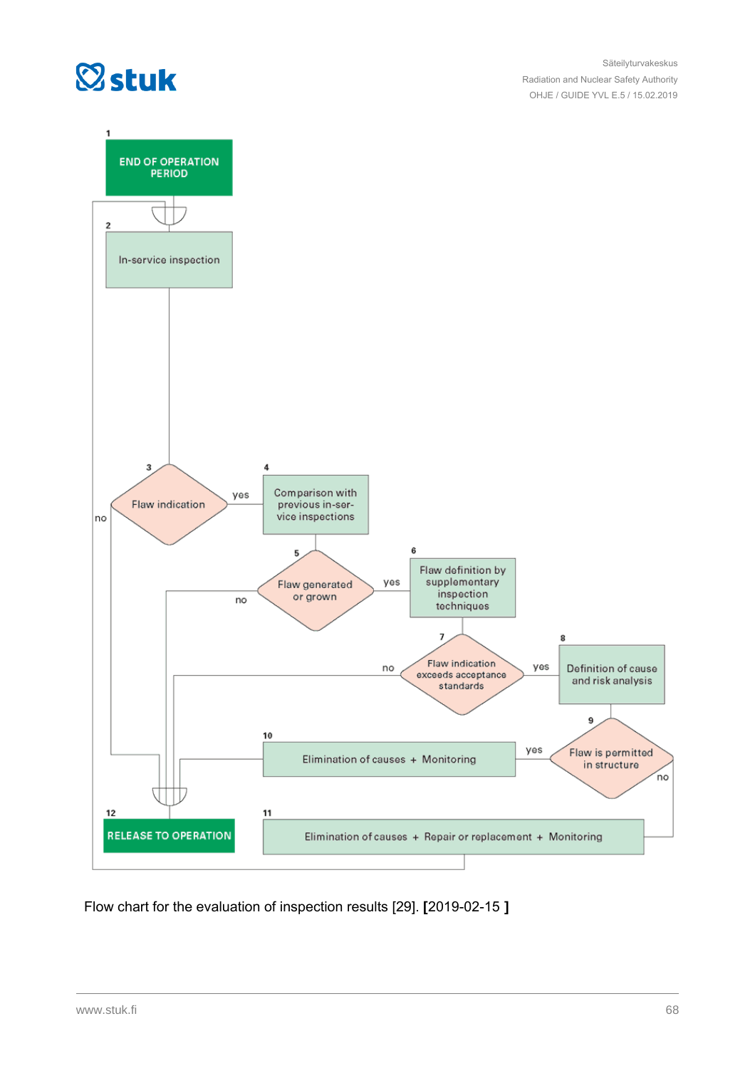1 END OF OPERATION PERIOD

2 In-service inspection

3 Flaw indication — yes → 4; no → 12

4 Comparison with previous in-service inspections

5 Flaw generated or grown — yes → 6; no → 12

6 Flaw definition by supplementary inspection techniques

7 Flaw indication exceeds acceptance standards — yes → 8; no → 12

8 Definition of cause and risk analysis

9 Flaw is permitted in structure — yes → 10; no → 11

10 Elimination of causes + Monitoring

11 Elimination of causes + Repair or replacement + Monitoring

12 RELEASE TO OPERATION

Flow chart for the evaluation of inspection results [29]. **[**2019-02-15 **]**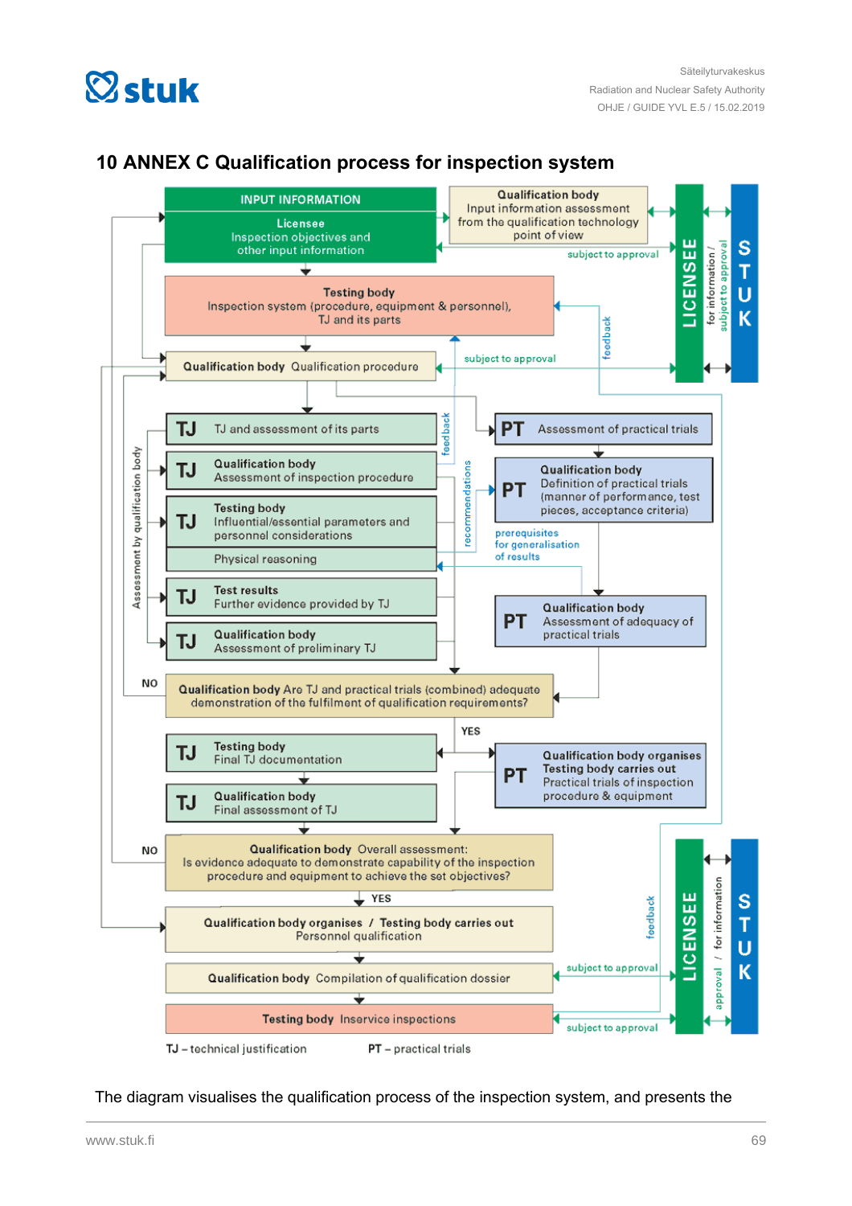## 10 ANNEX C Qualification process for inspection system

INPUT INFORMATION

**Licensee**
Inspection objectives and other input information

**Qualification body**
Input information assessment from the qualification technology point of view

subject to approval

LICENSEE

for information / subject to approval

STUK

**Testing body**
Inspection system (procedure, equipment & personnel), TJ and its parts

feedback

**Qualification body** Qualification procedure

subject to approval

TJ — TJ and assessment of its parts

feedback

PT — Assessment of practical trials

TJ — **Qualification body** Assessment of inspection procedure

recommendations

PT — **Qualification body** Definition of practical trials (manner of performance, test pieces, acceptance criteria)

TJ — **Testing body** Influential/essential parameters and personnel considerations

Physical reasoning

prerequisites for generalisation of results

Assessment by qualification body

TJ — **Test results** Further evidence provided by TJ

PT — **Qualification body** Assessment of adequacy of practical trials

TJ — **Qualification body** Assessment of preliminary TJ

NO

**Qualification body** Are TJ and practical trials (combined) adequate demonstration of the fulfilment of qualification requirements?

YES

TJ — **Testing body** Final TJ documentation

PT — **Qualification body organises Testing body carries out** Practical trials of inspection procedure & equipment

TJ — **Qualification body** Final assessment of TJ

NO

**Qualification body** Overall assessment:
Is evidence adequate to demonstrate capability of the inspection procedure and equipment to achieve the set objectives?

YES

feedback

LICENSEE

approval / for information

STUK

**Qualification body organises** / **Testing body carries out** Personnel qualification

**Qualification body** Compilation of qualification dossier

subject to approval

**Testing body** Inservice inspections

subject to approval

TJ – technical justification    PT – practical trials

The diagram visualises the qualification process of the inspection system, and presents the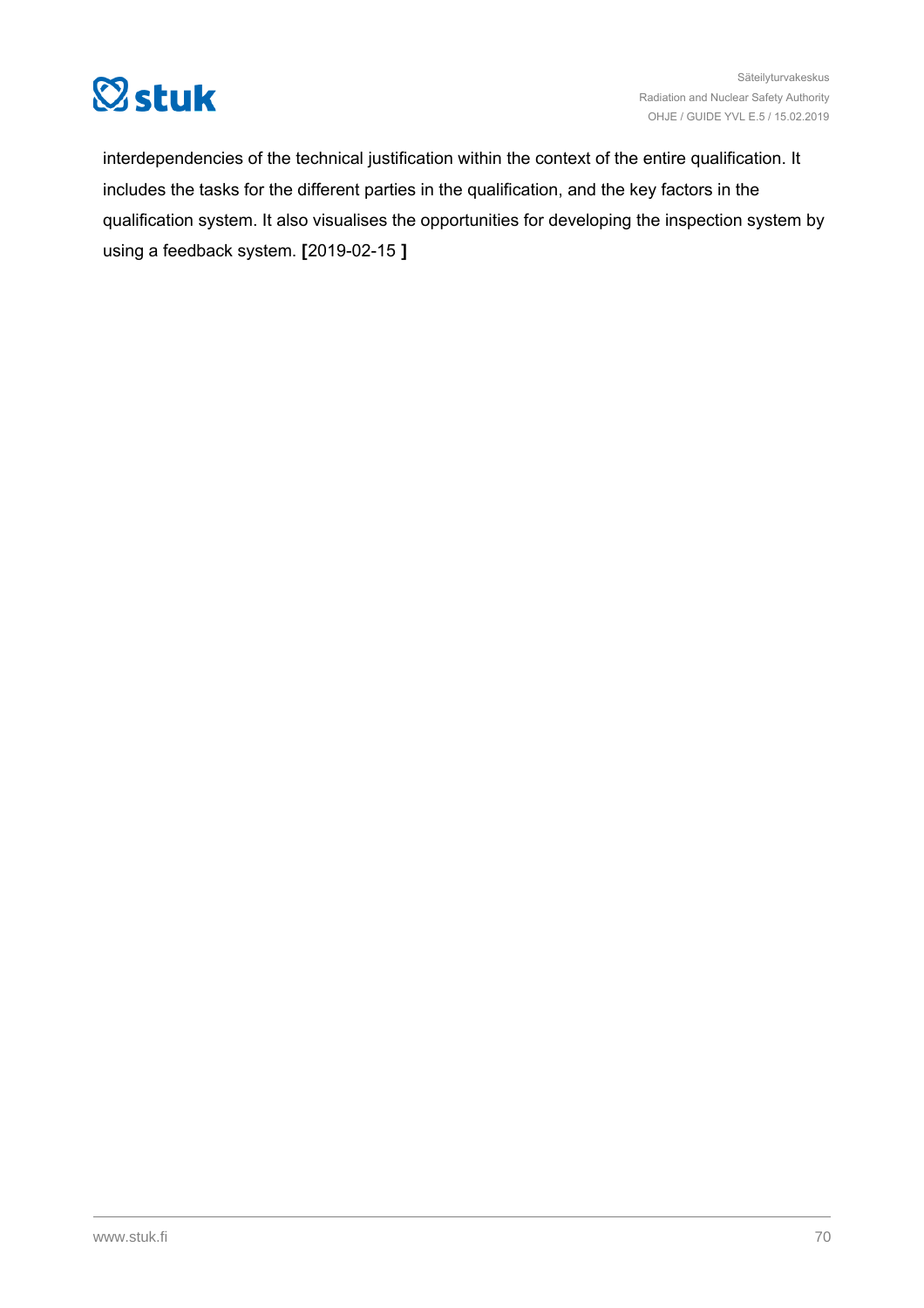interdependencies of the technical justification within the context of the entire qualification. It includes the tasks for the different parties in the qualification, and the key factors in the qualification system. It also visualises the opportunities for developing the inspection system by using a feedback system. **[**2019-02-15 **]**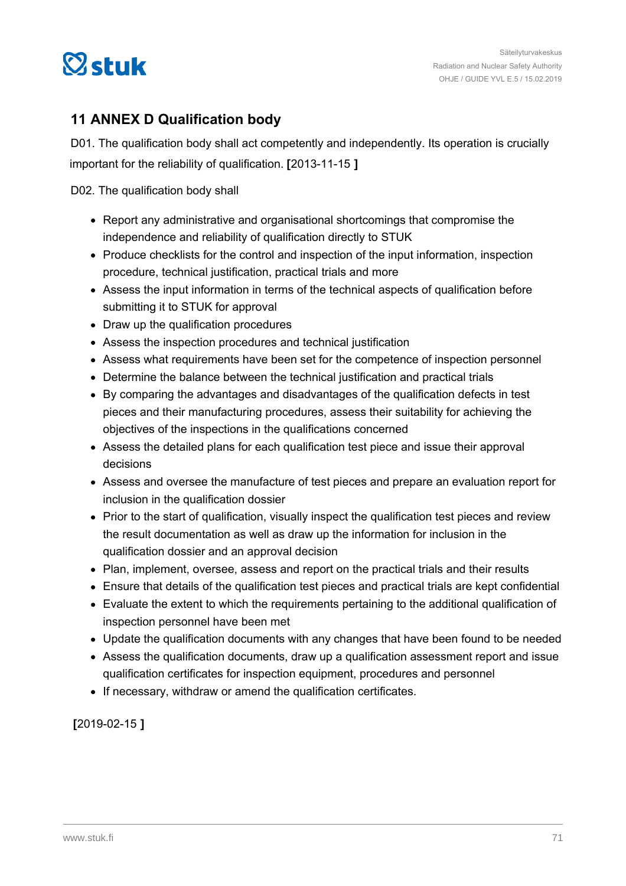## 11 ANNEX D Qualification body

D01. The qualification body shall act competently and independently. Its operation is crucially important for the reliability of qualification. **[**2013-11-15 **]**

D02. The qualification body shall

- Report any administrative and organisational shortcomings that compromise the independence and reliability of qualification directly to STUK
- Produce checklists for the control and inspection of the input information, inspection procedure, technical justification, practical trials and more
- Assess the input information in terms of the technical aspects of qualification before submitting it to STUK for approval
- Draw up the qualification procedures
- Assess the inspection procedures and technical justification
- Assess what requirements have been set for the competence of inspection personnel
- Determine the balance between the technical justification and practical trials
- By comparing the advantages and disadvantages of the qualification defects in test pieces and their manufacturing procedures, assess their suitability for achieving the objectives of the inspections in the qualifications concerned
- Assess the detailed plans for each qualification test piece and issue their approval decisions
- Assess and oversee the manufacture of test pieces and prepare an evaluation report for inclusion in the qualification dossier
- Prior to the start of qualification, visually inspect the qualification test pieces and review the result documentation as well as draw up the information for inclusion in the qualification dossier and an approval decision
- Plan, implement, oversee, assess and report on the practical trials and their results
- Ensure that details of the qualification test pieces and practical trials are kept confidential
- Evaluate the extent to which the requirements pertaining to the additional qualification of inspection personnel have been met
- Update the qualification documents with any changes that have been found to be needed
- Assess the qualification documents, draw up a qualification assessment report and issue qualification certificates for inspection equipment, procedures and personnel
- If necessary, withdraw or amend the qualification certificates.

**[**2019-02-15 **]**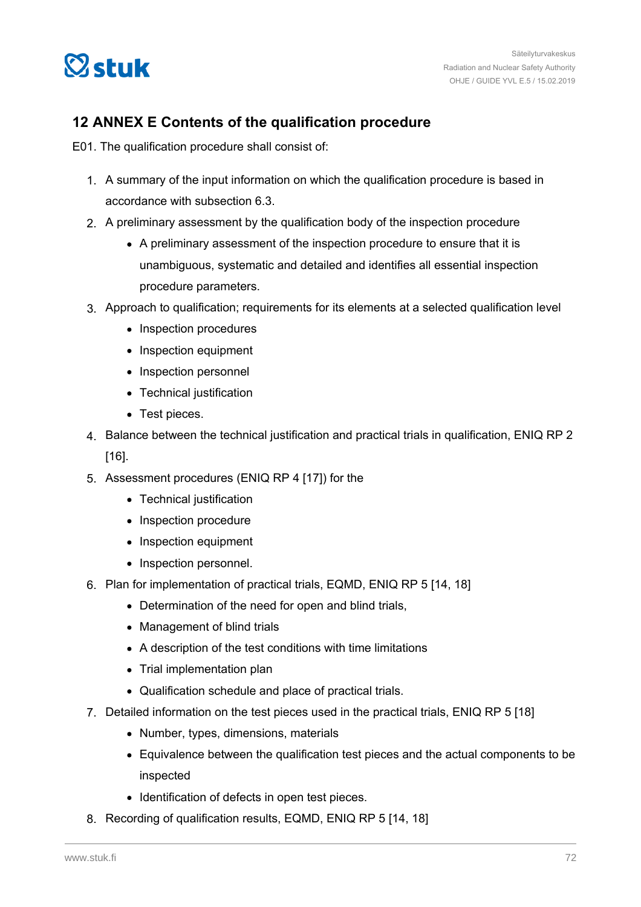## 12 ANNEX E Contents of the qualification procedure

E01. The qualification procedure shall consist of:

1. A summary of the input information on which the qualification procedure is based in accordance with subsection 6.3.
2. A preliminary assessment by the qualification body of the inspection procedure
    - A preliminary assessment of the inspection procedure to ensure that it is unambiguous, systematic and detailed and identifies all essential inspection procedure parameters.
3. Approach to qualification; requirements for its elements at a selected qualification level
    - Inspection procedures
    - Inspection equipment
    - Inspection personnel
    - Technical justification
    - Test pieces.
4. Balance between the technical justification and practical trials in qualification, ENIQ RP 2 [16].
5. Assessment procedures (ENIQ RP 4 [17]) for the
    - Technical justification
    - Inspection procedure
    - Inspection equipment
    - Inspection personnel.
6. Plan for implementation of practical trials, EQMD, ENIQ RP 5 [14, 18]
    - Determination of the need for open and blind trials,
    - Management of blind trials
    - A description of the test conditions with time limitations
    - Trial implementation plan
    - Qualification schedule and place of practical trials.
7. Detailed information on the test pieces used in the practical trials, ENIQ RP 5 [18]
    - Number, types, dimensions, materials
    - Equivalence between the qualification test pieces and the actual components to be inspected
    - Identification of defects in open test pieces.
8. Recording of qualification results, EQMD, ENIQ RP 5 [14, 18]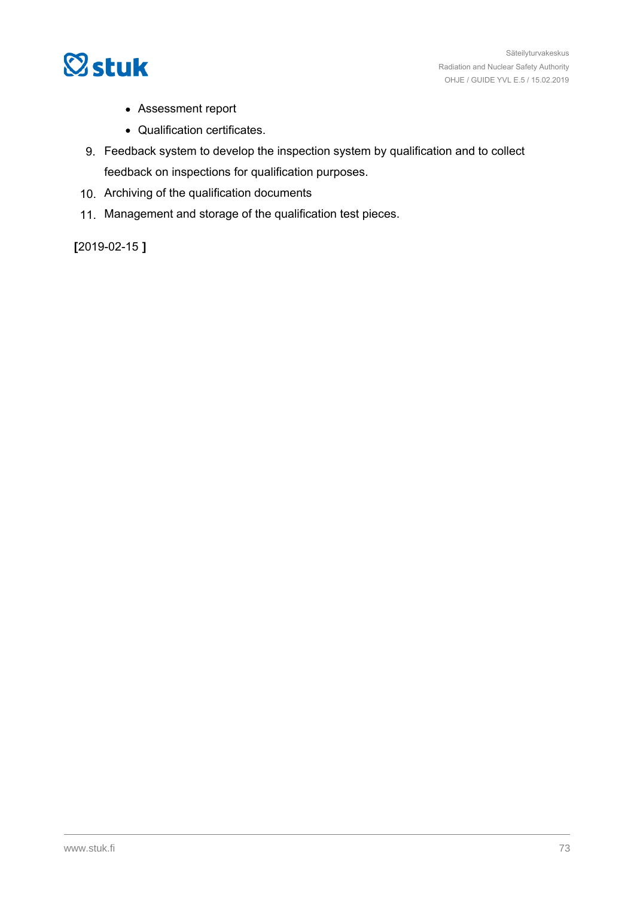- Assessment report
    - Qualification certificates.
9. Feedback system to develop the inspection system by qualification and to collect feedback on inspections for qualification purposes.
10. Archiving of the qualification documents
11. Management and storage of the qualification test pieces.

**[**2019-02-15 **]**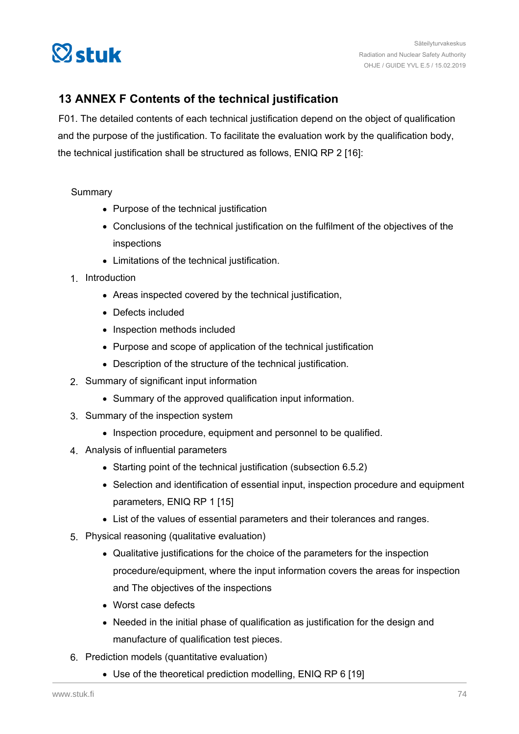## 13 ANNEX F Contents of the technical justification

F01. The detailed contents of each technical justification depend on the object of qualification and the purpose of the justification. To facilitate the evaluation work by the qualification body, the technical justification shall be structured as follows, ENIQ RP 2 [16]:

Summary

- Purpose of the technical justification
- Conclusions of the technical justification on the fulfilment of the objectives of the inspections
- Limitations of the technical justification.

1. Introduction
   - Areas inspected covered by the technical justification,
   - Defects included
   - Inspection methods included
   - Purpose and scope of application of the technical justification
   - Description of the structure of the technical justification.
2. Summary of significant input information
   - Summary of the approved qualification input information.
3. Summary of the inspection system
   - Inspection procedure, equipment and personnel to be qualified.
4. Analysis of influential parameters
   - Starting point of the technical justification (subsection 6.5.2)
   - Selection and identification of essential input, inspection procedure and equipment parameters, ENIQ RP 1 [15]
   - List of the values of essential parameters and their tolerances and ranges.
5. Physical reasoning (qualitative evaluation)
   - Qualitative justifications for the choice of the parameters for the inspection procedure/equipment, where the input information covers the areas for inspection and The objectives of the inspections
   - Worst case defects
   - Needed in the initial phase of qualification as justification for the design and manufacture of qualification test pieces.
6. Prediction models (quantitative evaluation)
   - Use of the theoretical prediction modelling, ENIQ RP 6 [19]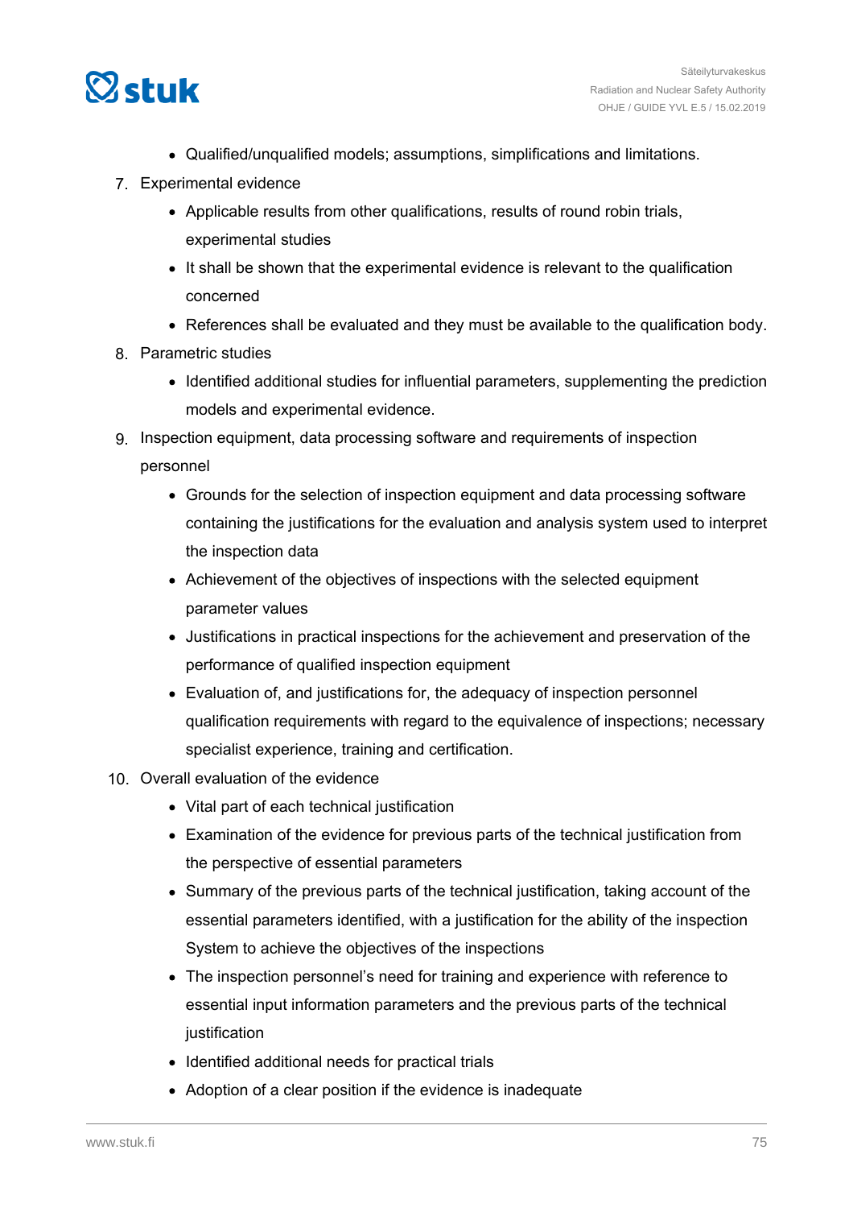- Qualified/unqualified models; assumptions, simplifications and limitations.

7. Experimental evidence
   - Applicable results from other qualifications, results of round robin trials, experimental studies
   - It shall be shown that the experimental evidence is relevant to the qualification concerned
   - References shall be evaluated and they must be available to the qualification body.
8. Parametric studies
   - Identified additional studies for influential parameters, supplementing the prediction models and experimental evidence.
9. Inspection equipment, data processing software and requirements of inspection personnel
   - Grounds for the selection of inspection equipment and data processing software containing the justifications for the evaluation and analysis system used to interpret the inspection data
   - Achievement of the objectives of inspections with the selected equipment parameter values
   - Justifications in practical inspections for the achievement and preservation of the performance of qualified inspection equipment
   - Evaluation of, and justifications for, the adequacy of inspection personnel qualification requirements with regard to the equivalence of inspections; necessary specialist experience, training and certification.
10. Overall evaluation of the evidence
    - Vital part of each technical justification
    - Examination of the evidence for previous parts of the technical justification from the perspective of essential parameters
    - Summary of the previous parts of the technical justification, taking account of the essential parameters identified, with a justification for the ability of the inspection System to achieve the objectives of the inspections
    - The inspection personnel's need for training and experience with reference to essential input information parameters and the previous parts of the technical justification
    - Identified additional needs for practical trials
    - Adoption of a clear position if the evidence is inadequate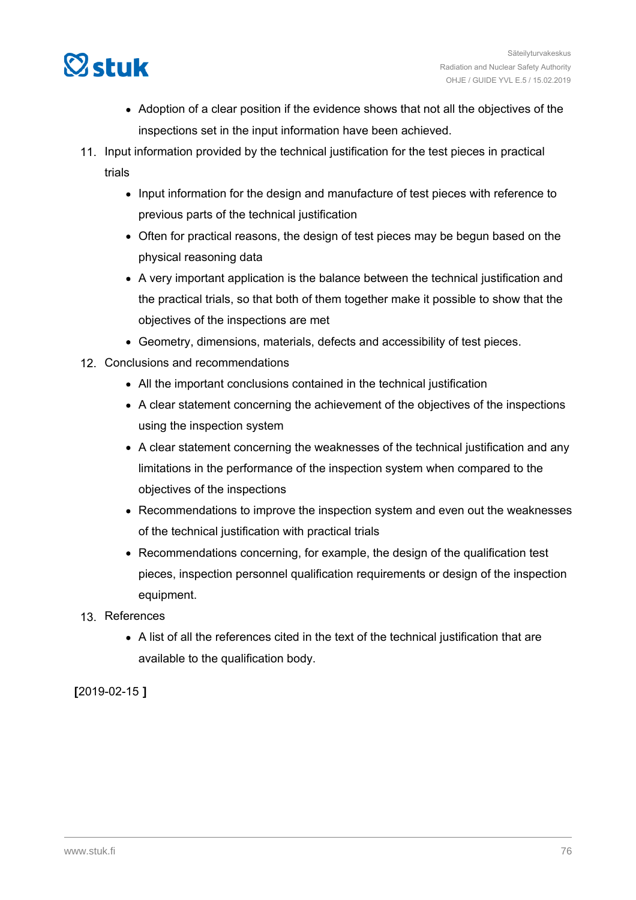- Adoption of a clear position if the evidence shows that not all the objectives of the inspections set in the input information have been achieved.

11. Input information provided by the technical justification for the test pieces in practical trials
    - Input information for the design and manufacture of test pieces with reference to previous parts of the technical justification
    - Often for practical reasons, the design of test pieces may be begun based on the physical reasoning data
    - A very important application is the balance between the technical justification and the practical trials, so that both of them together make it possible to show that the objectives of the inspections are met
    - Geometry, dimensions, materials, defects and accessibility of test pieces.
12. Conclusions and recommendations
    - All the important conclusions contained in the technical justification
    - A clear statement concerning the achievement of the objectives of the inspections using the inspection system
    - A clear statement concerning the weaknesses of the technical justification and any limitations in the performance of the inspection system when compared to the objectives of the inspections
    - Recommendations to improve the inspection system and even out the weaknesses of the technical justification with practical trials
    - Recommendations concerning, for example, the design of the qualification test pieces, inspection personnel qualification requirements or design of the inspection equipment.
13. References
    - A list of all the references cited in the text of the technical justification that are available to the qualification body.

**[**2019-02-15 **]**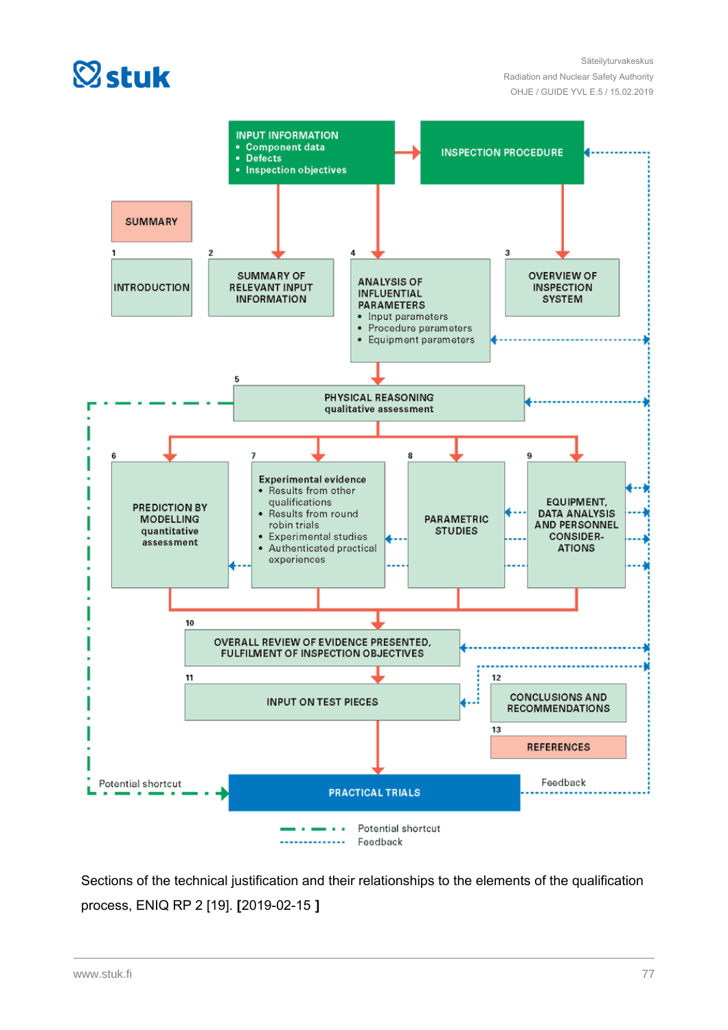INPUT INFORMATION
- Component data
- Defects
- Inspection objectives

INSPECTION PROCEDURE

SUMMARY

1 INTRODUCTION

2 SUMMARY OF RELEVANT INPUT INFORMATION

4 ANALYSIS OF INFLUENTIAL PARAMETERS
- Input parameters
- Procedure parameters
- Equipment parameters

3 OVERVIEW OF INSPECTION SYSTEM

5 PHYSICAL REASONING qualitative assessment

6 PREDICTION BY MODELLING quantitative assessment

7 Experimental evidence
- Results from other qualifications
- Results from round robin trials
- Experimental studies
- Authenticated practical experiences

8 PARAMETRIC STUDIES

9 EQUIPMENT, DATA ANALYSIS AND PERSONNEL CONSIDERATIONS

10 OVERALL REVIEW OF EVIDENCE PRESENTED, FULFILMENT OF INSPECTION OBJECTIVES

11 INPUT ON TEST PIECES

12 CONCLUSIONS AND RECOMMENDATIONS

13 REFERENCES

Potential shortcut

PRACTICAL TRIALS

Feedback

Potential shortcut
Feedback

Sections of the technical justification and their relationships to the elements of the qualification process, ENIQ RP 2 [19]. **[**2019-02-15 **]**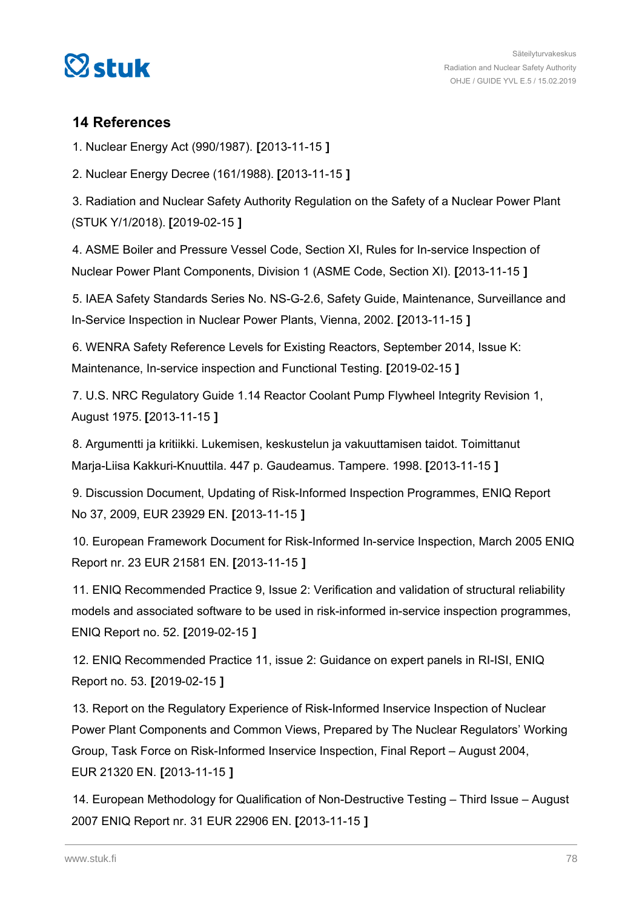## 14 References

1. Nuclear Energy Act (990/1987). **[**2013-11-15 **]**

2. Nuclear Energy Decree (161/1988). **[**2013-11-15 **]**

3. Radiation and Nuclear Safety Authority Regulation on the Safety of a Nuclear Power Plant (STUK Y/1/2018). **[**2019-02-15 **]**

4. ASME Boiler and Pressure Vessel Code, Section XI, Rules for In-service Inspection of Nuclear Power Plant Components, Division 1 (ASME Code, Section XI). **[**2013-11-15 **]**

5. IAEA Safety Standards Series No. NS-G-2.6, Safety Guide, Maintenance, Surveillance and In-Service Inspection in Nuclear Power Plants, Vienna, 2002. **[**2013-11-15 **]**

6. WENRA Safety Reference Levels for Existing Reactors, September 2014, Issue K: Maintenance, In-service inspection and Functional Testing. **[**2019-02-15 **]**

7. U.S. NRC Regulatory Guide 1.14 Reactor Coolant Pump Flywheel Integrity Revision 1, August 1975. **[**2013-11-15 **]**

8. Argumentti ja kritiikki. Lukemisen, keskustelun ja vakuuttamisen taidot. Toimittanut Marja-Liisa Kakkuri-Knuuttila. 447 p. Gaudeamus. Tampere. 1998. **[**2013-11-15 **]**

9. Discussion Document, Updating of Risk-Informed Inspection Programmes, ENIQ Report No 37, 2009, EUR 23929 EN. **[**2013-11-15 **]**

10. European Framework Document for Risk-Informed In-service Inspection, March 2005 ENIQ Report nr. 23 EUR 21581 EN. **[**2013-11-15 **]**

11. ENIQ Recommended Practice 9, Issue 2: Verification and validation of structural reliability models and associated software to be used in risk-informed in-service inspection programmes, ENIQ Report no. 52. **[**2019-02-15 **]**

12. ENIQ Recommended Practice 11, issue 2: Guidance on expert panels in RI-ISI, ENIQ Report no. 53. **[**2019-02-15 **]**

13. Report on the Regulatory Experience of Risk-Informed Inservice Inspection of Nuclear Power Plant Components and Common Views, Prepared by The Nuclear Regulators' Working Group, Task Force on Risk-Informed Inservice Inspection, Final Report – August 2004, EUR 21320 EN. **[**2013-11-15 **]**

14. European Methodology for Qualification of Non-Destructive Testing – Third Issue – August 2007 ENIQ Report nr. 31 EUR 22906 EN. **[**2013-11-15 **]**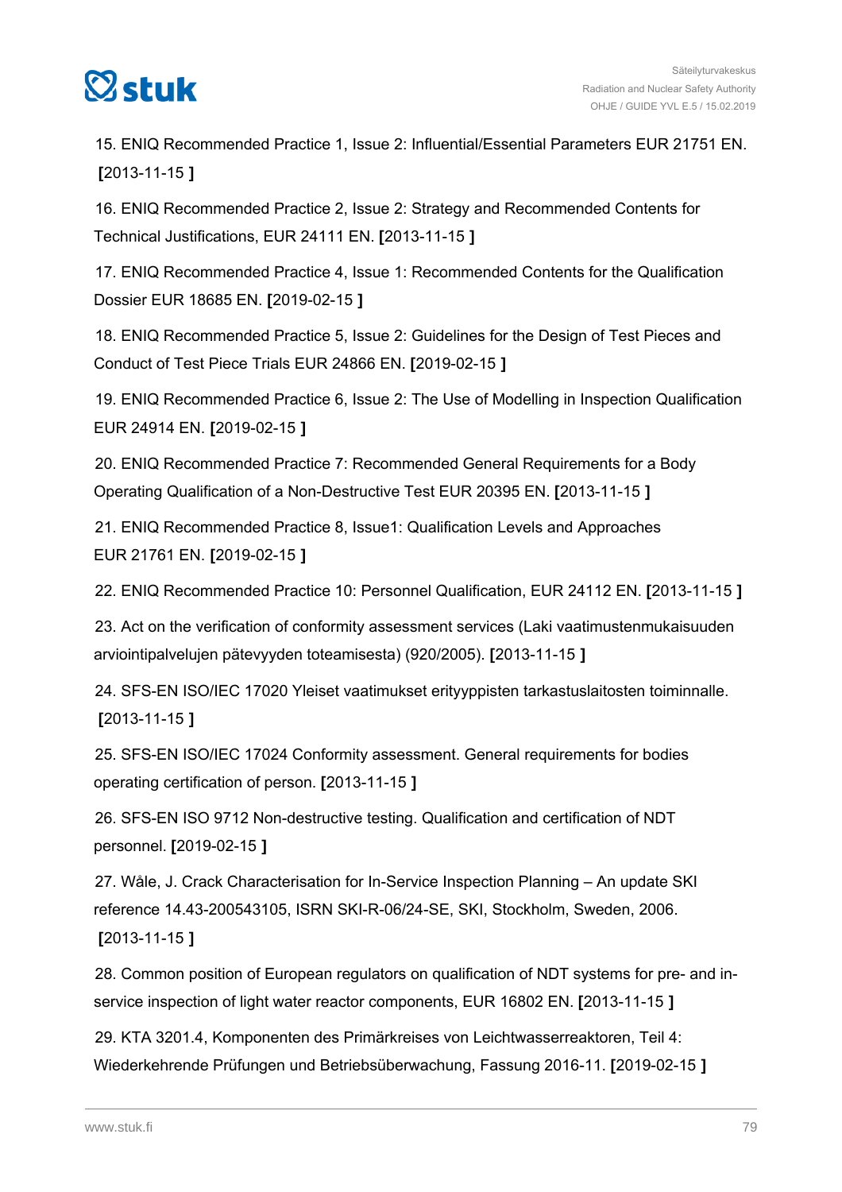15. ENIQ Recommended Practice 1, Issue 2: Influential/Essential Parameters EUR 21751 EN. [2013-11-15 ]

16. ENIQ Recommended Practice 2, Issue 2: Strategy and Recommended Contents for Technical Justifications, EUR 24111 EN. [2013-11-15 ]

17. ENIQ Recommended Practice 4, Issue 1: Recommended Contents for the Qualification Dossier EUR 18685 EN. [2019-02-15 ]

18. ENIQ Recommended Practice 5, Issue 2: Guidelines for the Design of Test Pieces and Conduct of Test Piece Trials EUR 24866 EN. [2019-02-15 ]

19. ENIQ Recommended Practice 6, Issue 2: The Use of Modelling in Inspection Qualification EUR 24914 EN. [2019-02-15 ]

20. ENIQ Recommended Practice 7: Recommended General Requirements for a Body Operating Qualification of a Non-Destructive Test EUR 20395 EN. [2013-11-15 ]

21. ENIQ Recommended Practice 8, Issue1: Qualification Levels and Approaches EUR 21761 EN. [2019-02-15 ]

22. ENIQ Recommended Practice 10: Personnel Qualification, EUR 24112 EN. [2013-11-15 ]

23. Act on the verification of conformity assessment services (Laki vaatimustenmukaisuuden arviointipalvelujen pätevyyden toteamisesta) (920/2005). [2013-11-15 ]

24. SFS-EN ISO/IEC 17020 Yleiset vaatimukset erityyppisten tarkastuslaitosten toiminnalle. [2013-11-15 ]

25. SFS-EN ISO/IEC 17024 Conformity assessment. General requirements for bodies operating certification of person. [2013-11-15 ]

26. SFS-EN ISO 9712 Non-destructive testing. Qualification and certification of NDT personnel. [2019-02-15 ]

27. Wåle, J. Crack Characterisation for In-Service Inspection Planning – An update SKI reference 14.43-200543105, ISRN SKI-R-06/24-SE, SKI, Stockholm, Sweden, 2006. [2013-11-15 ]

28. Common position of European regulators on qualification of NDT systems for pre- and in-service inspection of light water reactor components, EUR 16802 EN. [2013-11-15 ]

29. KTA 3201.4, Komponenten des Primärkreises von Leichtwasserreaktoren, Teil 4: Wiederkehrende Prüfungen und Betriebsüberwachung, Fassung 2016-11. [2019-02-15 ]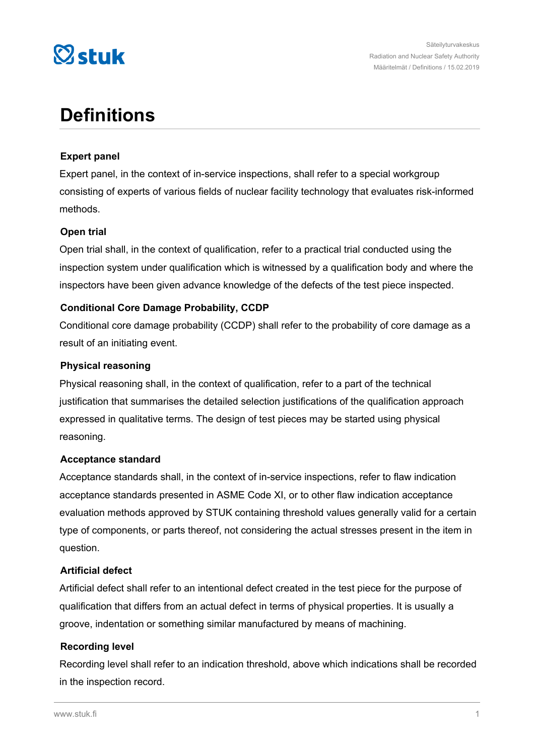# Definitions

### Expert panel

Expert panel, in the context of in-service inspections, shall refer to a special workgroup consisting of experts of various fields of nuclear facility technology that evaluates risk-informed methods.

### Open trial

Open trial shall, in the context of qualification, refer to a practical trial conducted using the inspection system under qualification which is witnessed by a qualification body and where the inspectors have been given advance knowledge of the defects of the test piece inspected.

### Conditional Core Damage Probability, CCDP

Conditional core damage probability (CCDP) shall refer to the probability of core damage as a result of an initiating event.

### Physical reasoning

Physical reasoning shall, in the context of qualification, refer to a part of the technical justification that summarises the detailed selection justifications of the qualification approach expressed in qualitative terms. The design of test pieces may be started using physical reasoning.

### Acceptance standard

Acceptance standards shall, in the context of in-service inspections, refer to flaw indication acceptance standards presented in ASME Code XI, or to other flaw indication acceptance evaluation methods approved by STUK containing threshold values generally valid for a certain type of components, or parts thereof, not considering the actual stresses present in the item in question.

### Artificial defect

Artificial defect shall refer to an intentional defect created in the test piece for the purpose of qualification that differs from an actual defect in terms of physical properties. It is usually a groove, indentation or something similar manufactured by means of machining.

### Recording level

Recording level shall refer to an indication threshold, above which indications shall be recorded in the inspection record.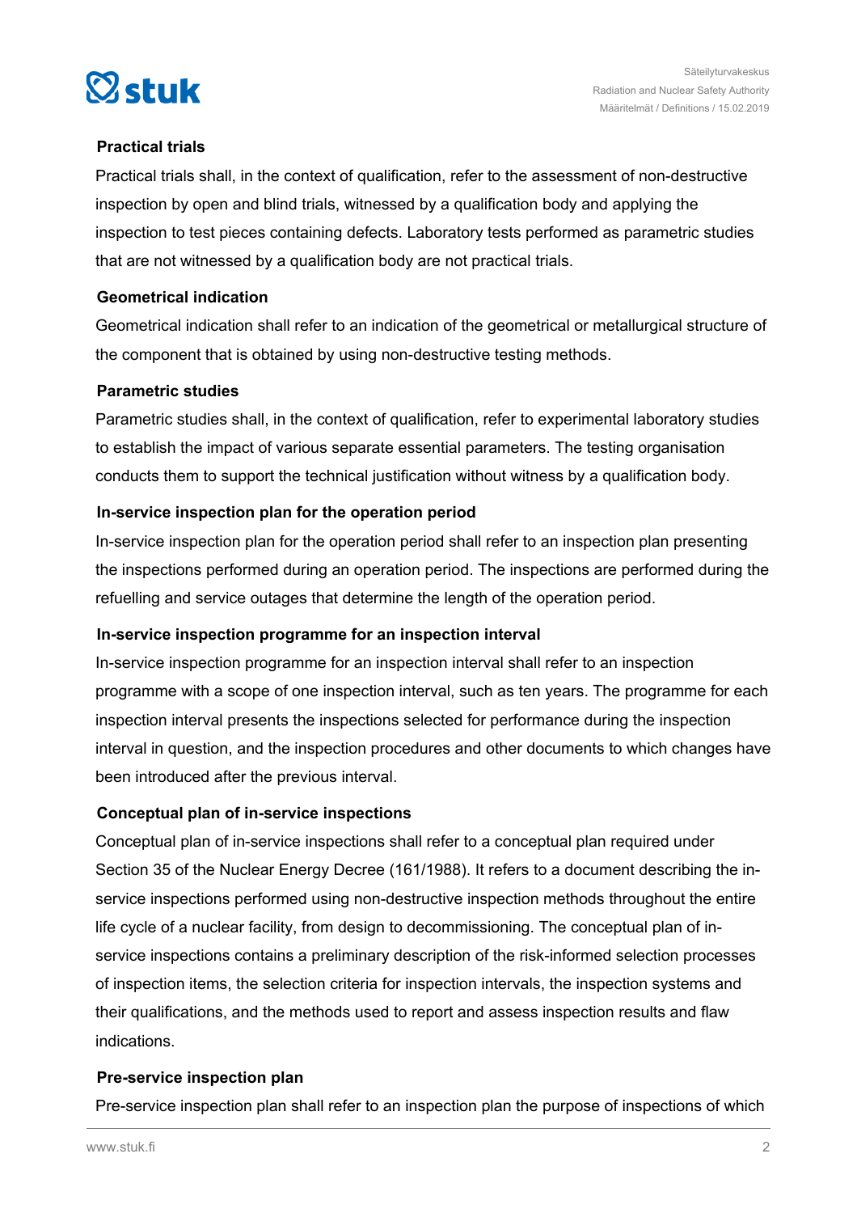### Practical trials

Practical trials shall, in the context of qualification, refer to the assessment of non-destructive inspection by open and blind trials, witnessed by a qualification body and applying the inspection to test pieces containing defects. Laboratory tests performed as parametric studies that are not witnessed by a qualification body are not practical trials.

### Geometrical indication

Geometrical indication shall refer to an indication of the geometrical or metallurgical structure of the component that is obtained by using non-destructive testing methods.

### Parametric studies

Parametric studies shall, in the context of qualification, refer to experimental laboratory studies to establish the impact of various separate essential parameters. The testing organisation conducts them to support the technical justification without witness by a qualification body.

### In-service inspection plan for the operation period

In-service inspection plan for the operation period shall refer to an inspection plan presenting the inspections performed during an operation period. The inspections are performed during the refuelling and service outages that determine the length of the operation period.

### In-service inspection programme for an inspection interval

In-service inspection programme for an inspection interval shall refer to an inspection programme with a scope of one inspection interval, such as ten years. The programme for each inspection interval presents the inspections selected for performance during the inspection interval in question, and the inspection procedures and other documents to which changes have been introduced after the previous interval.

### Conceptual plan of in-service inspections

Conceptual plan of in-service inspections shall refer to a conceptual plan required under Section 35 of the Nuclear Energy Decree (161/1988). It refers to a document describing the in-service inspections performed using non-destructive inspection methods throughout the entire life cycle of a nuclear facility, from design to decommissioning. The conceptual plan of in-service inspections contains a preliminary description of the risk-informed selection processes of inspection items, the selection criteria for inspection intervals, the inspection systems and their qualifications, and the methods used to report and assess inspection results and flaw indications.

### Pre-service inspection plan

Pre-service inspection plan shall refer to an inspection plan the purpose of inspections of which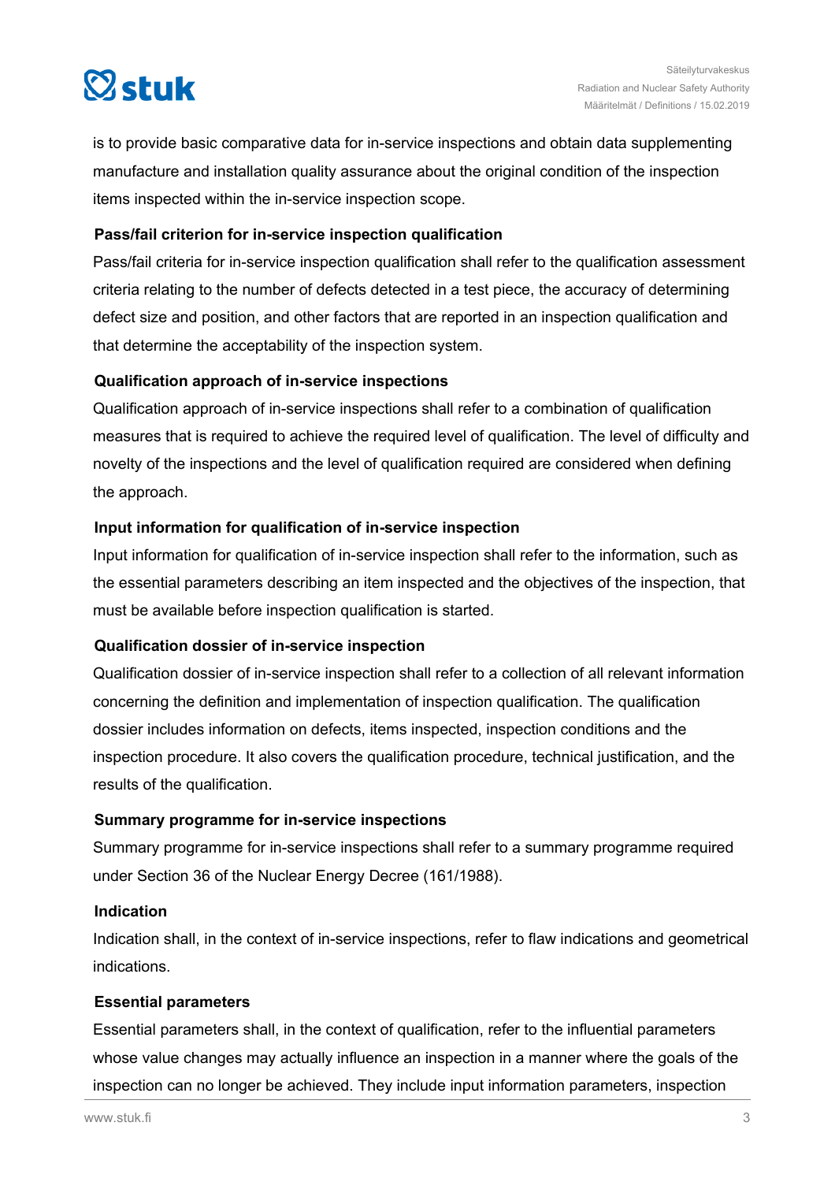is to provide basic comparative data for in-service inspections and obtain data supplementing manufacture and installation quality assurance about the original condition of the inspection items inspected within the in-service inspection scope.

**Pass/fail criterion for in-service inspection qualification**

Pass/fail criteria for in-service inspection qualification shall refer to the qualification assessment criteria relating to the number of defects detected in a test piece, the accuracy of determining defect size and position, and other factors that are reported in an inspection qualification and that determine the acceptability of the inspection system.

**Qualification approach of in-service inspections**

Qualification approach of in-service inspections shall refer to a combination of qualification measures that is required to achieve the required level of qualification. The level of difficulty and novelty of the inspections and the level of qualification required are considered when defining the approach.

**Input information for qualification of in-service inspection**

Input information for qualification of in-service inspection shall refer to the information, such as the essential parameters describing an item inspected and the objectives of the inspection, that must be available before inspection qualification is started.

**Qualification dossier of in-service inspection**

Qualification dossier of in-service inspection shall refer to a collection of all relevant information concerning the definition and implementation of inspection qualification. The qualification dossier includes information on defects, items inspected, inspection conditions and the inspection procedure. It also covers the qualification procedure, technical justification, and the results of the qualification.

**Summary programme for in-service inspections**

Summary programme for in-service inspections shall refer to a summary programme required under Section 36 of the Nuclear Energy Decree (161/1988).

**Indication**

Indication shall, in the context of in-service inspections, refer to flaw indications and geometrical indications.

**Essential parameters**

Essential parameters shall, in the context of qualification, refer to the influential parameters whose value changes may actually influence an inspection in a manner where the goals of the inspection can no longer be achieved. They include input information parameters, inspection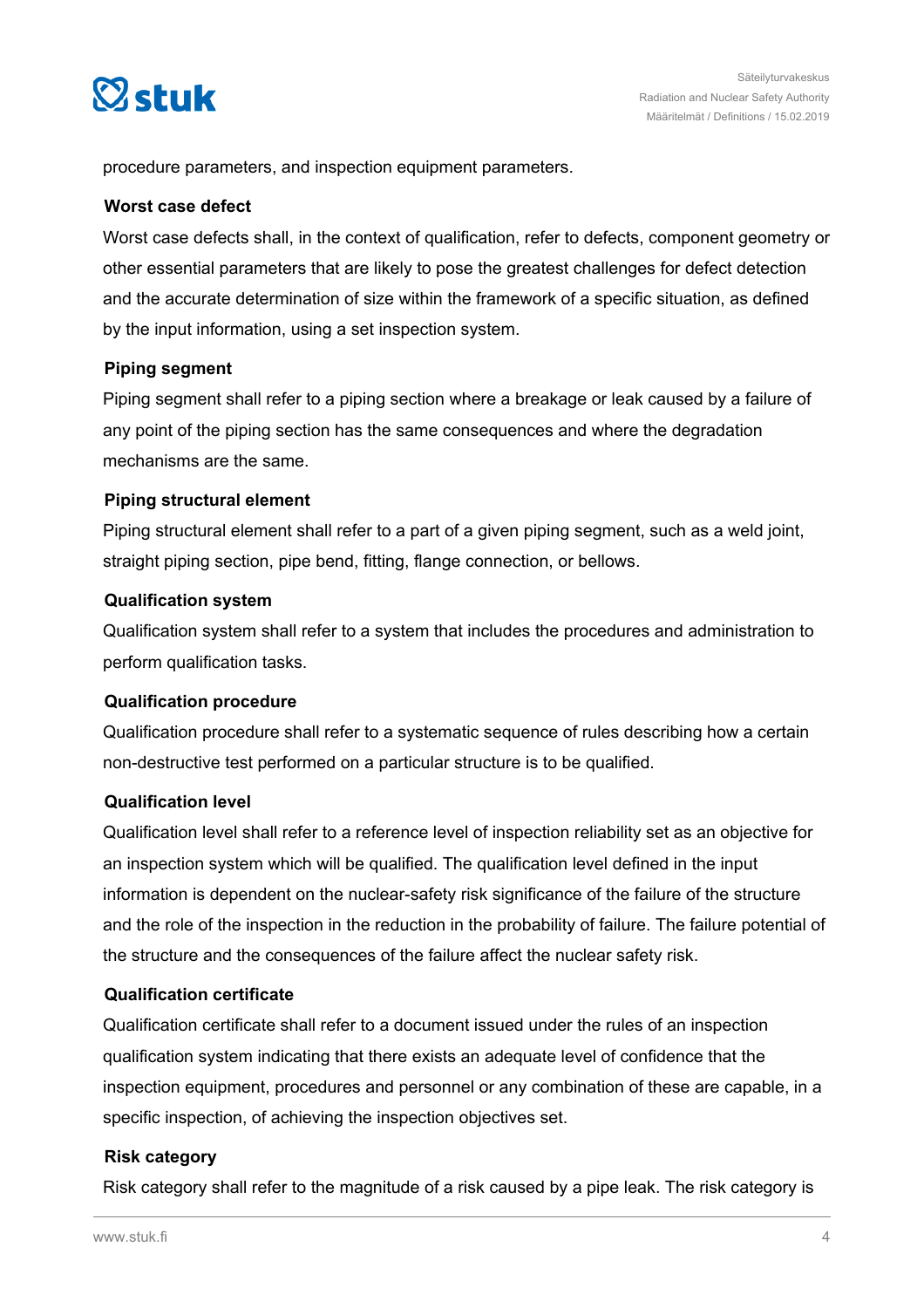procedure parameters, and inspection equipment parameters.

### Worst case defect

Worst case defects shall, in the context of qualification, refer to defects, component geometry or other essential parameters that are likely to pose the greatest challenges for defect detection and the accurate determination of size within the framework of a specific situation, as defined by the input information, using a set inspection system.

### Piping segment

Piping segment shall refer to a piping section where a breakage or leak caused by a failure of any point of the piping section has the same consequences and where the degradation mechanisms are the same.

### Piping structural element

Piping structural element shall refer to a part of a given piping segment, such as a weld joint, straight piping section, pipe bend, fitting, flange connection, or bellows.

### Qualification system

Qualification system shall refer to a system that includes the procedures and administration to perform qualification tasks.

### Qualification procedure

Qualification procedure shall refer to a systematic sequence of rules describing how a certain non-destructive test performed on a particular structure is to be qualified.

### Qualification level

Qualification level shall refer to a reference level of inspection reliability set as an objective for an inspection system which will be qualified. The qualification level defined in the input information is dependent on the nuclear-safety risk significance of the failure of the structure and the role of the inspection in the reduction in the probability of failure. The failure potential of the structure and the consequences of the failure affect the nuclear safety risk.

### Qualification certificate

Qualification certificate shall refer to a document issued under the rules of an inspection qualification system indicating that there exists an adequate level of confidence that the inspection equipment, procedures and personnel or any combination of these are capable, in a specific inspection, of achieving the inspection objectives set.

### Risk category

Risk category shall refer to the magnitude of a risk caused by a pipe leak. The risk category is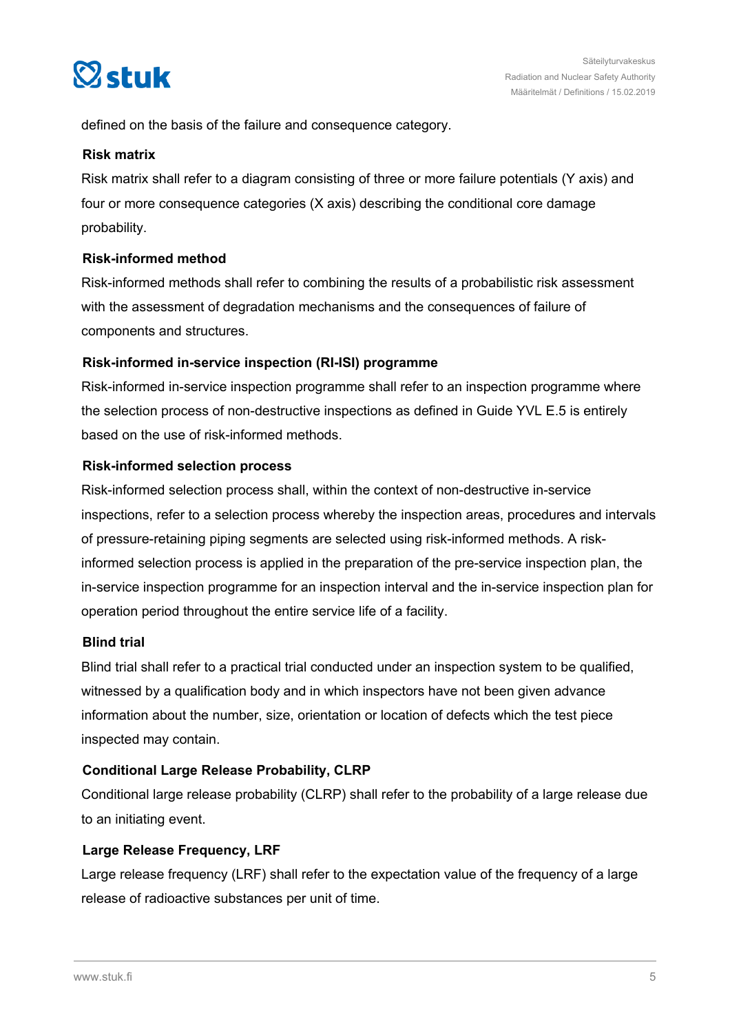defined on the basis of the failure and consequence category.

**Risk matrix**

Risk matrix shall refer to a diagram consisting of three or more failure potentials (Y axis) and four or more consequence categories (X axis) describing the conditional core damage probability.

**Risk-informed method**

Risk-informed methods shall refer to combining the results of a probabilistic risk assessment with the assessment of degradation mechanisms and the consequences of failure of components and structures.

**Risk-informed in-service inspection (RI-ISI) programme**

Risk-informed in-service inspection programme shall refer to an inspection programme where the selection process of non-destructive inspections as defined in Guide YVL E.5 is entirely based on the use of risk-informed methods.

**Risk-informed selection process**

Risk-informed selection process shall, within the context of non-destructive in-service inspections, refer to a selection process whereby the inspection areas, procedures and intervals of pressure-retaining piping segments are selected using risk-informed methods. A risk-informed selection process is applied in the preparation of the pre-service inspection plan, the in-service inspection programme for an inspection interval and the in-service inspection plan for operation period throughout the entire service life of a facility.

**Blind trial**

Blind trial shall refer to a practical trial conducted under an inspection system to be qualified, witnessed by a qualification body and in which inspectors have not been given advance information about the number, size, orientation or location of defects which the test piece inspected may contain.

**Conditional Large Release Probability, CLRP**

Conditional large release probability (CLRP) shall refer to the probability of a large release due to an initiating event.

**Large Release Frequency, LRF**

Large release frequency (LRF) shall refer to the expectation value of the frequency of a large release of radioactive substances per unit of time.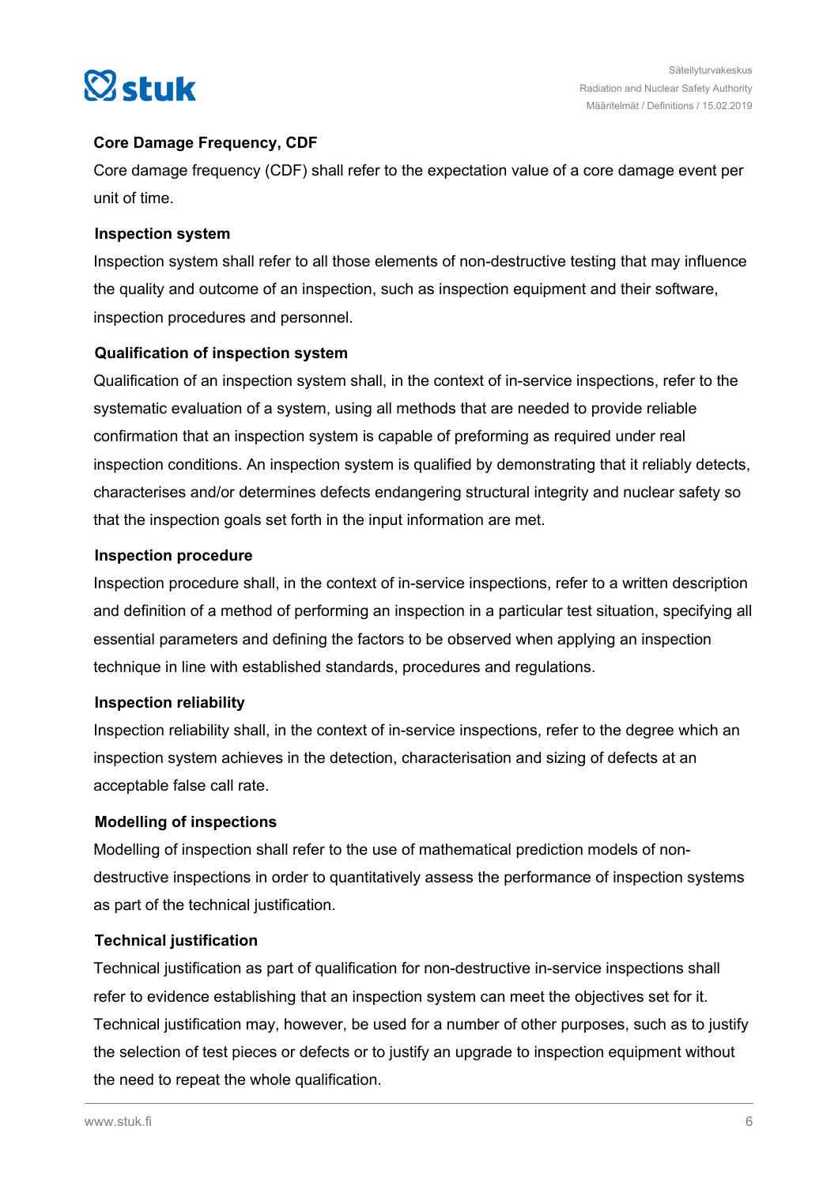**Core Damage Frequency, CDF**

Core damage frequency (CDF) shall refer to the expectation value of a core damage event per unit of time.

**Inspection system**

Inspection system shall refer to all those elements of non-destructive testing that may influence the quality and outcome of an inspection, such as inspection equipment and their software, inspection procedures and personnel.

**Qualification of inspection system**

Qualification of an inspection system shall, in the context of in-service inspections, refer to the systematic evaluation of a system, using all methods that are needed to provide reliable confirmation that an inspection system is capable of preforming as required under real inspection conditions. An inspection system is qualified by demonstrating that it reliably detects, characterises and/or determines defects endangering structural integrity and nuclear safety so that the inspection goals set forth in the input information are met.

**Inspection procedure**

Inspection procedure shall, in the context of in-service inspections, refer to a written description and definition of a method of performing an inspection in a particular test situation, specifying all essential parameters and defining the factors to be observed when applying an inspection technique in line with established standards, procedures and regulations.

**Inspection reliability**

Inspection reliability shall, in the context of in-service inspections, refer to the degree which an inspection system achieves in the detection, characterisation and sizing of defects at an acceptable false call rate.

**Modelling of inspections**

Modelling of inspection shall refer to the use of mathematical prediction models of non-destructive inspections in order to quantitatively assess the performance of inspection systems as part of the technical justification.

**Technical justification**

Technical justification as part of qualification for non-destructive in-service inspections shall refer to evidence establishing that an inspection system can meet the objectives set for it. Technical justification may, however, be used for a number of other purposes, such as to justify the selection of test pieces or defects or to justify an upgrade to inspection equipment without the need to repeat the whole qualification.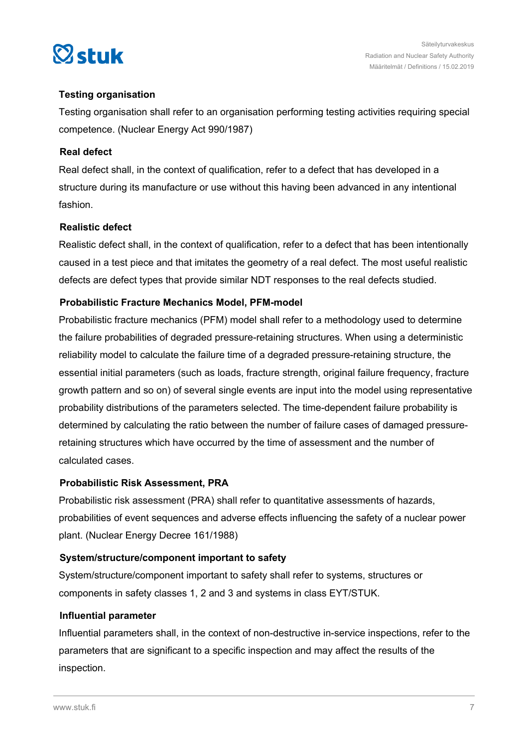**Testing organisation**

Testing organisation shall refer to an organisation performing testing activities requiring special competence. (Nuclear Energy Act 990/1987)

**Real defect**

Real defect shall, in the context of qualification, refer to a defect that has developed in a structure during its manufacture or use without this having been advanced in any intentional fashion.

**Realistic defect**

Realistic defect shall, in the context of qualification, refer to a defect that has been intentionally caused in a test piece and that imitates the geometry of a real defect. The most useful realistic defects are defect types that provide similar NDT responses to the real defects studied.

**Probabilistic Fracture Mechanics Model, PFM-model**

Probabilistic fracture mechanics (PFM) model shall refer to a methodology used to determine the failure probabilities of degraded pressure-retaining structures. When using a deterministic reliability model to calculate the failure time of a degraded pressure-retaining structure, the essential initial parameters (such as loads, fracture strength, original failure frequency, fracture growth pattern and so on) of several single events are input into the model using representative probability distributions of the parameters selected. The time-dependent failure probability is determined by calculating the ratio between the number of failure cases of damaged pressure-retaining structures which have occurred by the time of assessment and the number of calculated cases.

**Probabilistic Risk Assessment, PRA**

Probabilistic risk assessment (PRA) shall refer to quantitative assessments of hazards, probabilities of event sequences and adverse effects influencing the safety of a nuclear power plant. (Nuclear Energy Decree 161/1988)

**System/structure/component important to safety**

System/structure/component important to safety shall refer to systems, structures or components in safety classes 1, 2 and 3 and systems in class EYT/STUK.

**Influential parameter**

Influential parameters shall, in the context of non-destructive in-service inspections, refer to the parameters that are significant to a specific inspection and may affect the results of the inspection.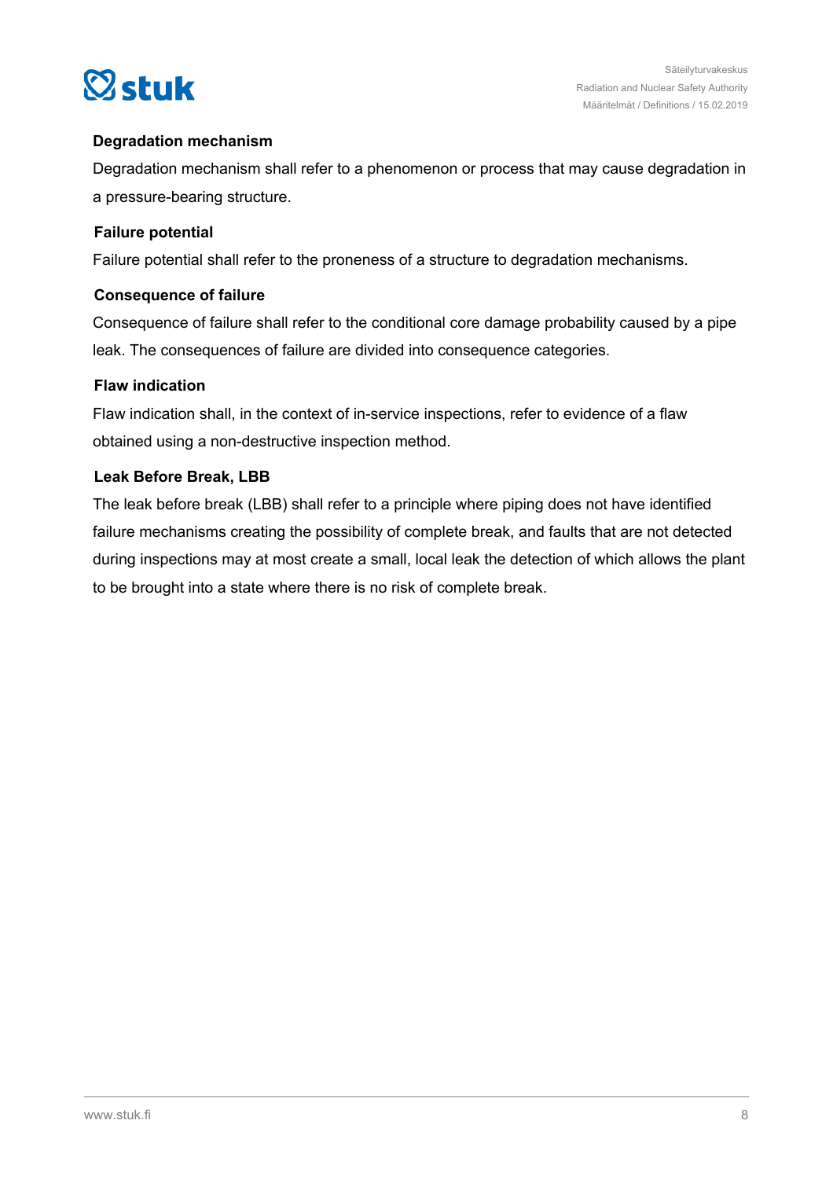**Degradation mechanism**

Degradation mechanism shall refer to a phenomenon or process that may cause degradation in a pressure-bearing structure.

**Failure potential**

Failure potential shall refer to the proneness of a structure to degradation mechanisms.

**Consequence of failure**

Consequence of failure shall refer to the conditional core damage probability caused by a pipe leak. The consequences of failure are divided into consequence categories.

**Flaw indication**

Flaw indication shall, in the context of in-service inspections, refer to evidence of a flaw obtained using a non-destructive inspection method.

**Leak Before Break, LBB**

The leak before break (LBB) shall refer to a principle where piping does not have identified failure mechanisms creating the possibility of complete break, and faults that are not detected during inspections may at most create a small, local leak the detection of which allows the plant to be brought into a state where there is no risk of complete break.